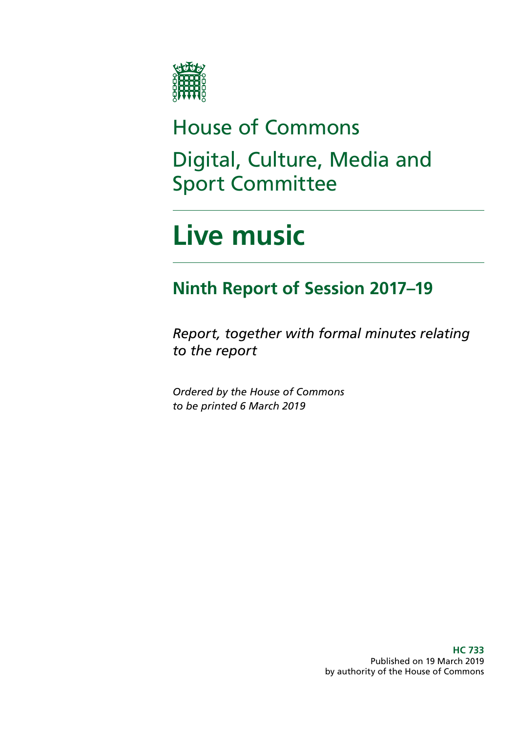# House of Commons

# Digital, Culture, Media and Sport Committee

# Live music

## Ninth Report of Session 2017–19

*Report, together with formal minutes relating to the report*

*Ordered by the House of Commons to be printed 6 March 2019*

**HC 733**
Published on 19 March 2019
by authority of the House of Commons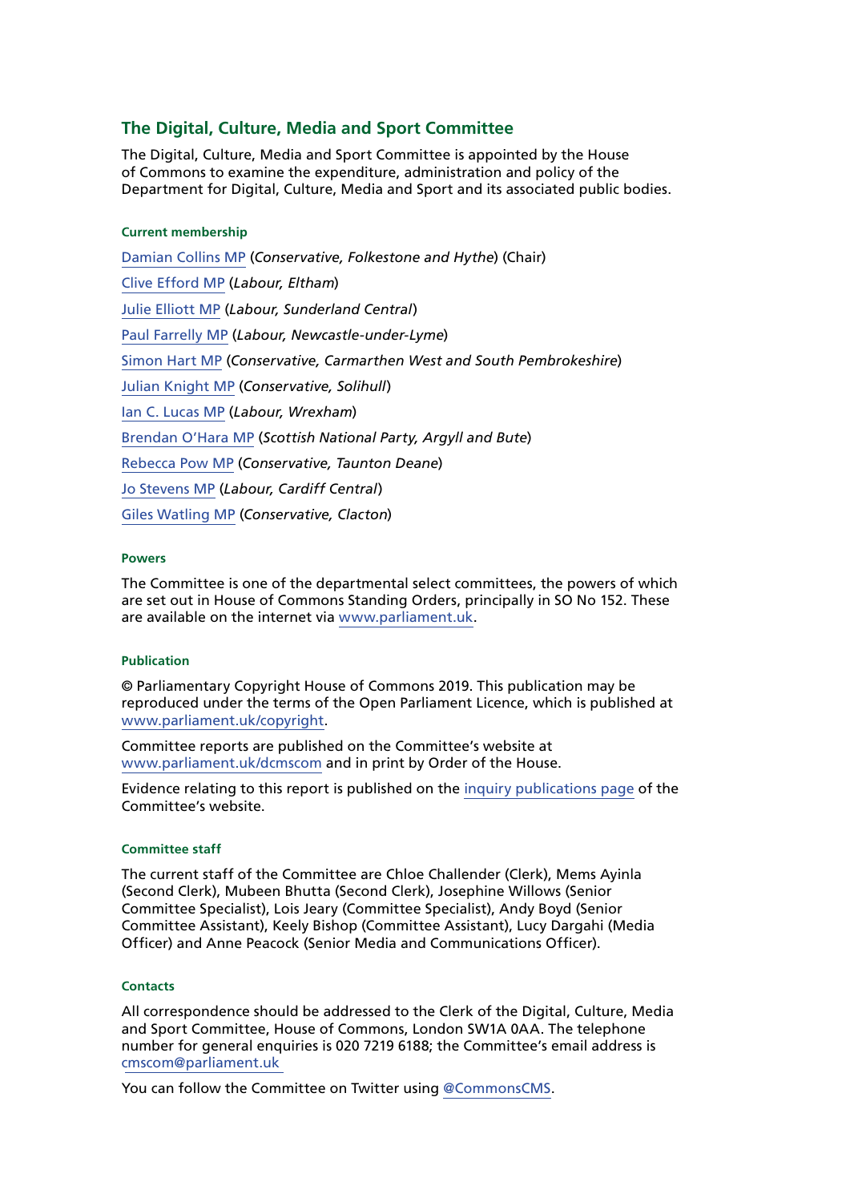## The Digital, Culture, Media and Sport Committee

The Digital, Culture, Media and Sport Committee is appointed by the House of Commons to examine the expenditure, administration and policy of the Department for Digital, Culture, Media and Sport and its associated public bodies.

#### Current membership

Damian Collins MP (*Conservative, Folkestone and Hythe*) (Chair)

Clive Efford MP (*Labour, Eltham*)

Julie Elliott MP (*Labour, Sunderland Central*)

Paul Farrelly MP (*Labour, Newcastle-under-Lyme*)

Simon Hart MP (*Conservative, Carmarthen West and South Pembrokeshire*)

Julian Knight MP (*Conservative, Solihull*)

Ian C. Lucas MP (*Labour, Wrexham*)

Brendan O'Hara MP (*Scottish National Party, Argyll and Bute*)

Rebecca Pow MP (*Conservative, Taunton Deane*)

Jo Stevens MP (*Labour, Cardiff Central*)

Giles Watling MP (*Conservative, Clacton*)

#### Powers

The Committee is one of the departmental select committees, the powers of which are set out in House of Commons Standing Orders, principally in SO No 152. These are available on the internet via www.parliament.uk.

#### Publication

© Parliamentary Copyright House of Commons 2019. This publication may be reproduced under the terms of the Open Parliament Licence, which is published at www.parliament.uk/copyright.

Committee reports are published on the Committee's website at www.parliament.uk/dcmscom and in print by Order of the House.

Evidence relating to this report is published on the inquiry publications page of the Committee's website.

#### Committee staff

The current staff of the Committee are Chloe Challender (Clerk), Mems Ayinla (Second Clerk), Mubeen Bhutta (Second Clerk), Josephine Willows (Senior Committee Specialist), Lois Jeary (Committee Specialist), Andy Boyd (Senior Committee Assistant), Keely Bishop (Committee Assistant), Lucy Dargahi (Media Officer) and Anne Peacock (Senior Media and Communications Officer).

#### Contacts

All correspondence should be addressed to the Clerk of the Digital, Culture, Media and Sport Committee, House of Commons, London SW1A 0AA. The telephone number for general enquiries is 020 7219 6188; the Committee's email address is cmscom@parliament.uk

You can follow the Committee on Twitter using @CommonsCMS.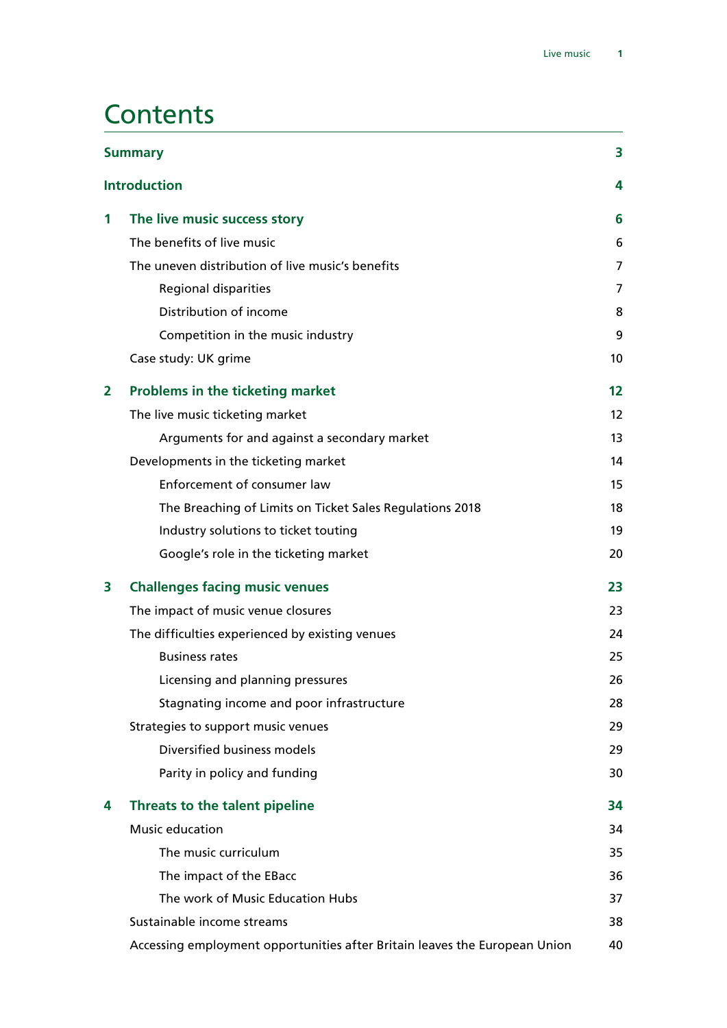# Contents

| | | |
|---|---|---|
| **Summary** | | **3** |
| **Introduction** | | **4** |
| **1** | **The live music success story** | **6** |
| | The benefits of live music | 6 |
| | The uneven distribution of live music's benefits | 7 |
| | Regional disparities | 7 |
| | Distribution of income | 8 |
| | Competition in the music industry | 9 |
| | Case study: UK grime | 10 |
| **2** | **Problems in the ticketing market** | **12** |
| | The live music ticketing market | 12 |
| | Arguments for and against a secondary market | 13 |
| | Developments in the ticketing market | 14 |
| | Enforcement of consumer law | 15 |
| | The Breaching of Limits on Ticket Sales Regulations 2018 | 18 |
| | Industry solutions to ticket touting | 19 |
| | Google's role in the ticketing market | 20 |
| **3** | **Challenges facing music venues** | **23** |
| | The impact of music venue closures | 23 |
| | The difficulties experienced by existing venues | 24 |
| | Business rates | 25 |
| | Licensing and planning pressures | 26 |
| | Stagnating income and poor infrastructure | 28 |
| | Strategies to support music venues | 29 |
| | Diversified business models | 29 |
| | Parity in policy and funding | 30 |
| **4** | **Threats to the talent pipeline** | **34** |
| | Music education | 34 |
| | The music curriculum | 35 |
| | The impact of the EBacc | 36 |
| | The work of Music Education Hubs | 37 |
| | Sustainable income streams | 38 |
| | Accessing employment opportunities after Britain leaves the European Union | 40 |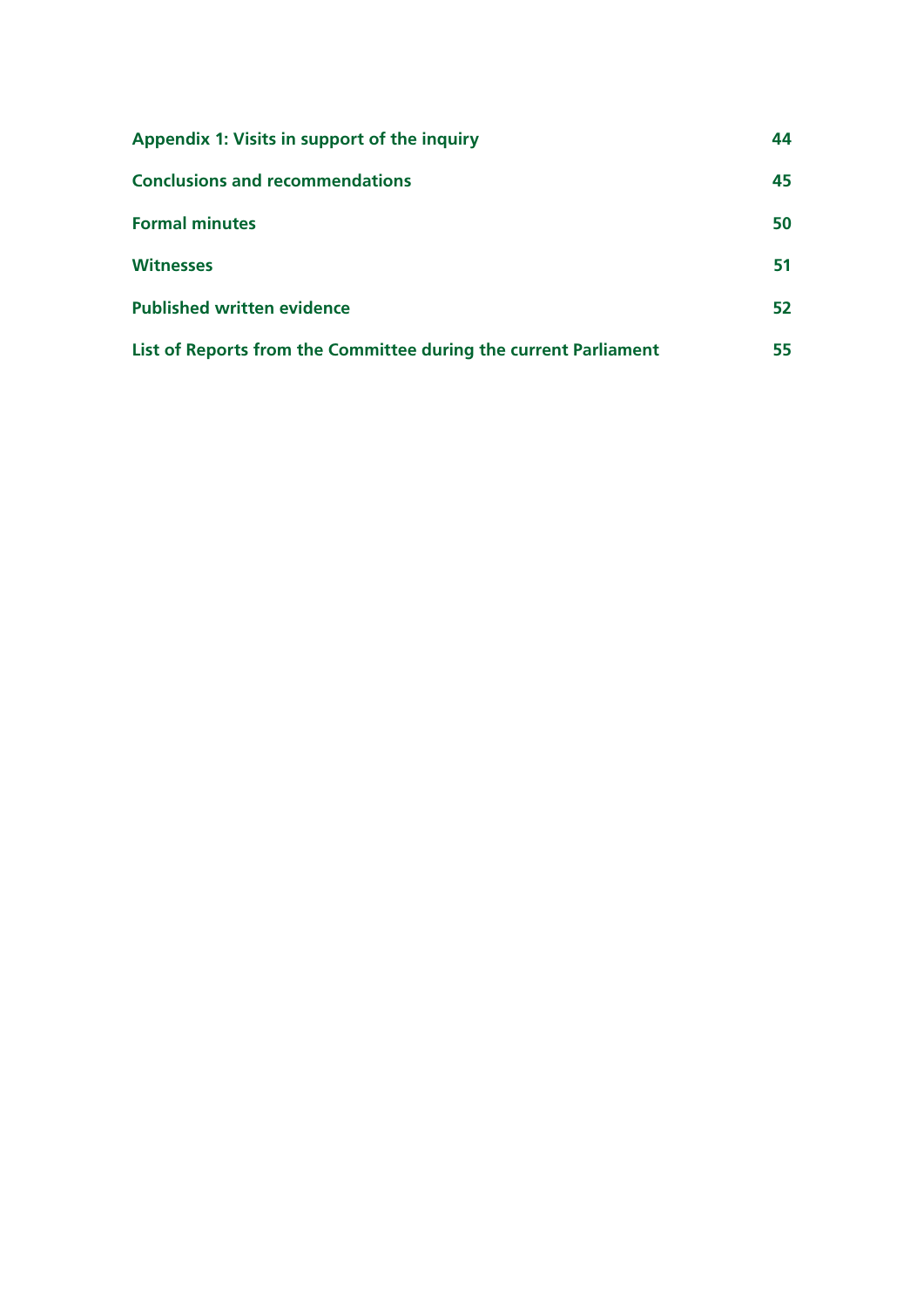| | |
|---|---|
| **Appendix 1: Visits in support of the inquiry** | **44** |
| **Conclusions and recommendations** | **45** |
| **Formal minutes** | **50** |
| **Witnesses** | **51** |
| **Published written evidence** | **52** |
| **List of Reports from the Committee during the current Parliament** | **55** |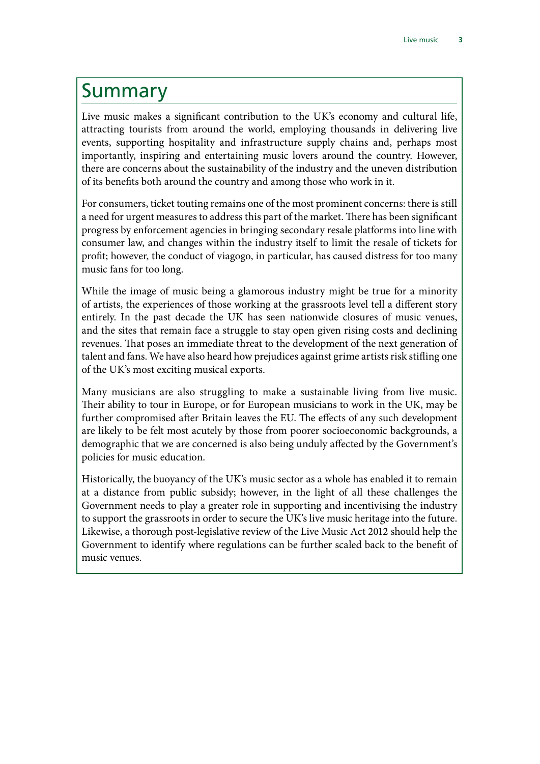# Summary

Live music makes a significant contribution to the UK's economy and cultural life, attracting tourists from around the world, employing thousands in delivering live events, supporting hospitality and infrastructure supply chains and, perhaps most importantly, inspiring and entertaining music lovers around the country. However, there are concerns about the sustainability of the industry and the uneven distribution of its benefits both around the country and among those who work in it.

For consumers, ticket touting remains one of the most prominent concerns: there is still a need for urgent measures to address this part of the market. There has been significant progress by enforcement agencies in bringing secondary resale platforms into line with consumer law, and changes within the industry itself to limit the resale of tickets for profit; however, the conduct of viagogo, in particular, has caused distress for too many music fans for too long.

While the image of music being a glamorous industry might be true for a minority of artists, the experiences of those working at the grassroots level tell a different story entirely. In the past decade the UK has seen nationwide closures of music venues, and the sites that remain face a struggle to stay open given rising costs and declining revenues. That poses an immediate threat to the development of the next generation of talent and fans. We have also heard how prejudices against grime artists risk stifling one of the UK's most exciting musical exports.

Many musicians are also struggling to make a sustainable living from live music. Their ability to tour in Europe, or for European musicians to work in the UK, may be further compromised after Britain leaves the EU. The effects of any such development are likely to be felt most acutely by those from poorer socioeconomic backgrounds, a demographic that we are concerned is also being unduly affected by the Government's policies for music education.

Historically, the buoyancy of the UK's music sector as a whole has enabled it to remain at a distance from public subsidy; however, in the light of all these challenges the Government needs to play a greater role in supporting and incentivising the industry to support the grassroots in order to secure the UK's live music heritage into the future. Likewise, a thorough post-legislative review of the Live Music Act 2012 should help the Government to identify where regulations can be further scaled back to the benefit of music venues.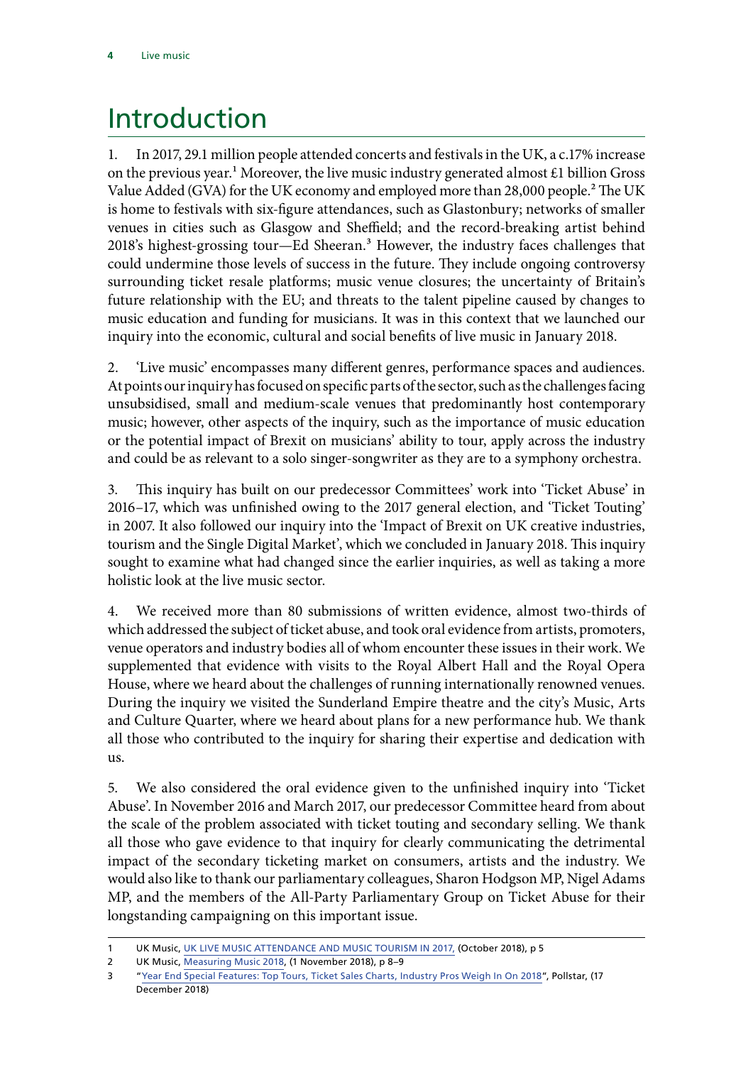# Introduction

1. In 2017, 29.1 million people attended concerts and festivals in the UK, a c.17% increase on the previous year.[1] Moreover, the live music industry generated almost £1 billion Gross Value Added (GVA) for the UK economy and employed more than 28,000 people.[2] The UK is home to festivals with six-figure attendances, such as Glastonbury; networks of smaller venues in cities such as Glasgow and Sheffield; and the record-breaking artist behind 2018's highest-grossing tour—Ed Sheeran.[3] However, the industry faces challenges that could undermine those levels of success in the future. They include ongoing controversy surrounding ticket resale platforms; music venue closures; the uncertainty of Britain's future relationship with the EU; and threats to the talent pipeline caused by changes to music education and funding for musicians. It was in this context that we launched our inquiry into the economic, cultural and social benefits of live music in January 2018.

2. 'Live music' encompasses many different genres, performance spaces and audiences. At points our inquiry has focused on specific parts of the sector, such as the challenges facing unsubsidised, small and medium-scale venues that predominantly host contemporary music; however, other aspects of the inquiry, such as the importance of music education or the potential impact of Brexit on musicians' ability to tour, apply across the industry and could be as relevant to a solo singer-songwriter as they are to a symphony orchestra.

3. This inquiry has built on our predecessor Committees' work into 'Ticket Abuse' in 2016–17, which was unfinished owing to the 2017 general election, and 'Ticket Touting' in 2007. It also followed our inquiry into the 'Impact of Brexit on UK creative industries, tourism and the Single Digital Market', which we concluded in January 2018. This inquiry sought to examine what had changed since the earlier inquiries, as well as taking a more holistic look at the live music sector.

4. We received more than 80 submissions of written evidence, almost two-thirds of which addressed the subject of ticket abuse, and took oral evidence from artists, promoters, venue operators and industry bodies all of whom encounter these issues in their work. We supplemented that evidence with visits to the Royal Albert Hall and the Royal Opera House, where we heard about the challenges of running internationally renowned venues. During the inquiry we visited the Sunderland Empire theatre and the city's Music, Arts and Culture Quarter, where we heard about plans for a new performance hub. We thank all those who contributed to the inquiry for sharing their expertise and dedication with us.

5. We also considered the oral evidence given to the unfinished inquiry into 'Ticket Abuse'. In November 2016 and March 2017, our predecessor Committee heard from about the scale of the problem associated with ticket touting and secondary selling. We thank all those who gave evidence to that inquiry for clearly communicating the detrimental impact of the secondary ticketing market on consumers, artists and the industry. We would also like to thank our parliamentary colleagues, Sharon Hodgson MP, Nigel Adams MP, and the members of the All-Party Parliamentary Group on Ticket Abuse for their longstanding campaigning on this important issue.

---

1 UK Music, UK LIVE MUSIC ATTENDANCE AND MUSIC TOURISM IN 2017, (October 2018), p 5

2 UK Music, Measuring Music 2018, (1 November 2018), p 8–9

3 "Year End Special Features: Top Tours, Ticket Sales Charts, Industry Pros Weigh In On 2018", Pollstar, (17 December 2018)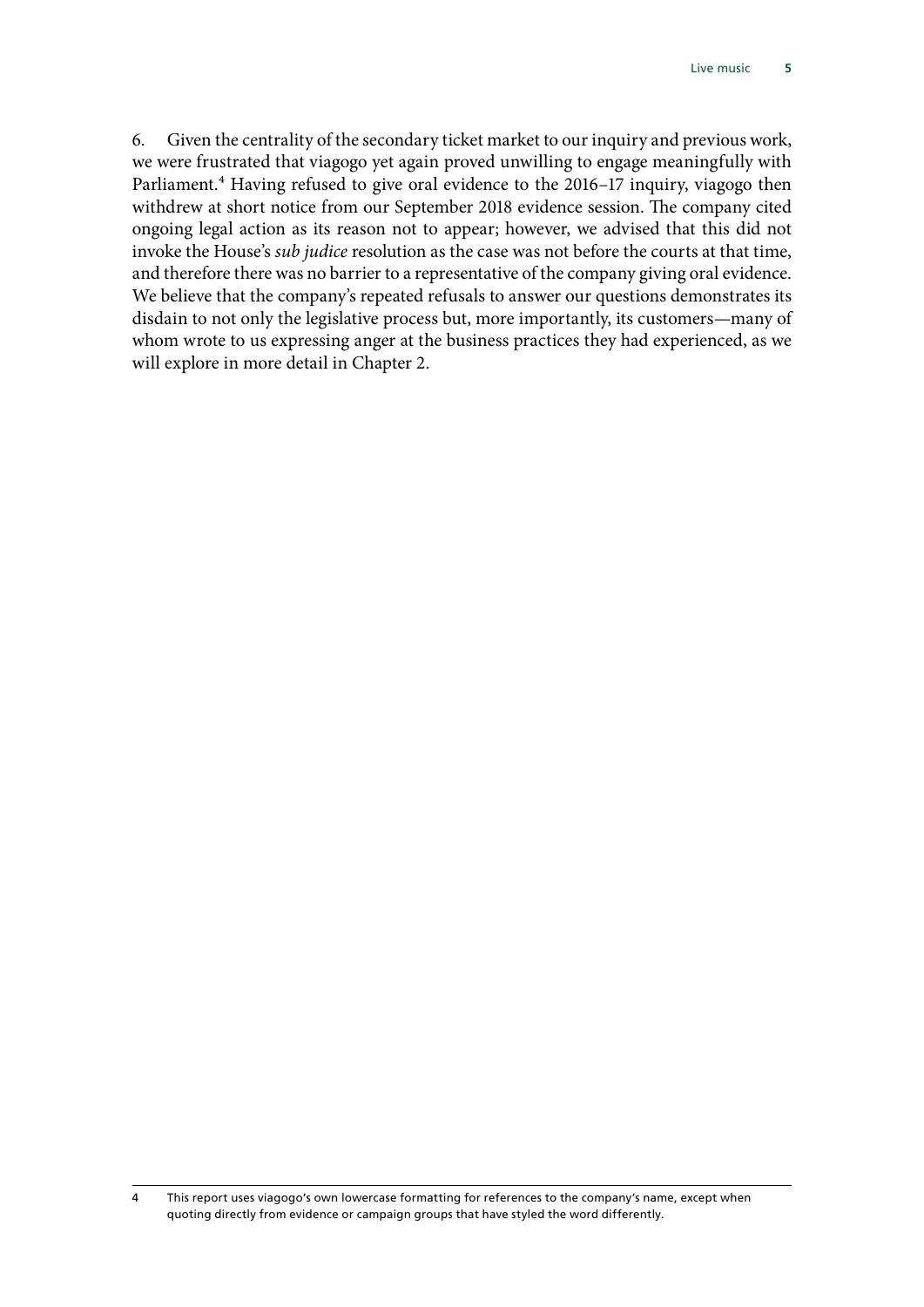6. Given the centrality of the secondary ticket market to our inquiry and previous work, we were frustrated that viagogo yet again proved unwilling to engage meaningfully with Parliament.[4] Having refused to give oral evidence to the 2016–17 inquiry, viagogo then withdrew at short notice from our September 2018 evidence session. The company cited ongoing legal action as its reason not to appear; however, we advised that this did not invoke the House's *sub judice* resolution as the case was not before the courts at that time, and therefore there was no barrier to a representative of the company giving oral evidence. We believe that the company's repeated refusals to answer our questions demonstrates its disdain to not only the legislative process but, more importantly, its customers—many of whom wrote to us expressing anger at the business practices they had experienced, as we will explore in more detail in Chapter 2.

4 This report uses viagogo's own lowercase formatting for references to the company's name, except when quoting directly from evidence or campaign groups that have styled the word differently.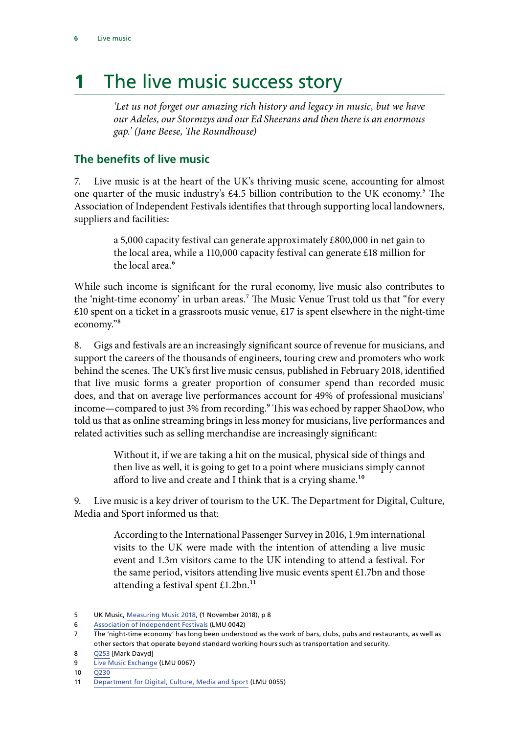# 1 The live music success story

*'Let us not forget our amazing rich history and legacy in music, but we have our Adeles, our Stormzys and our Ed Sheerans and then there is an enormous gap.' (Jane Beese, The Roundhouse)*

## The benefits of live music

7. Live music is at the heart of the UK's thriving music scene, accounting for almost one quarter of the music industry's £4.5 billion contribution to the UK economy.[5] The Association of Independent Festivals identifies that through supporting local landowners, suppliers and facilities:

> a 5,000 capacity festival can generate approximately £800,000 in net gain to the local area, while a 110,000 capacity festival can generate £18 million for the local area.[6]

While such income is significant for the rural economy, live music also contributes to the 'night-time economy' in urban areas.[7] The Music Venue Trust told us that "for every £10 spent on a ticket in a grassroots music venue, £17 is spent elsewhere in the night-time economy."[8]

8. Gigs and festivals are an increasingly significant source of revenue for musicians, and support the careers of the thousands of engineers, touring crew and promoters who work behind the scenes. The UK's first live music census, published in February 2018, identified that live music forms a greater proportion of consumer spend than recorded music does, and that on average live performances account for 49% of professional musicians' income—compared to just 3% from recording.[9] This was echoed by rapper ShaoDow, who told us that as online streaming brings in less money for musicians, live performances and related activities such as selling merchandise are increasingly significant:

> Without it, if we are taking a hit on the musical, physical side of things and then live as well, it is going to get to a point where musicians simply cannot afford to live and create and I think that is a crying shame.[10]

9. Live music is a key driver of tourism to the UK. The Department for Digital, Culture, Media and Sport informed us that:

> According to the International Passenger Survey in 2016, 1.9m international visits to the UK were made with the intention of attending a live music event and 1.3m visitors came to the UK intending to attend a festival. For the same period, visitors attending live music events spent £1.7bn and those attending a festival spent £1.2bn.[11]

---

5 UK Music, Measuring Music 2018, (1 November 2018), p 8

6 Association of Independent Festivals (LMU 0042)

7 The 'night-time economy' has long been understood as the work of bars, clubs, pubs and restaurants, as well as other sectors that operate beyond standard working hours such as transportation and security.

8 Q253 [Mark Davyd]

9 Live Music Exchange (LMU 0067)

10 Q230

11 Department for Digital, Culture, Media and Sport (LMU 0055)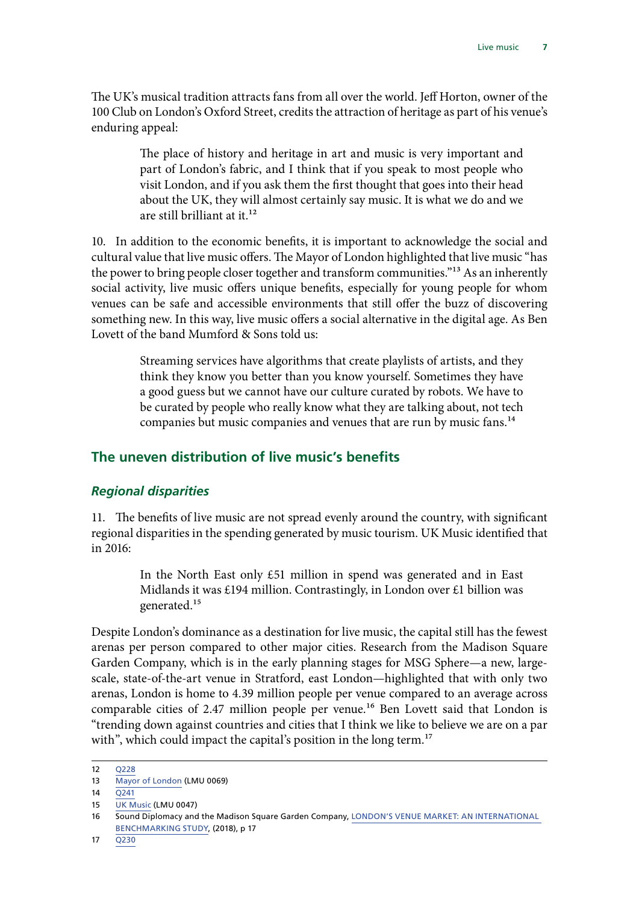The UK's musical tradition attracts fans from all over the world. Jeff Horton, owner of the 100 Club on London's Oxford Street, credits the attraction of heritage as part of his venue's enduring appeal:

> The place of history and heritage in art and music is very important and part of London's fabric, and I think that if you speak to most people who visit London, and if you ask them the first thought that goes into their head about the UK, they will almost certainly say music. It is what we do and we are still brilliant at it.[12]

10. In addition to the economic benefits, it is important to acknowledge the social and cultural value that live music offers. The Mayor of London highlighted that live music "has the power to bring people closer together and transform communities."[13] As an inherently social activity, live music offers unique benefits, especially for young people for whom venues can be safe and accessible environments that still offer the buzz of discovering something new. In this way, live music offers a social alternative in the digital age. As Ben Lovett of the band Mumford & Sons told us:

> Streaming services have algorithms that create playlists of artists, and they think they know you better than you know yourself. Sometimes they have a good guess but we cannot have our culture curated by robots. We have to be curated by people who really know what they are talking about, not tech companies but music companies and venues that are run by music fans.[14]

## The uneven distribution of live music's benefits

### *Regional disparities*

11. The benefits of live music are not spread evenly around the country, with significant regional disparities in the spending generated by music tourism. UK Music identified that in 2016:

> In the North East only £51 million in spend was generated and in East Midlands it was £194 million. Contrastingly, in London over £1 billion was generated.[15]

Despite London's dominance as a destination for live music, the capital still has the fewest arenas per person compared to other major cities. Research from the Madison Square Garden Company, which is in the early planning stages for MSG Sphere—a new, large-scale, state-of-the-art venue in Stratford, east London—highlighted that with only two arenas, London is home to 4.39 million people per venue compared to an average across comparable cities of 2.47 million people per venue.[16] Ben Lovett said that London is "trending down against countries and cities that I think we like to believe we are on a par with", which could impact the capital's position in the long term.[17]

---

12 Q228
13 Mayor of London (LMU 0069)
14 Q241
15 UK Music (LMU 0047)
16 Sound Diplomacy and the Madison Square Garden Company, LONDON'S VENUE MARKET: AN INTERNATIONAL BENCHMARKING STUDY, (2018), p 17
17 Q230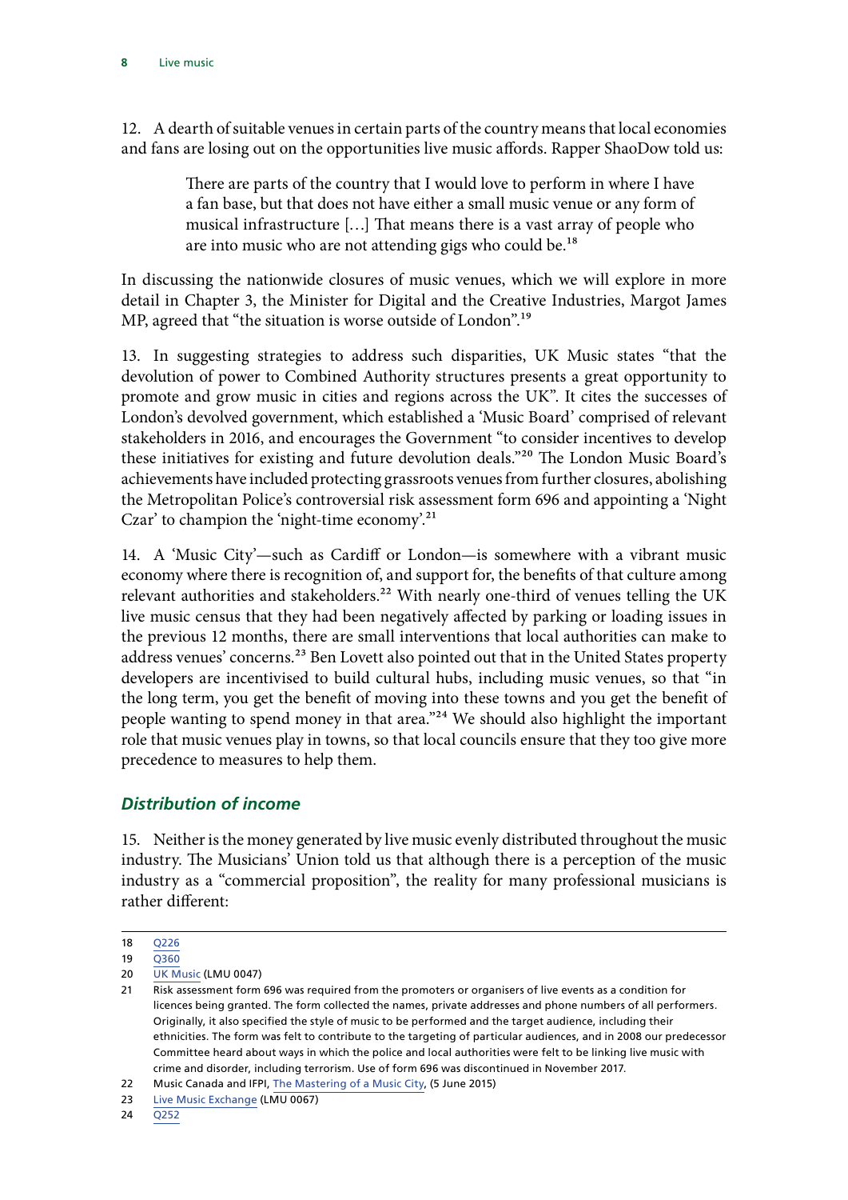12. A dearth of suitable venues in certain parts of the country means that local economies and fans are losing out on the opportunities live music affords. Rapper ShaoDow told us:

> There are parts of the country that I would love to perform in where I have a fan base, but that does not have either a small music venue or any form of musical infrastructure […] That means there is a vast array of people who are into music who are not attending gigs who could be.[18]

In discussing the nationwide closures of music venues, which we will explore in more detail in Chapter 3, the Minister for Digital and the Creative Industries, Margot James MP, agreed that "the situation is worse outside of London".[19]

13. In suggesting strategies to address such disparities, UK Music states "that the devolution of power to Combined Authority structures presents a great opportunity to promote and grow music in cities and regions across the UK". It cites the successes of London's devolved government, which established a 'Music Board' comprised of relevant stakeholders in 2016, and encourages the Government "to consider incentives to develop these initiatives for existing and future devolution deals."[20] The London Music Board's achievements have included protecting grassroots venues from further closures, abolishing the Metropolitan Police's controversial risk assessment form 696 and appointing a 'Night Czar' to champion the 'night-time economy'.[21]

14. A 'Music City'—such as Cardiff or London—is somewhere with a vibrant music economy where there is recognition of, and support for, the benefits of that culture among relevant authorities and stakeholders.[22] With nearly one-third of venues telling the UK live music census that they had been negatively affected by parking or loading issues in the previous 12 months, there are small interventions that local authorities can make to address venues' concerns.[23] Ben Lovett also pointed out that in the United States property developers are incentivised to build cultural hubs, including music venues, so that "in the long term, you get the benefit of moving into these towns and you get the benefit of people wanting to spend money in that area."[24] We should also highlight the important role that music venues play in towns, so that local councils ensure that they too give more precedence to measures to help them.

### *Distribution of income*

15. Neither is the money generated by live music evenly distributed throughout the music industry. The Musicians' Union told us that although there is a perception of the music industry as a "commercial proposition", the reality for many professional musicians is rather different:

---

18 Q226

19 Q360

20 UK Music (LMU 0047)

21 Risk assessment form 696 was required from the promoters or organisers of live events as a condition for licences being granted. The form collected the names, private addresses and phone numbers of all performers. Originally, it also specified the style of music to be performed and the target audience, including their ethnicities. The form was felt to contribute to the targeting of particular audiences, and in 2008 our predecessor Committee heard about ways in which the police and local authorities were felt to be linking live music with crime and disorder, including terrorism. Use of form 696 was discontinued in November 2017.

22 Music Canada and IFPI, The Mastering of a Music City, (5 June 2015)

23 Live Music Exchange (LMU 0067)

24 Q252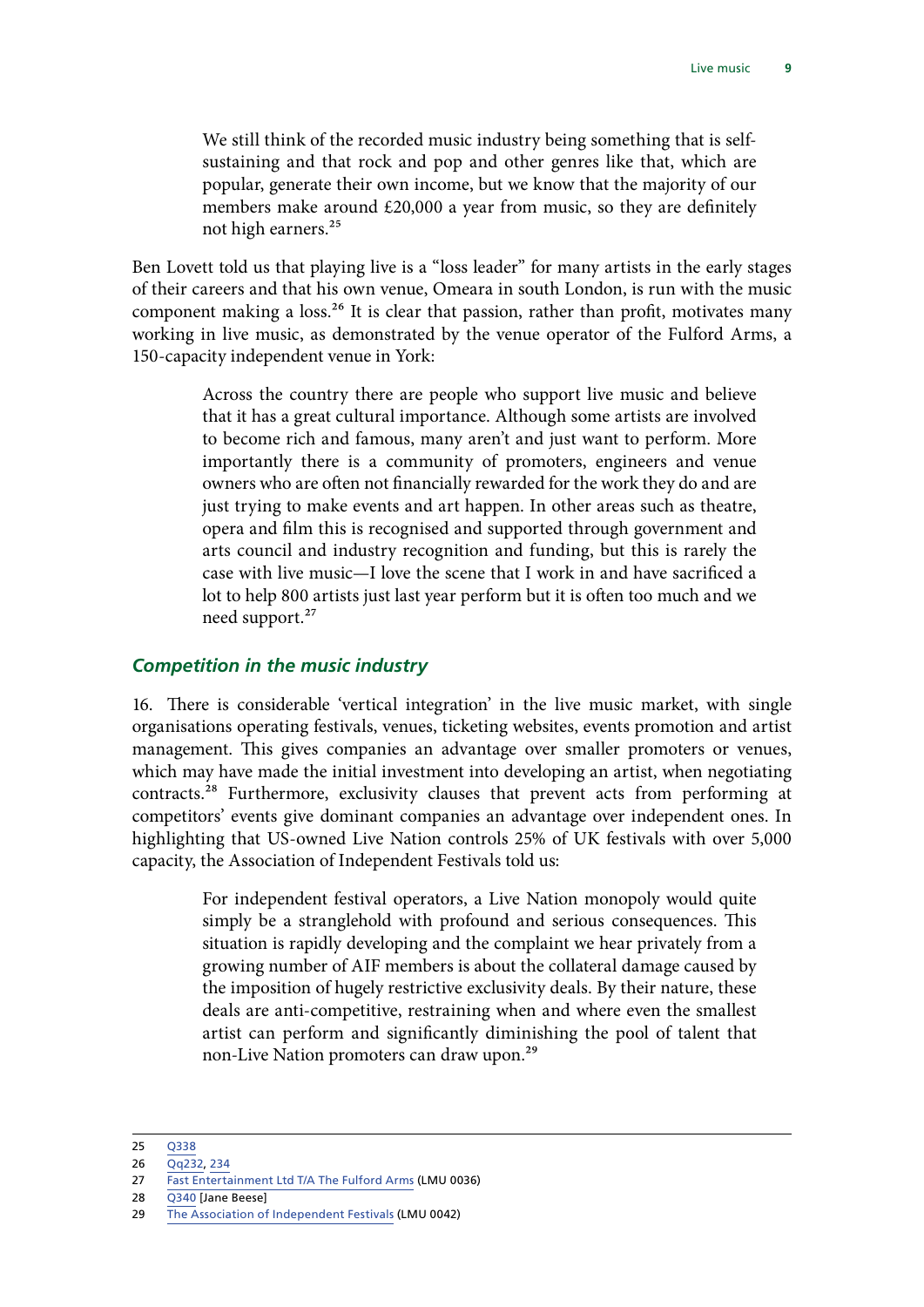> We still think of the recorded music industry being something that is self-sustaining and that rock and pop and other genres like that, which are popular, generate their own income, but we know that the majority of our members make around £20,000 a year from music, so they are definitely not high earners.[25]

Ben Lovett told us that playing live is a "loss leader" for many artists in the early stages of their careers and that his own venue, Omeara in south London, is run with the music component making a loss.[26] It is clear that passion, rather than profit, motivates many working in live music, as demonstrated by the venue operator of the Fulford Arms, a 150-capacity independent venue in York:

> Across the country there are people who support live music and believe that it has a great cultural importance. Although some artists are involved to become rich and famous, many aren't and just want to perform. More importantly there is a community of promoters, engineers and venue owners who are often not financially rewarded for the work they do and are just trying to make events and art happen. In other areas such as theatre, opera and film this is recognised and supported through government and arts council and industry recognition and funding, but this is rarely the case with live music—I love the scene that I work in and have sacrificed a lot to help 800 artists just last year perform but it is often too much and we need support.[27]

### *Competition in the music industry*

16. There is considerable 'vertical integration' in the live music market, with single organisations operating festivals, venues, ticketing websites, events promotion and artist management. This gives companies an advantage over smaller promoters or venues, which may have made the initial investment into developing an artist, when negotiating contracts.[28] Furthermore, exclusivity clauses that prevent acts from performing at competitors' events give dominant companies an advantage over independent ones. In highlighting that US-owned Live Nation controls 25% of UK festivals with over 5,000 capacity, the Association of Independent Festivals told us:

> For independent festival operators, a Live Nation monopoly would quite simply be a stranglehold with profound and serious consequences. This situation is rapidly developing and the complaint we hear privately from a growing number of AIF members is about the collateral damage caused by the imposition of hugely restrictive exclusivity deals. By their nature, these deals are anti-competitive, restraining when and where even the smallest artist can perform and significantly diminishing the pool of talent that non-Live Nation promoters can draw upon.[29]

---

25 Q338

26 Qq232, 234

27 Fast Entertainment Ltd T/A The Fulford Arms (LMU 0036)

28 Q340 [Jane Beese]

29 The Association of Independent Festivals (LMU 0042)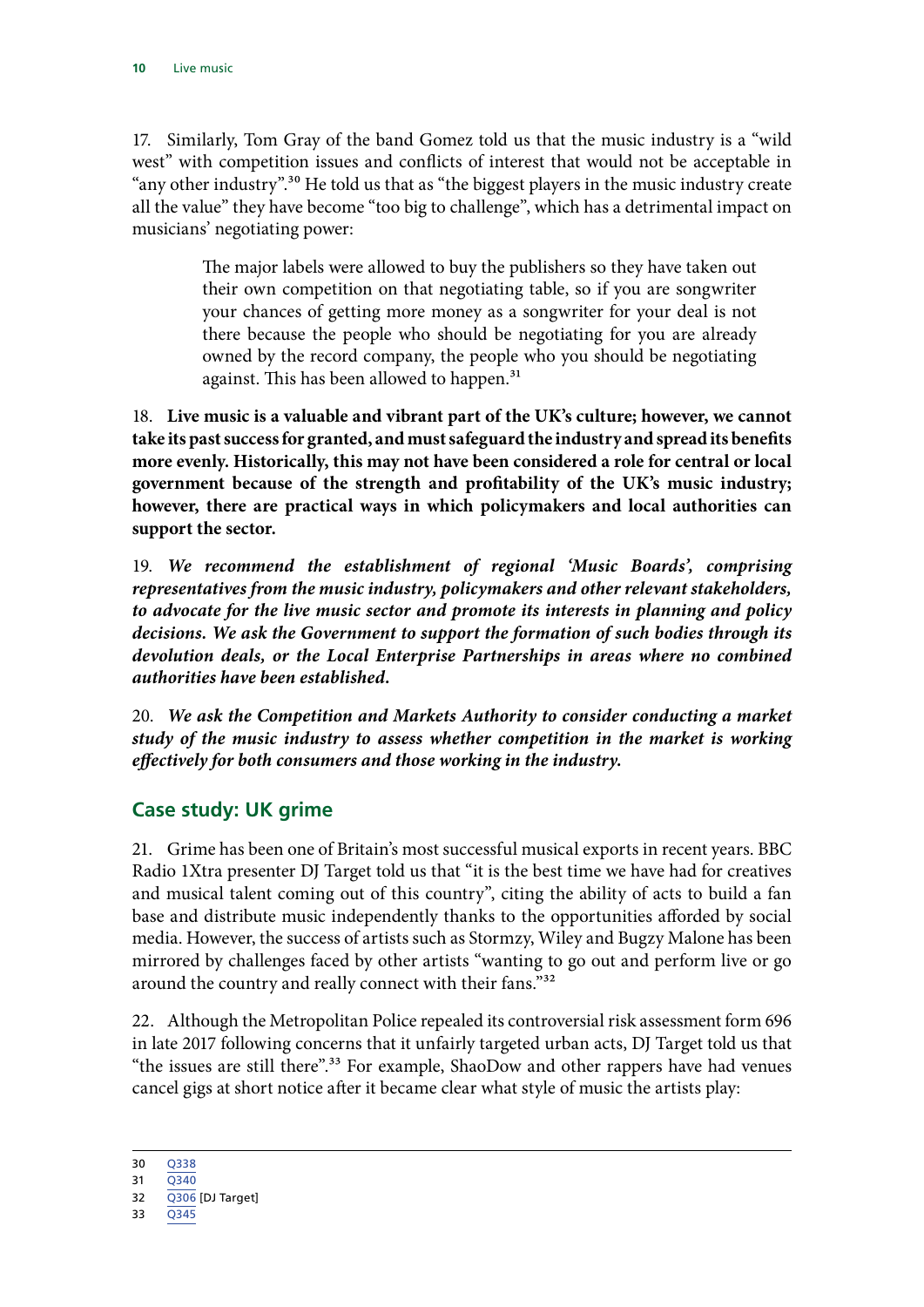17. Similarly, Tom Gray of the band Gomez told us that the music industry is a "wild west" with competition issues and conflicts of interest that would not be acceptable in "any other industry".[30] He told us that as "the biggest players in the music industry create all the value" they have become "too big to challenge", which has a detrimental impact on musicians' negotiating power:

> The major labels were allowed to buy the publishers so they have taken out their own competition on that negotiating table, so if you are songwriter your chances of getting more money as a songwriter for your deal is not there because the people who should be negotiating for you are already owned by the record company, the people who you should be negotiating against. This has been allowed to happen.[31]

18. **Live music is a valuable and vibrant part of the UK's culture; however, we cannot take its past success for granted, and must safeguard the industry and spread its benefits more evenly. Historically, this may not have been considered a role for central or local government because of the strength and profitability of the UK's music industry; however, there are practical ways in which policymakers and local authorities can support the sector.**

19. ***We recommend the establishment of regional 'Music Boards', comprising representatives from the music industry, policymakers and other relevant stakeholders, to advocate for the live music sector and promote its interests in planning and policy decisions. We ask the Government to support the formation of such bodies through its devolution deals, or the Local Enterprise Partnerships in areas where no combined authorities have been established.***

20. ***We ask the Competition and Markets Authority to consider conducting a market study of the music industry to assess whether competition in the market is working effectively for both consumers and those working in the industry.***

## Case study: UK grime

21. Grime has been one of Britain's most successful musical exports in recent years. BBC Radio 1Xtra presenter DJ Target told us that "it is the best time we have had for creatives and musical talent coming out of this country", citing the ability of acts to build a fan base and distribute music independently thanks to the opportunities afforded by social media. However, the success of artists such as Stormzy, Wiley and Bugzy Malone has been mirrored by challenges faced by other artists "wanting to go out and perform live or go around the country and really connect with their fans."[32]

22. Although the Metropolitan Police repealed its controversial risk assessment form 696 in late 2017 following concerns that it unfairly targeted urban acts, DJ Target told us that "the issues are still there".[33] For example, ShaoDow and other rappers have had venues cancel gigs at short notice after it became clear what style of music the artists play:

---

30 Q338

31 Q340

32 Q306 [DJ Target]

33 Q345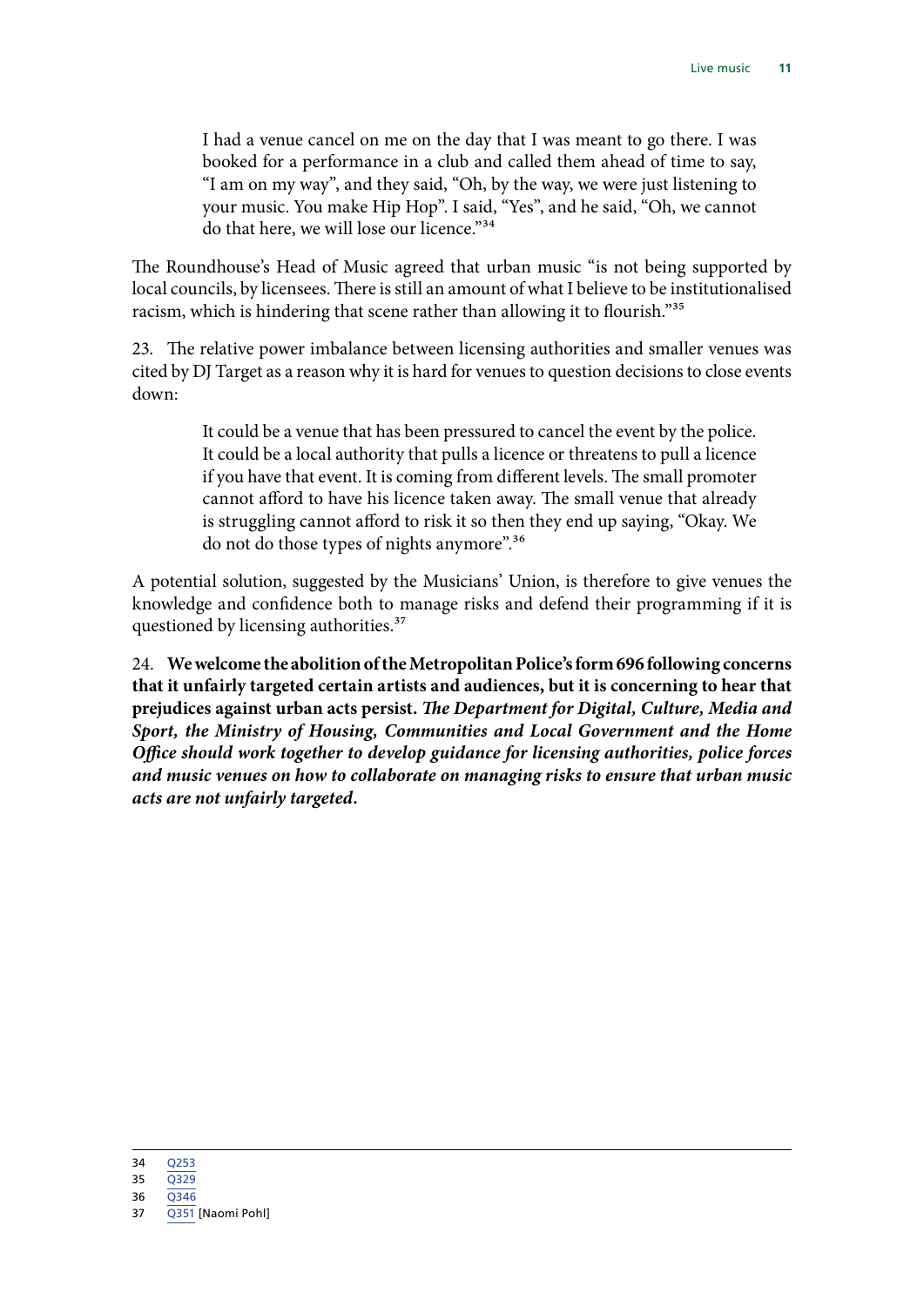> I had a venue cancel on me on the day that I was meant to go there. I was booked for a performance in a club and called them ahead of time to say, "I am on my way", and they said, "Oh, by the way, we were just listening to your music. You make Hip Hop". I said, "Yes", and he said, "Oh, we cannot do that here, we will lose our licence."[34]

The Roundhouse's Head of Music agreed that urban music "is not being supported by local councils, by licensees. There is still an amount of what I believe to be institutionalised racism, which is hindering that scene rather than allowing it to flourish."[35]

23. The relative power imbalance between licensing authorities and smaller venues was cited by DJ Target as a reason why it is hard for venues to question decisions to close events down:

> It could be a venue that has been pressured to cancel the event by the police. It could be a local authority that pulls a licence or threatens to pull a licence if you have that event. It is coming from different levels. The small promoter cannot afford to have his licence taken away. The small venue that already is struggling cannot afford to risk it so then they end up saying, "Okay. We do not do those types of nights anymore".[36]

A potential solution, suggested by the Musicians' Union, is therefore to give venues the knowledge and confidence both to manage risks and defend their programming if it is questioned by licensing authorities.[37]

24. **We welcome the abolition of the Metropolitan Police's form 696 following concerns that it unfairly targeted certain artists and audiences, but it is concerning to hear that prejudices against urban acts persist.** ***The Department for Digital, Culture, Media and Sport, the Ministry of Housing, Communities and Local Government and the Home Office should work together to develop guidance for licensing authorities, police forces and music venues on how to collaborate on managing risks to ensure that urban music acts are not unfairly targeted.***

34 Q253

35 Q329

36 Q346

37 Q351 [Naomi Pohl]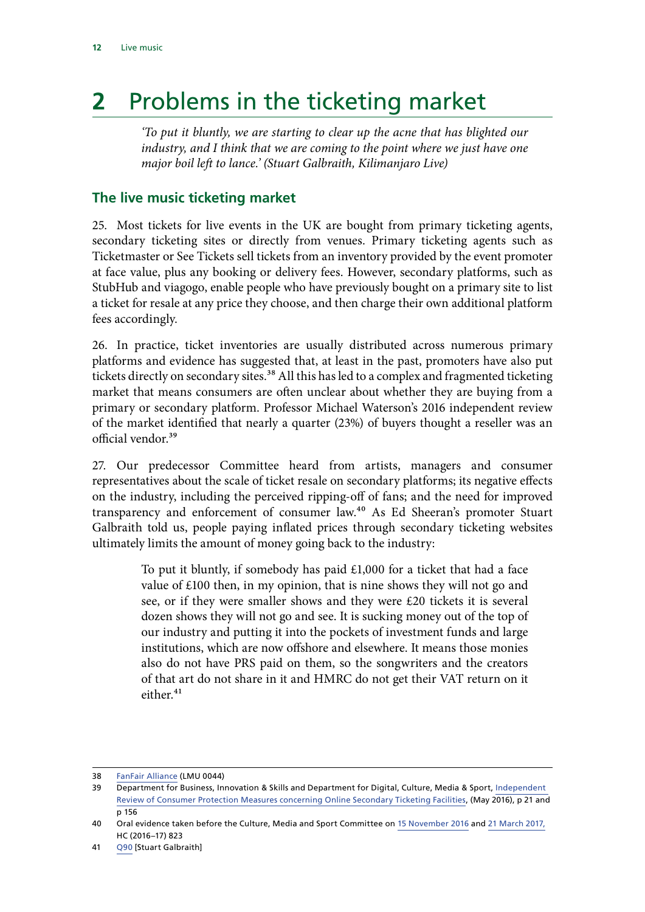# 2 Problems in the ticketing market

*'To put it bluntly, we are starting to clear up the acne that has blighted our industry, and I think that we are coming to the point where we just have one major boil left to lance.' (Stuart Galbraith, Kilimanjaro Live)*

## The live music ticketing market

25. Most tickets for live events in the UK are bought from primary ticketing agents, secondary ticketing sites or directly from venues. Primary ticketing agents such as Ticketmaster or See Tickets sell tickets from an inventory provided by the event promoter at face value, plus any booking or delivery fees. However, secondary platforms, such as StubHub and viagogo, enable people who have previously bought on a primary site to list a ticket for resale at any price they choose, and then charge their own additional platform fees accordingly.

26. In practice, ticket inventories are usually distributed across numerous primary platforms and evidence has suggested that, at least in the past, promoters have also put tickets directly on secondary sites.[38] All this has led to a complex and fragmented ticketing market that means consumers are often unclear about whether they are buying from a primary or secondary platform. Professor Michael Waterson's 2016 independent review of the market identified that nearly a quarter (23%) of buyers thought a reseller was an official vendor.[39]

27. Our predecessor Committee heard from artists, managers and consumer representatives about the scale of ticket resale on secondary platforms; its negative effects on the industry, including the perceived ripping-off of fans; and the need for improved transparency and enforcement of consumer law.[40] As Ed Sheeran's promoter Stuart Galbraith told us, people paying inflated prices through secondary ticketing websites ultimately limits the amount of money going back to the industry:

> To put it bluntly, if somebody has paid £1,000 for a ticket that had a face value of £100 then, in my opinion, that is nine shows they will not go and see, or if they were smaller shows and they were £20 tickets it is several dozen shows they will not go and see. It is sucking money out of the top of our industry and putting it into the pockets of investment funds and large institutions, which are now offshore and elsewhere. It means those monies also do not have PRS paid on them, so the songwriters and the creators of that art do not share in it and HMRC do not get their VAT return on it either.[41]

---

38 FanFair Alliance (LMU 0044)

39 Department for Business, Innovation & Skills and Department for Digital, Culture, Media & Sport, Independent Review of Consumer Protection Measures concerning Online Secondary Ticketing Facilities, (May 2016), p 21 and p 156

40 Oral evidence taken before the Culture, Media and Sport Committee on 15 November 2016 and 21 March 2017, HC (2016–17) 823

41 Q90 [Stuart Galbraith]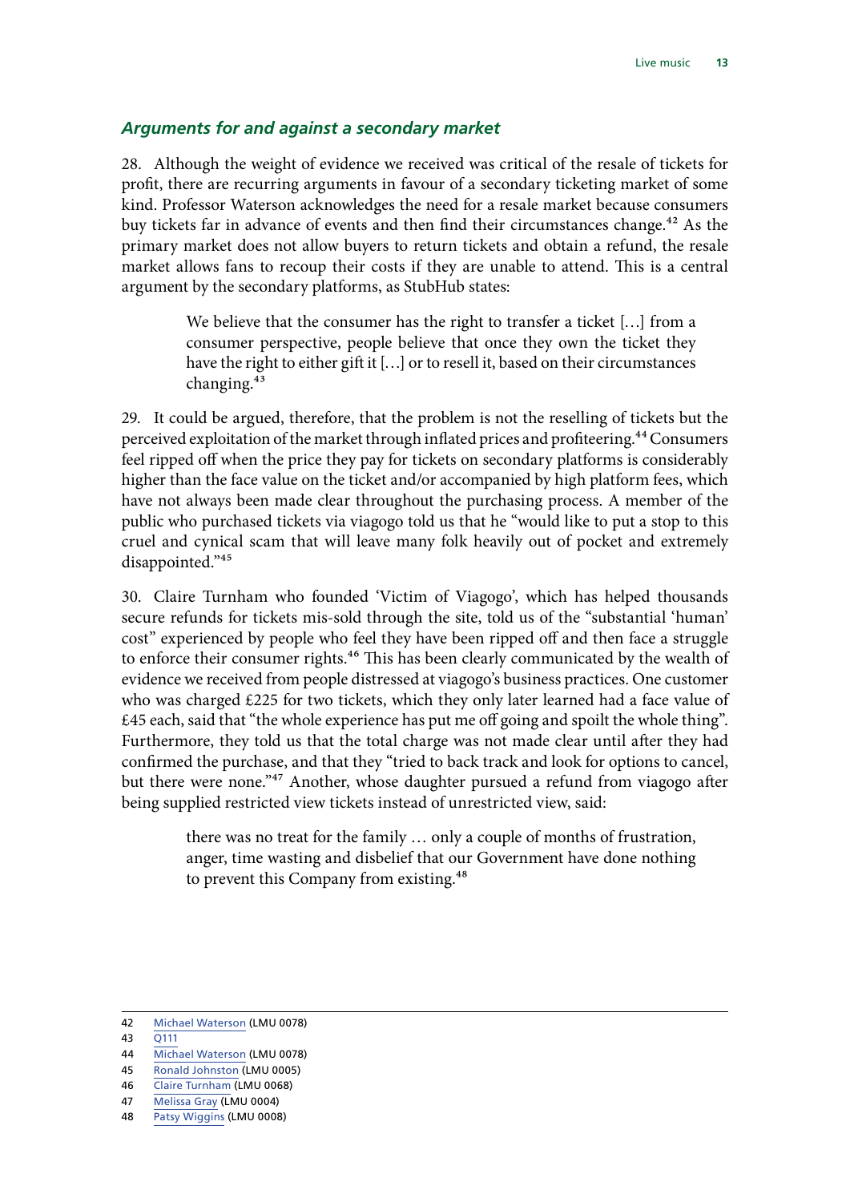### *Arguments for and against a secondary market*

28. Although the weight of evidence we received was critical of the resale of tickets for profit, there are recurring arguments in favour of a secondary ticketing market of some kind. Professor Waterson acknowledges the need for a resale market because consumers buy tickets far in advance of events and then find their circumstances change.[42] As the primary market does not allow buyers to return tickets and obtain a refund, the resale market allows fans to recoup their costs if they are unable to attend. This is a central argument by the secondary platforms, as StubHub states:

> We believe that the consumer has the right to transfer a ticket […] from a consumer perspective, people believe that once they own the ticket they have the right to either gift it […] or to resell it, based on their circumstances changing.[43]

29. It could be argued, therefore, that the problem is not the reselling of tickets but the perceived exploitation of the market through inflated prices and profiteering.[44] Consumers feel ripped off when the price they pay for tickets on secondary platforms is considerably higher than the face value on the ticket and/or accompanied by high platform fees, which have not always been made clear throughout the purchasing process. A member of the public who purchased tickets via viagogo told us that he "would like to put a stop to this cruel and cynical scam that will leave many folk heavily out of pocket and extremely disappointed."[45]

30. Claire Turnham who founded 'Victim of Viagogo', which has helped thousands secure refunds for tickets mis-sold through the site, told us of the "substantial 'human' cost" experienced by people who feel they have been ripped off and then face a struggle to enforce their consumer rights.[46] This has been clearly communicated by the wealth of evidence we received from people distressed at viagogo's business practices. One customer who was charged £225 for two tickets, which they only later learned had a face value of £45 each, said that "the whole experience has put me off going and spoilt the whole thing". Furthermore, they told us that the total charge was not made clear until after they had confirmed the purchase, and that they "tried to back track and look for options to cancel, but there were none."[47] Another, whose daughter pursued a refund from viagogo after being supplied restricted view tickets instead of unrestricted view, said:

> there was no treat for the family … only a couple of months of frustration, anger, time wasting and disbelief that our Government have done nothing to prevent this Company from existing.[48]

---

42 Michael Waterson (LMU 0078)
43 Q111
44 Michael Waterson (LMU 0078)
45 Ronald Johnston (LMU 0005)
46 Claire Turnham (LMU 0068)
47 Melissa Gray (LMU 0004)
48 Patsy Wiggins (LMU 0008)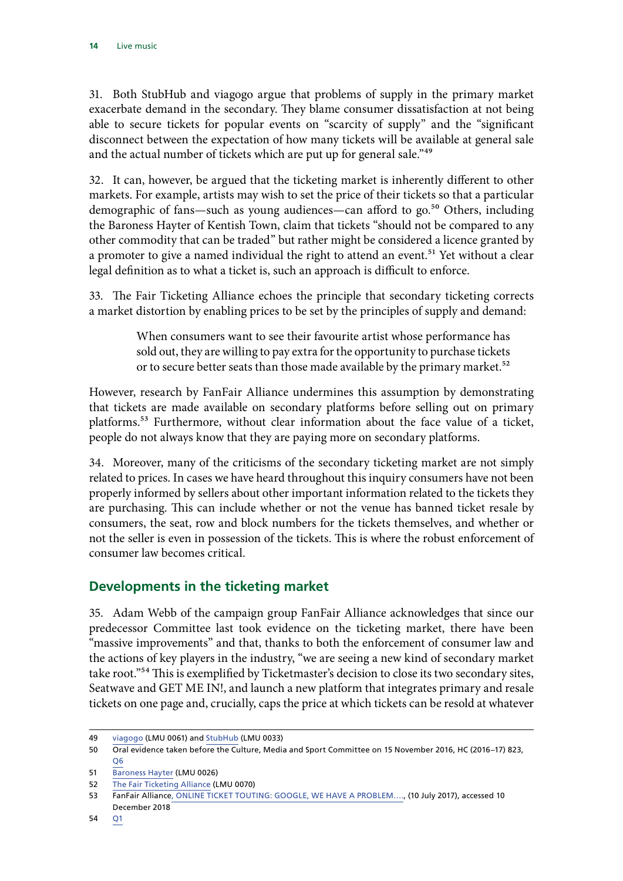31. Both StubHub and viagogo argue that problems of supply in the primary market exacerbate demand in the secondary. They blame consumer dissatisfaction at not being able to secure tickets for popular events on "scarcity of supply" and the "significant disconnect between the expectation of how many tickets will be available at general sale and the actual number of tickets which are put up for general sale."[49]

32. It can, however, be argued that the ticketing market is inherently different to other markets. For example, artists may wish to set the price of their tickets so that a particular demographic of fans—such as young audiences—can afford to go.[50] Others, including the Baroness Hayter of Kentish Town, claim that tickets "should not be compared to any other commodity that can be traded" but rather might be considered a licence granted by a promoter to give a named individual the right to attend an event.[51] Yet without a clear legal definition as to what a ticket is, such an approach is difficult to enforce.

33. The Fair Ticketing Alliance echoes the principle that secondary ticketing corrects a market distortion by enabling prices to be set by the principles of supply and demand:

> When consumers want to see their favourite artist whose performance has sold out, they are willing to pay extra for the opportunity to purchase tickets or to secure better seats than those made available by the primary market.[52]

However, research by FanFair Alliance undermines this assumption by demonstrating that tickets are made available on secondary platforms before selling out on primary platforms.[53] Furthermore, without clear information about the face value of a ticket, people do not always know that they are paying more on secondary platforms.

34. Moreover, many of the criticisms of the secondary ticketing market are not simply related to prices. In cases we have heard throughout this inquiry consumers have not been properly informed by sellers about other important information related to the tickets they are purchasing. This can include whether or not the venue has banned ticket resale by consumers, the seat, row and block numbers for the tickets themselves, and whether or not the seller is even in possession of the tickets. This is where the robust enforcement of consumer law becomes critical.

## Developments in the ticketing market

35. Adam Webb of the campaign group FanFair Alliance acknowledges that since our predecessor Committee last took evidence on the ticketing market, there have been "massive improvements" and that, thanks to both the enforcement of consumer law and the actions of key players in the industry, "we are seeing a new kind of secondary market take root."[54] This is exemplified by Ticketmaster's decision to close its two secondary sites, Seatwave and GET ME IN!, and launch a new platform that integrates primary and resale tickets on one page and, crucially, caps the price at which tickets can be resold at whatever

---

49 viagogo (LMU 0061) and StubHub (LMU 0033)

50 Oral evidence taken before the Culture, Media and Sport Committee on 15 November 2016, HC (2016–17) 823, Q6

51 Baroness Hayter (LMU 0026)

52 The Fair Ticketing Alliance (LMU 0070)

53 FanFair Alliance, ONLINE TICKET TOUTING: GOOGLE, WE HAVE A PROBLEM…., (10 July 2017), accessed 10 December 2018

54 Q1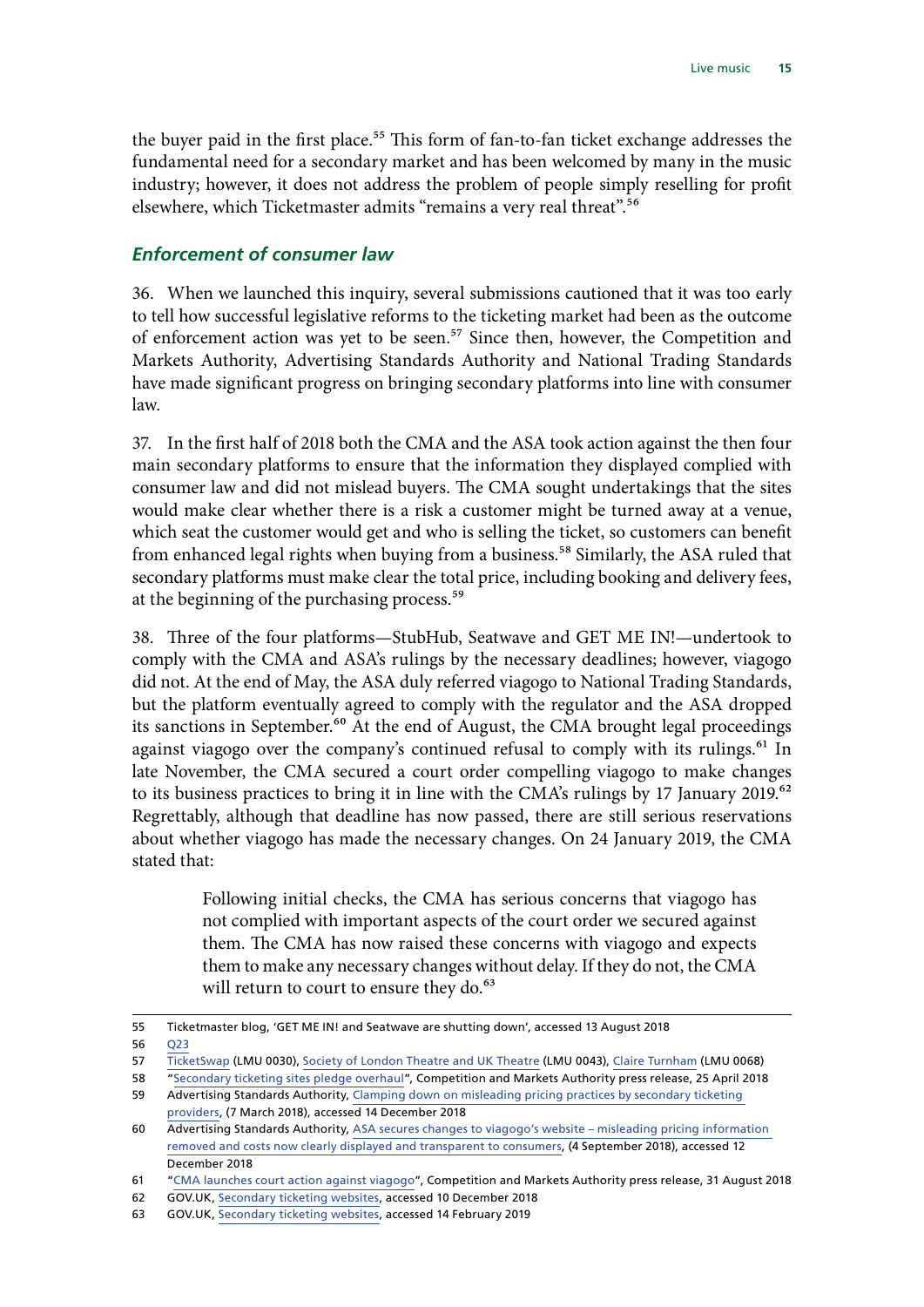the buyer paid in the first place.[55] This form of fan-to-fan ticket exchange addresses the fundamental need for a secondary market and has been welcomed by many in the music industry; however, it does not address the problem of people simply reselling for profit elsewhere, which Ticketmaster admits "remains a very real threat".[56]

### *Enforcement of consumer law*

36. When we launched this inquiry, several submissions cautioned that it was too early to tell how successful legislative reforms to the ticketing market had been as the outcome of enforcement action was yet to be seen.[57] Since then, however, the Competition and Markets Authority, Advertising Standards Authority and National Trading Standards have made significant progress on bringing secondary platforms into line with consumer law.

37. In the first half of 2018 both the CMA and the ASA took action against the then four main secondary platforms to ensure that the information they displayed complied with consumer law and did not mislead buyers. The CMA sought undertakings that the sites would make clear whether there is a risk a customer might be turned away at a venue, which seat the customer would get and who is selling the ticket, so customers can benefit from enhanced legal rights when buying from a business.[58] Similarly, the ASA ruled that secondary platforms must make clear the total price, including booking and delivery fees, at the beginning of the purchasing process.[59]

38. Three of the four platforms—StubHub, Seatwave and GET ME IN!—undertook to comply with the CMA and ASA's rulings by the necessary deadlines; however, viagogo did not. At the end of May, the ASA duly referred viagogo to National Trading Standards, but the platform eventually agreed to comply with the regulator and the ASA dropped its sanctions in September.[60] At the end of August, the CMA brought legal proceedings against viagogo over the company's continued refusal to comply with its rulings.[61] In late November, the CMA secured a court order compelling viagogo to make changes to its business practices to bring it in line with the CMA's rulings by 17 January 2019.[62] Regrettably, although that deadline has now passed, there are still serious reservations about whether viagogo has made the necessary changes. On 24 January 2019, the CMA stated that:

> Following initial checks, the CMA has serious concerns that viagogo has not complied with important aspects of the court order we secured against them. The CMA has now raised these concerns with viagogo and expects them to make any necessary changes without delay. If they do not, the CMA will return to court to ensure they do.[63]

---

55 Ticketmaster blog, 'GET ME IN! and Seatwave are shutting down', accessed 13 August 2018

56 Q23

57 TicketSwap (LMU 0030), Society of London Theatre and UK Theatre (LMU 0043), Claire Turnham (LMU 0068)

58 "Secondary ticketing sites pledge overhaul", Competition and Markets Authority press release, 25 April 2018

59 Advertising Standards Authority, Clamping down on misleading pricing practices by secondary ticketing providers, (7 March 2018), accessed 14 December 2018

60 Advertising Standards Authority, ASA secures changes to viagogo's website – misleading pricing information removed and costs now clearly displayed and transparent to consumers, (4 September 2018), accessed 12 December 2018

61 "CMA launches court action against viagogo", Competition and Markets Authority press release, 31 August 2018

62 GOV.UK, Secondary ticketing websites, accessed 10 December 2018

63 GOV.UK, Secondary ticketing websites, accessed 14 February 2019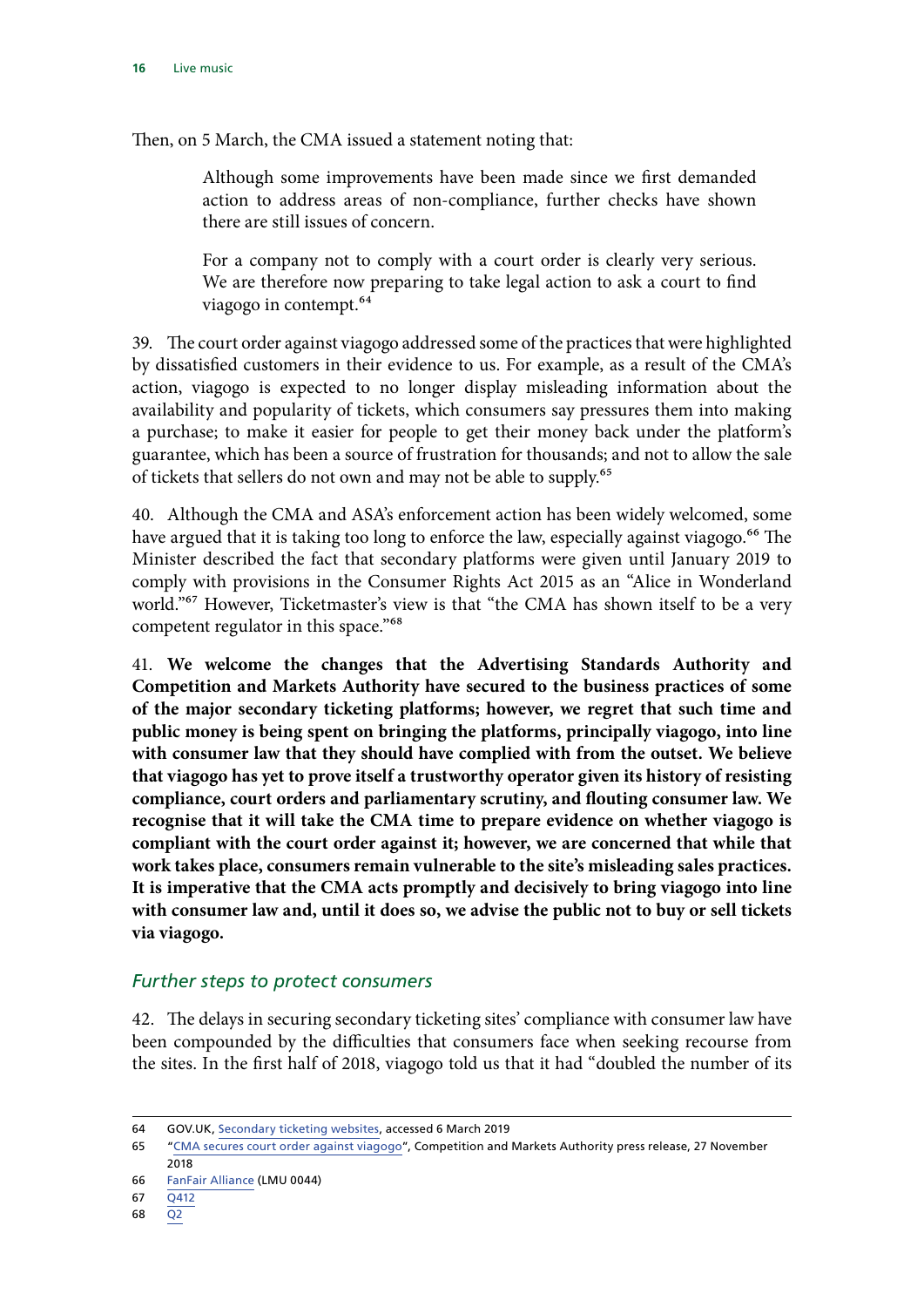Then, on 5 March, the CMA issued a statement noting that:

> Although some improvements have been made since we first demanded action to address areas of non-compliance, further checks have shown there are still issues of concern.
>
> For a company not to comply with a court order is clearly very serious. We are therefore now preparing to take legal action to ask a court to find viagogo in contempt.[64]

39. The court order against viagogo addressed some of the practices that were highlighted by dissatisfied customers in their evidence to us. For example, as a result of the CMA's action, viagogo is expected to no longer display misleading information about the availability and popularity of tickets, which consumers say pressures them into making a purchase; to make it easier for people to get their money back under the platform's guarantee, which has been a source of frustration for thousands; and not to allow the sale of tickets that sellers do not own and may not be able to supply.[65]

40. Although the CMA and ASA's enforcement action has been widely welcomed, some have argued that it is taking too long to enforce the law, especially against viagogo.[66] The Minister described the fact that secondary platforms were given until January 2019 to comply with provisions in the Consumer Rights Act 2015 as an "Alice in Wonderland world."[67] However, Ticketmaster's view is that "the CMA has shown itself to be a very competent regulator in this space."[68]

41. **We welcome the changes that the Advertising Standards Authority and Competition and Markets Authority have secured to the business practices of some of the major secondary ticketing platforms; however, we regret that such time and public money is being spent on bringing the platforms, principally viagogo, into line with consumer law that they should have complied with from the outset. We believe that viagogo has yet to prove itself a trustworthy operator given its history of resisting compliance, court orders and parliamentary scrutiny, and flouting consumer law. We recognise that it will take the CMA time to prepare evidence on whether viagogo is compliant with the court order against it; however, we are concerned that while that work takes place, consumers remain vulnerable to the site's misleading sales practices. It is imperative that the CMA acts promptly and decisively to bring viagogo into line with consumer law and, until it does so, we advise the public not to buy or sell tickets via viagogo.**

### *Further steps to protect consumers*

42. The delays in securing secondary ticketing sites' compliance with consumer law have been compounded by the difficulties that consumers face when seeking recourse from the sites. In the first half of 2018, viagogo told us that it had "doubled the number of its

---

64 GOV.UK, Secondary ticketing websites, accessed 6 March 2019

65 "CMA secures court order against viagogo", Competition and Markets Authority press release, 27 November 2018

66 FanFair Alliance (LMU 0044)

67 Q412

68 Q2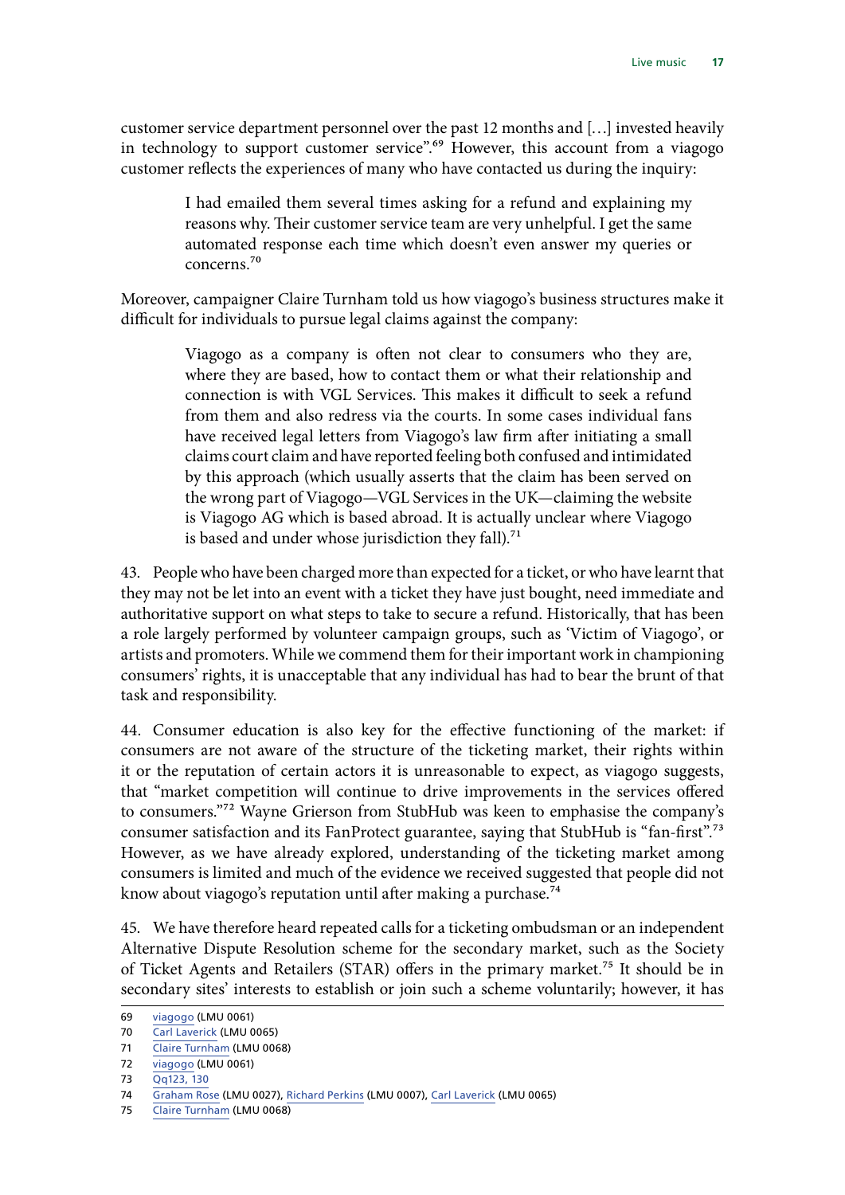customer service department personnel over the past 12 months and […] invested heavily in technology to support customer service".[69] However, this account from a viagogo customer reflects the experiences of many who have contacted us during the inquiry:

> I had emailed them several times asking for a refund and explaining my reasons why. Their customer service team are very unhelpful. I get the same automated response each time which doesn't even answer my queries or concerns.[70]

Moreover, campaigner Claire Turnham told us how viagogo's business structures make it difficult for individuals to pursue legal claims against the company:

> Viagogo as a company is often not clear to consumers who they are, where they are based, how to contact them or what their relationship and connection is with VGL Services. This makes it difficult to seek a refund from them and also redress via the courts. In some cases individual fans have received legal letters from Viagogo's law firm after initiating a small claims court claim and have reported feeling both confused and intimidated by this approach (which usually asserts that the claim has been served on the wrong part of Viagogo—VGL Services in the UK—claiming the website is Viagogo AG which is based abroad. It is actually unclear where Viagogo is based and under whose jurisdiction they fall).[71]

43. People who have been charged more than expected for a ticket, or who have learnt that they may not be let into an event with a ticket they have just bought, need immediate and authoritative support on what steps to take to secure a refund. Historically, that has been a role largely performed by volunteer campaign groups, such as 'Victim of Viagogo', or artists and promoters. While we commend them for their important work in championing consumers' rights, it is unacceptable that any individual has had to bear the brunt of that task and responsibility.

44. Consumer education is also key for the effective functioning of the market: if consumers are not aware of the structure of the ticketing market, their rights within it or the reputation of certain actors it is unreasonable to expect, as viagogo suggests, that "market competition will continue to drive improvements in the services offered to consumers."[72] Wayne Grierson from StubHub was keen to emphasise the company's consumer satisfaction and its FanProtect guarantee, saying that StubHub is "fan-first".[73] However, as we have already explored, understanding of the ticketing market among consumers is limited and much of the evidence we received suggested that people did not know about viagogo's reputation until after making a purchase.[74]

45. We have therefore heard repeated calls for a ticketing ombudsman or an independent Alternative Dispute Resolution scheme for the secondary market, such as the Society of Ticket Agents and Retailers (STAR) offers in the primary market.[75] It should be in secondary sites' interests to establish or join such a scheme voluntarily; however, it has

---

69 viagogo (LMU 0061)

70 Carl Laverick (LMU 0065)

71 Claire Turnham (LMU 0068)

72 viagogo (LMU 0061)

73 Qq123, 130

74 Graham Rose (LMU 0027), Richard Perkins (LMU 0007), Carl Laverick (LMU 0065)

75 Claire Turnham (LMU 0068)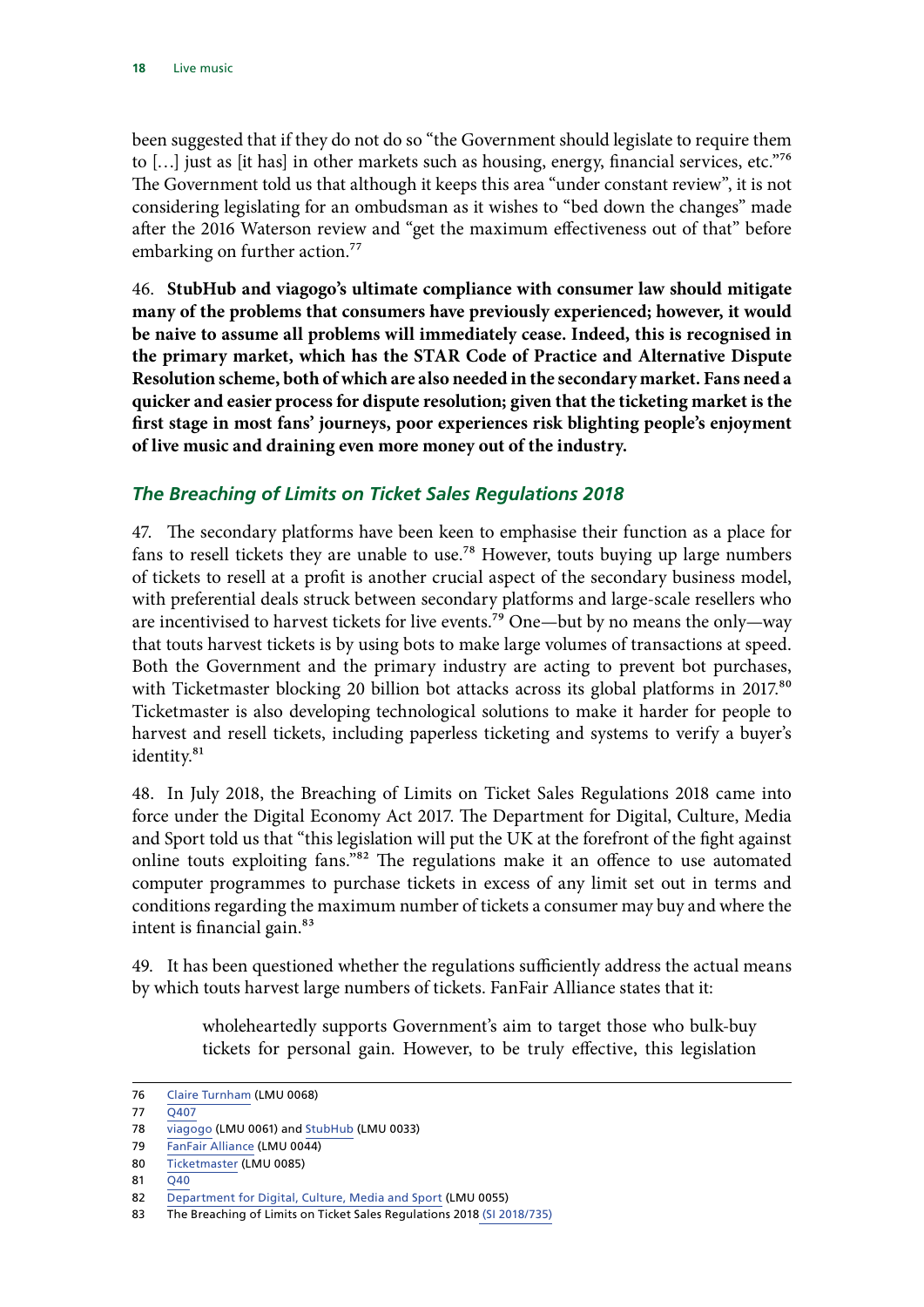been suggested that if they do not do so “the Government should legislate to require them to […] just as [it has] in other markets such as housing, energy, financial services, etc.”[76] The Government told us that although it keeps this area “under constant review”, it is not considering legislating for an ombudsman as it wishes to “bed down the changes” made after the 2016 Waterson review and “get the maximum effectiveness out of that” before embarking on further action.[77]

46. **StubHub and viagogo’s ultimate compliance with consumer law should mitigate many of the problems that consumers have previously experienced; however, it would be naive to assume all problems will immediately cease. Indeed, this is recognised in the primary market, which has the STAR Code of Practice and Alternative Dispute Resolution scheme, both of which are also needed in the secondary market. Fans need a quicker and easier process for dispute resolution; given that the ticketing market is the first stage in most fans’ journeys, poor experiences risk blighting people’s enjoyment of live music and draining even more money out of the industry.**

### *The Breaching of Limits on Ticket Sales Regulations 2018*

47. The secondary platforms have been keen to emphasise their function as a place for fans to resell tickets they are unable to use.[78] However, touts buying up large numbers of tickets to resell at a profit is another crucial aspect of the secondary business model, with preferential deals struck between secondary platforms and large-scale resellers who are incentivised to harvest tickets for live events.[79] One—but by no means the only—way that touts harvest tickets is by using bots to make large volumes of transactions at speed. Both the Government and the primary industry are acting to prevent bot purchases, with Ticketmaster blocking 20 billion bot attacks across its global platforms in 2017.[80] Ticketmaster is also developing technological solutions to make it harder for people to harvest and resell tickets, including paperless ticketing and systems to verify a buyer’s identity.[81]

48. In July 2018, the Breaching of Limits on Ticket Sales Regulations 2018 came into force under the Digital Economy Act 2017. The Department for Digital, Culture, Media and Sport told us that “this legislation will put the UK at the forefront of the fight against online touts exploiting fans.”[82] The regulations make it an offence to use automated computer programmes to purchase tickets in excess of any limit set out in terms and conditions regarding the maximum number of tickets a consumer may buy and where the intent is financial gain.[83]

49. It has been questioned whether the regulations sufficiently address the actual means by which touts harvest large numbers of tickets. FanFair Alliance states that it:

> wholeheartedly supports Government’s aim to target those who bulk-buy tickets for personal gain. However, to be truly effective, this legislation

---

76 Claire Turnham (LMU 0068)

77 Q407

78 viagogo (LMU 0061) and StubHub (LMU 0033)

79 FanFair Alliance (LMU 0044)

80 Ticketmaster (LMU 0085)

81 Q40

82 Department for Digital, Culture, Media and Sport (LMU 0055)

83 The Breaching of Limits on Ticket Sales Regulations 2018 (SI 2018/735)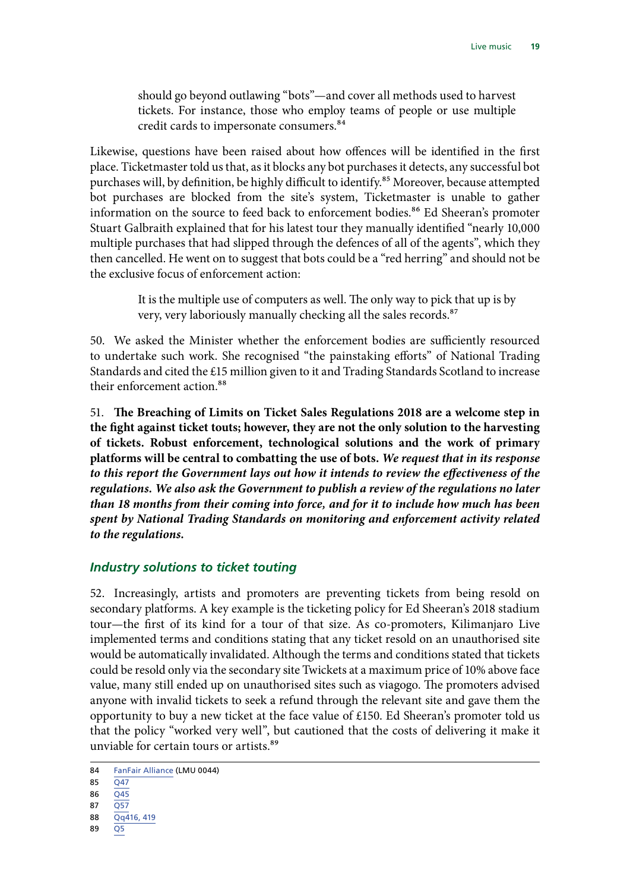> should go beyond outlawing "bots"—and cover all methods used to harvest tickets. For instance, those who employ teams of people or use multiple credit cards to impersonate consumers.[84]

Likewise, questions have been raised about how offences will be identified in the first place. Ticketmaster told us that, as it blocks any bot purchases it detects, any successful bot purchases will, by definition, be highly difficult to identify.[85] Moreover, because attempted bot purchases are blocked from the site's system, Ticketmaster is unable to gather information on the source to feed back to enforcement bodies.[86] Ed Sheeran's promoter Stuart Galbraith explained that for his latest tour they manually identified "nearly 10,000 multiple purchases that had slipped through the defences of all of the agents", which they then cancelled. He went on to suggest that bots could be a "red herring" and should not be the exclusive focus of enforcement action:

> It is the multiple use of computers as well. The only way to pick that up is by very, very laboriously manually checking all the sales records.[87]

50. We asked the Minister whether the enforcement bodies are sufficiently resourced to undertake such work. She recognised "the painstaking efforts" of National Trading Standards and cited the £15 million given to it and Trading Standards Scotland to increase their enforcement action.[88]

51. **The Breaching of Limits on Ticket Sales Regulations 2018 are a welcome step in the fight against ticket touts; however, they are not the only solution to the harvesting of tickets. Robust enforcement, technological solutions and the work of primary platforms will be central to combatting the use of bots.** ***We request that in its response to this report the Government lays out how it intends to review the effectiveness of the regulations. We also ask the Government to publish a review of the regulations no later than 18 months from their coming into force, and for it to include how much has been spent by National Trading Standards on monitoring and enforcement activity related to the regulations.***

### *Industry solutions to ticket touting*

52. Increasingly, artists and promoters are preventing tickets from being resold on secondary platforms. A key example is the ticketing policy for Ed Sheeran's 2018 stadium tour—the first of its kind for a tour of that size. As co-promoters, Kilimanjaro Live implemented terms and conditions stating that any ticket resold on an unauthorised site would be automatically invalidated. Although the terms and conditions stated that tickets could be resold only via the secondary site Twickets at a maximum price of 10% above face value, many still ended up on unauthorised sites such as viagogo. The promoters advised anyone with invalid tickets to seek a refund through the relevant site and gave them the opportunity to buy a new ticket at the face value of £150. Ed Sheeran's promoter told us that the policy "worked very well", but cautioned that the costs of delivering it make it unviable for certain tours or artists.[89]

84 FanFair Alliance (LMU 0044)
85 Q47
86 Q45
87 Q57
88 Qq416, 419
89 Q5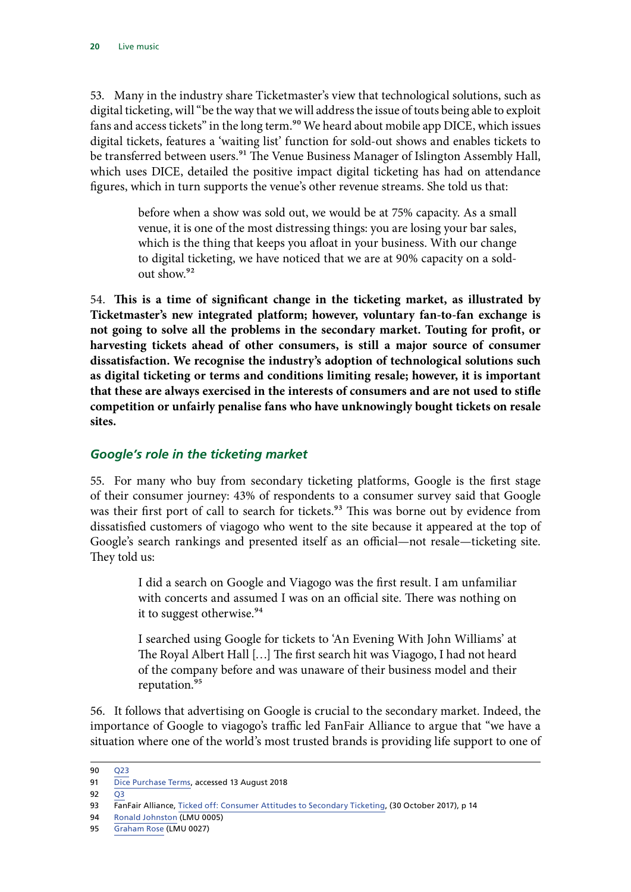53. Many in the industry share Ticketmaster's view that technological solutions, such as digital ticketing, will "be the way that we will address the issue of touts being able to exploit fans and access tickets" in the long term.[90] We heard about mobile app DICE, which issues digital tickets, features a 'waiting list' function for sold-out shows and enables tickets to be transferred between users.[91] The Venue Business Manager of Islington Assembly Hall, which uses DICE, detailed the positive impact digital ticketing has had on attendance figures, which in turn supports the venue's other revenue streams. She told us that:

> before when a show was sold out, we would be at 75% capacity. As a small venue, it is one of the most distressing things: you are losing your bar sales, which is the thing that keeps you afloat in your business. With our change to digital ticketing, we have noticed that we are at 90% capacity on a sold-out show.[92]

54. **This is a time of significant change in the ticketing market, as illustrated by Ticketmaster's new integrated platform; however, voluntary fan-to-fan exchange is not going to solve all the problems in the secondary market. Touting for profit, or harvesting tickets ahead of other consumers, is still a major source of consumer dissatisfaction. We recognise the industry's adoption of technological solutions such as digital ticketing or terms and conditions limiting resale; however, it is important that these are always exercised in the interests of consumers and are not used to stifle competition or unfairly penalise fans who have unknowingly bought tickets on resale sites.**

### *Google's role in the ticketing market*

55. For many who buy from secondary ticketing platforms, Google is the first stage of their consumer journey: 43% of respondents to a consumer survey said that Google was their first port of call to search for tickets.[93] This was borne out by evidence from dissatisfied customers of viagogo who went to the site because it appeared at the top of Google's search rankings and presented itself as an official—not resale—ticketing site. They told us:

> I did a search on Google and Viagogo was the first result. I am unfamiliar with concerts and assumed I was on an official site. There was nothing on it to suggest otherwise.[94]

> I searched using Google for tickets to 'An Evening With John Williams' at The Royal Albert Hall [...] The first search hit was Viagogo, I had not heard of the company before and was unaware of their business model and their reputation.[95]

56. It follows that advertising on Google is crucial to the secondary market. Indeed, the importance of Google to viagogo's traffic led FanFair Alliance to argue that "we have a situation where one of the world's most trusted brands is providing life support to one of

---

90 Q23

91 Dice Purchase Terms, accessed 13 August 2018

92 Q3

93 FanFair Alliance, Ticked off: Consumer Attitudes to Secondary Ticketing, (30 October 2017), p 14

94 Ronald Johnston (LMU 0005)

95 Graham Rose (LMU 0027)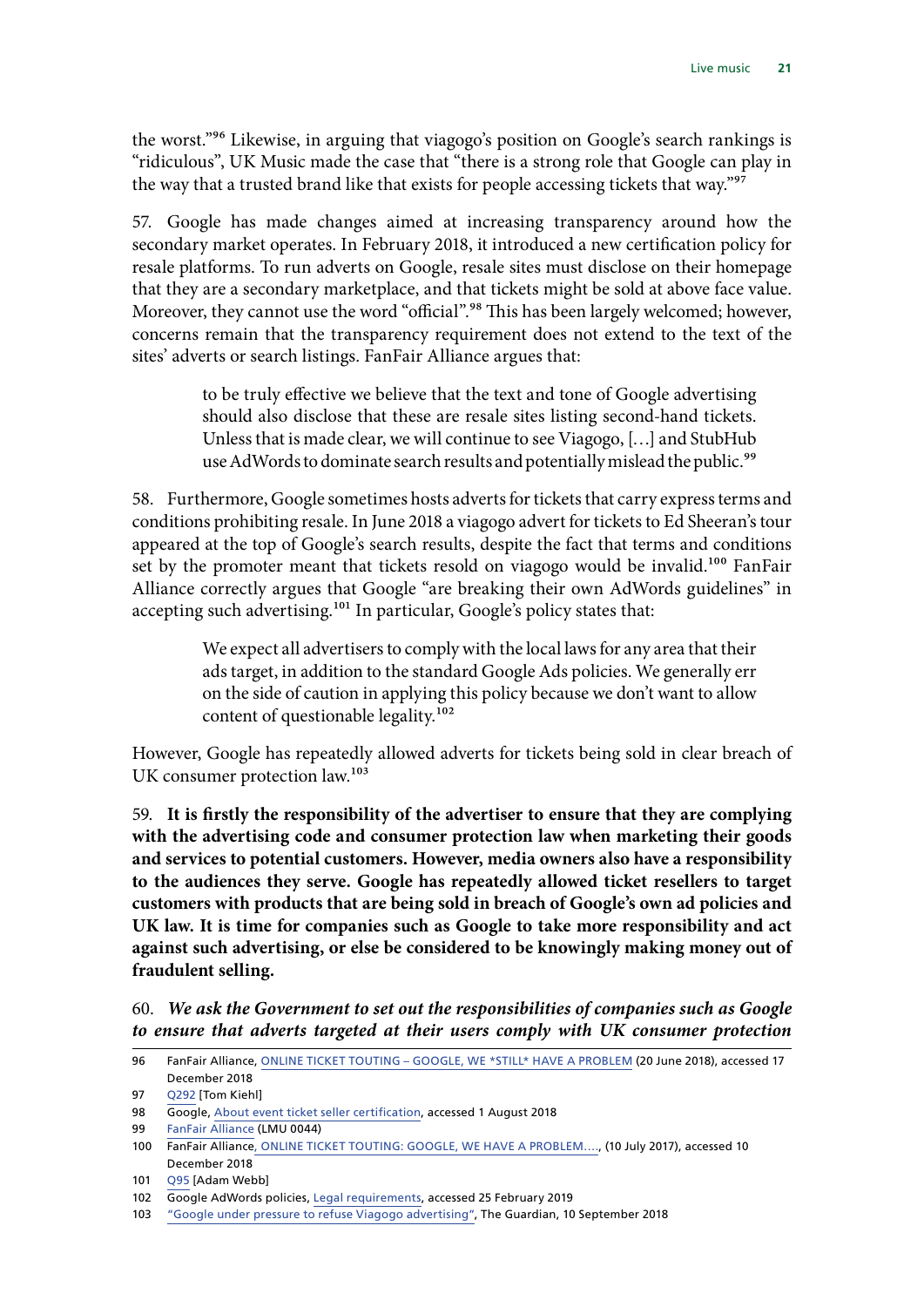the worst."[96] Likewise, in arguing that viagogo's position on Google's search rankings is "ridiculous", UK Music made the case that "there is a strong role that Google can play in the way that a trusted brand like that exists for people accessing tickets that way."[97]

57. Google has made changes aimed at increasing transparency around how the secondary market operates. In February 2018, it introduced a new certification policy for resale platforms. To run adverts on Google, resale sites must disclose on their homepage that they are a secondary marketplace, and that tickets might be sold at above face value. Moreover, they cannot use the word "official".[98] This has been largely welcomed; however, concerns remain that the transparency requirement does not extend to the text of the sites' adverts or search listings. FanFair Alliance argues that:

> to be truly effective we believe that the text and tone of Google advertising should also disclose that these are resale sites listing second-hand tickets. Unless that is made clear, we will continue to see Viagogo, […] and StubHub use AdWords to dominate search results and potentially mislead the public.[99]

58. Furthermore, Google sometimes hosts adverts for tickets that carry express terms and conditions prohibiting resale. In June 2018 a viagogo advert for tickets to Ed Sheeran's tour appeared at the top of Google's search results, despite the fact that terms and conditions set by the promoter meant that tickets resold on viagogo would be invalid.[100] FanFair Alliance correctly argues that Google "are breaking their own AdWords guidelines" in accepting such advertising.[101] In particular, Google's policy states that:

> We expect all advertisers to comply with the local laws for any area that their ads target, in addition to the standard Google Ads policies. We generally err on the side of caution in applying this policy because we don't want to allow content of questionable legality.[102]

However, Google has repeatedly allowed adverts for tickets being sold in clear breach of UK consumer protection law.[103]

59. **It is firstly the responsibility of the advertiser to ensure that they are complying with the advertising code and consumer protection law when marketing their goods and services to potential customers. However, media owners also have a responsibility to the audiences they serve. Google has repeatedly allowed ticket resellers to target customers with products that are being sold in breach of Google's own ad policies and UK law. It is time for companies such as Google to take more responsibility and act against such advertising, or else be considered to be knowingly making money out of fraudulent selling.**

60. ***We ask the Government to set out the responsibilities of companies such as Google to ensure that adverts targeted at their users comply with UK consumer protection***

---

96 FanFair Alliance, ONLINE TICKET TOUTING – GOOGLE, WE *STILL* HAVE A PROBLEM (20 June 2018), accessed 17 December 2018

97 Q292 [Tom Kiehl]

98 Google, About event ticket seller certification, accessed 1 August 2018

99 FanFair Alliance (LMU 0044)

100 FanFair Alliance, ONLINE TICKET TOUTING: GOOGLE, WE HAVE A PROBLEM…., (10 July 2017), accessed 10 December 2018

101 Q95 [Adam Webb]

102 Google AdWords policies, Legal requirements, accessed 25 February 2019

103 "Google under pressure to refuse Viagogo advertising", The Guardian, 10 September 2018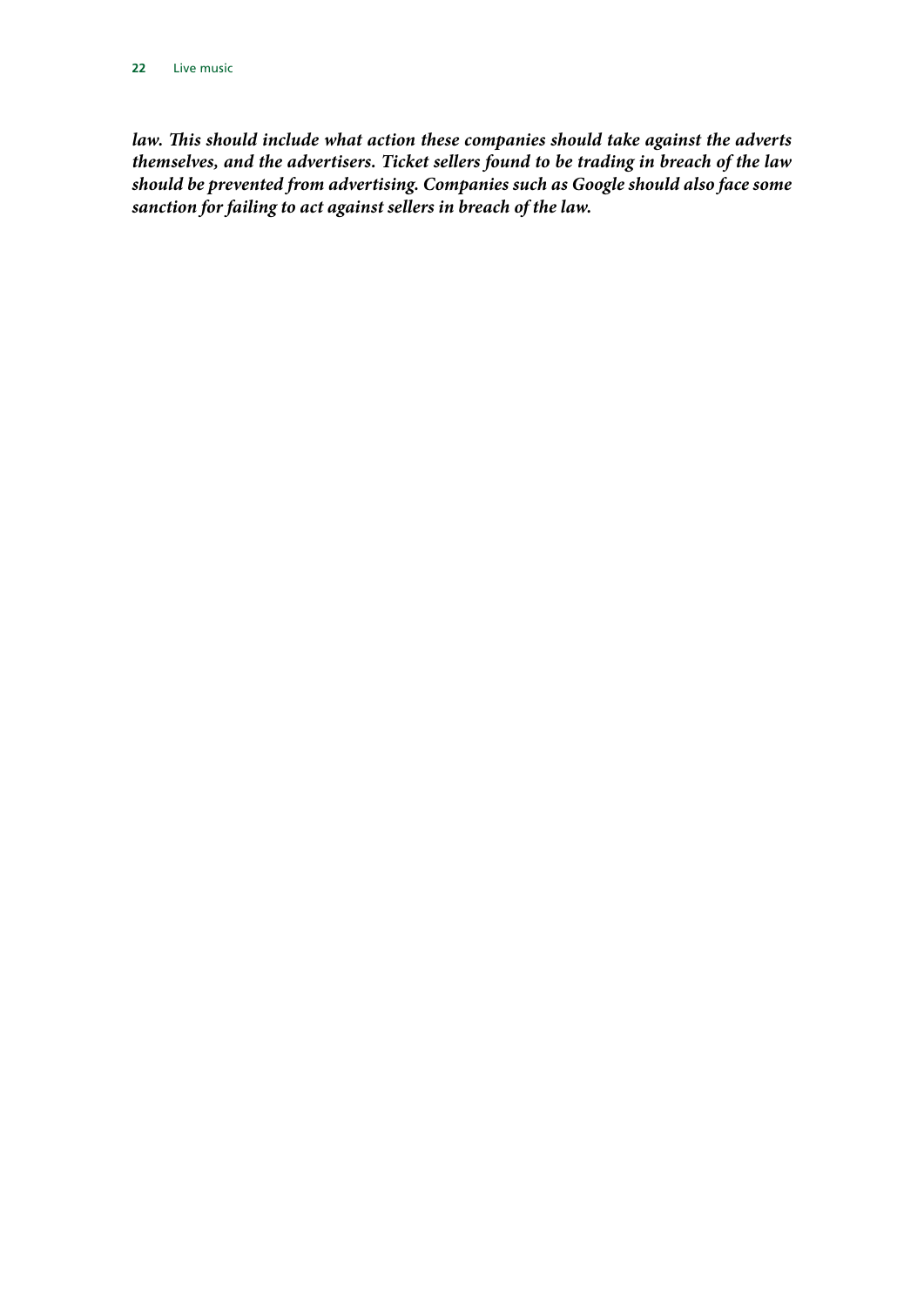***law. This should include what action these companies should take against the adverts themselves, and the advertisers. Ticket sellers found to be trading in breach of the law should be prevented from advertising. Companies such as Google should also face some sanction for failing to act against sellers in breach of the law.***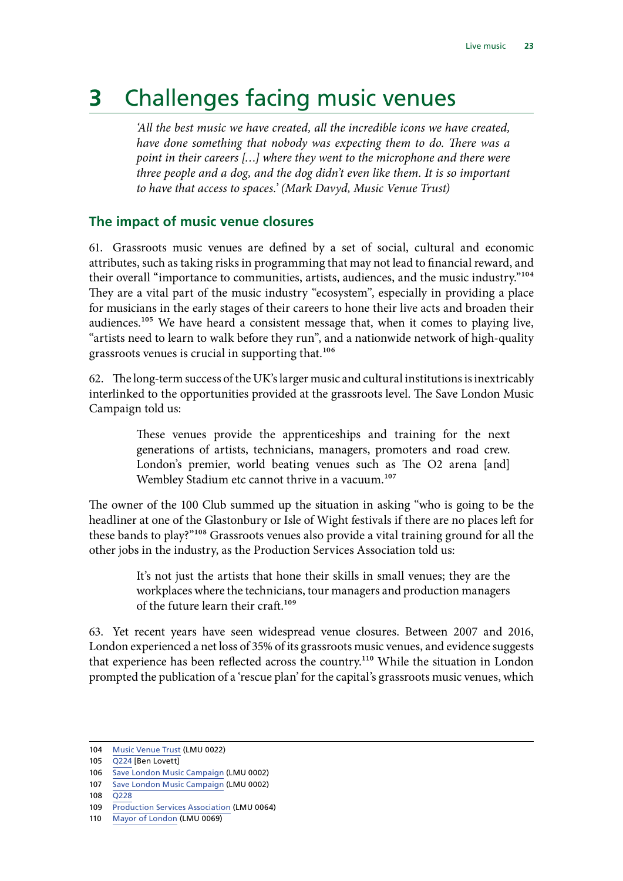# 3 Challenges facing music venues

*'All the best music we have created, all the incredible icons we have created, have done something that nobody was expecting them to do. There was a point in their careers […] where they went to the microphone and there were three people and a dog, and the dog didn't even like them. It is so important to have that access to spaces.' (Mark Davyd, Music Venue Trust)*

## The impact of music venue closures

61. Grassroots music venues are defined by a set of social, cultural and economic attributes, such as taking risks in programming that may not lead to financial reward, and their overall "importance to communities, artists, audiences, and the music industry."[104] They are a vital part of the music industry "ecosystem", especially in providing a place for musicians in the early stages of their careers to hone their live acts and broaden their audiences.[105] We have heard a consistent message that, when it comes to playing live, "artists need to learn to walk before they run", and a nationwide network of high-quality grassroots venues is crucial in supporting that.[106]

62. The long-term success of the UK's larger music and cultural institutions is inextricably interlinked to the opportunities provided at the grassroots level. The Save London Music Campaign told us:

> These venues provide the apprenticeships and training for the next generations of artists, technicians, managers, promoters and road crew. London's premier, world beating venues such as The O2 arena [and] Wembley Stadium etc cannot thrive in a vacuum.[107]

The owner of the 100 Club summed up the situation in asking "who is going to be the headliner at one of the Glastonbury or Isle of Wight festivals if there are no places left for these bands to play?"[108] Grassroots venues also provide a vital training ground for all the other jobs in the industry, as the Production Services Association told us:

> It's not just the artists that hone their skills in small venues; they are the workplaces where the technicians, tour managers and production managers of the future learn their craft.[109]

63. Yet recent years have seen widespread venue closures. Between 2007 and 2016, London experienced a net loss of 35% of its grassroots music venues, and evidence suggests that experience has been reflected across the country.[110] While the situation in London prompted the publication of a 'rescue plan' for the capital's grassroots music venues, which

104 Music Venue Trust (LMU 0022)
105 Q224 [Ben Lovett]
106 Save London Music Campaign (LMU 0002)
107 Save London Music Campaign (LMU 0002)
108 Q228
109 Production Services Association (LMU 0064)
110 Mayor of London (LMU 0069)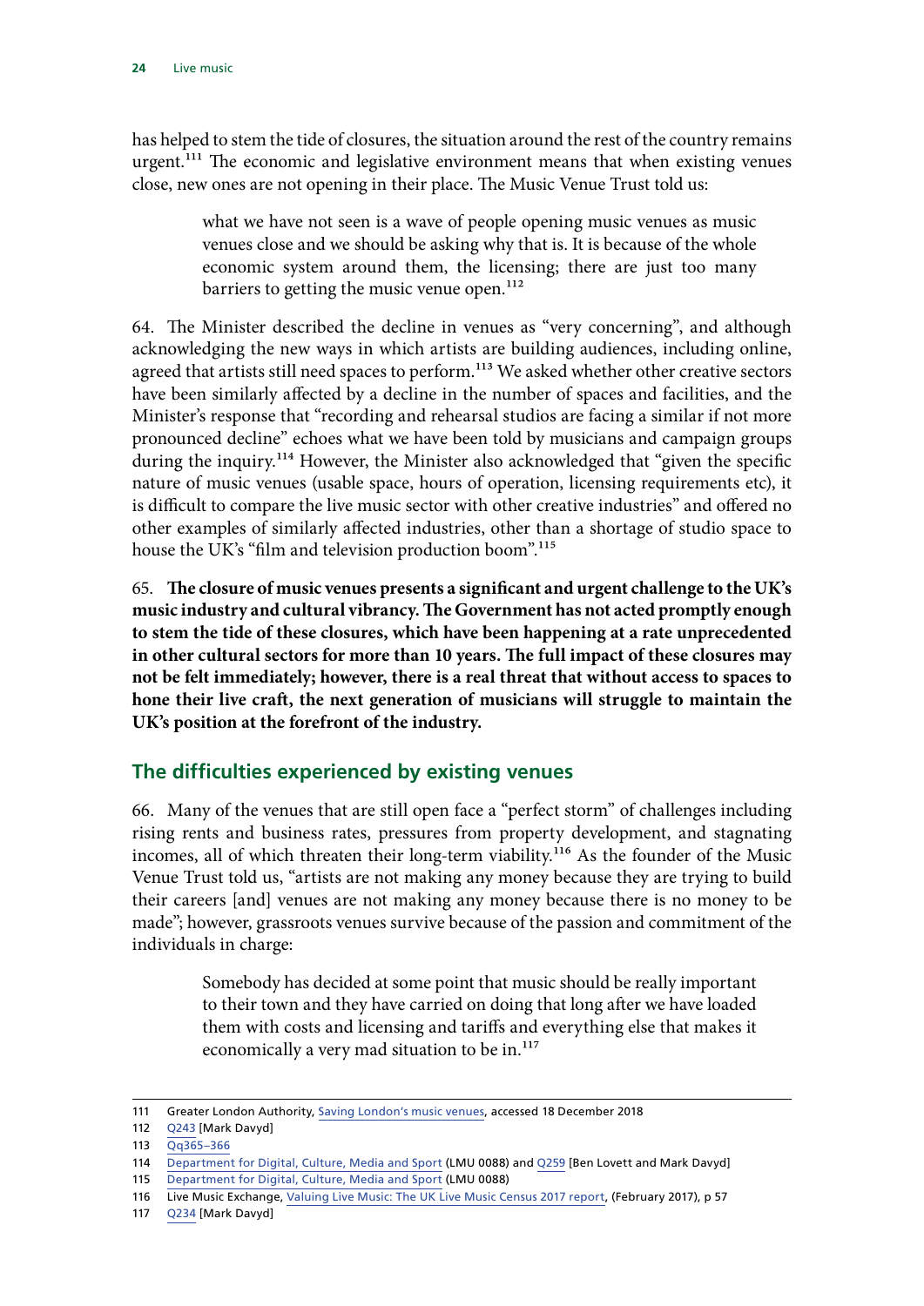has helped to stem the tide of closures, the situation around the rest of the country remains urgent.[111] The economic and legislative environment means that when existing venues close, new ones are not opening in their place. The Music Venue Trust told us:

> what we have not seen is a wave of people opening music venues as music venues close and we should be asking why that is. It is because of the whole economic system around them, the licensing; there are just too many barriers to getting the music venue open.[112]

64. The Minister described the decline in venues as "very concerning", and although acknowledging the new ways in which artists are building audiences, including online, agreed that artists still need spaces to perform.[113] We asked whether other creative sectors have been similarly affected by a decline in the number of spaces and facilities, and the Minister's response that "recording and rehearsal studios are facing a similar if not more pronounced decline" echoes what we have been told by musicians and campaign groups during the inquiry.[114] However, the Minister also acknowledged that "given the specific nature of music venues (usable space, hours of operation, licensing requirements etc), it is difficult to compare the live music sector with other creative industries" and offered no other examples of similarly affected industries, other than a shortage of studio space to house the UK's "film and television production boom".[115]

65. **The closure of music venues presents a significant and urgent challenge to the UK's music industry and cultural vibrancy. The Government has not acted promptly enough to stem the tide of these closures, which have been happening at a rate unprecedented in other cultural sectors for more than 10 years. The full impact of these closures may not be felt immediately; however, there is a real threat that without access to spaces to hone their live craft, the next generation of musicians will struggle to maintain the UK's position at the forefront of the industry.**

## The difficulties experienced by existing venues

66. Many of the venues that are still open face a "perfect storm" of challenges including rising rents and business rates, pressures from property development, and stagnating incomes, all of which threaten their long-term viability.[116] As the founder of the Music Venue Trust told us, "artists are not making any money because they are trying to build their careers [and] venues are not making any money because there is no money to be made"; however, grassroots venues survive because of the passion and commitment of the individuals in charge:

> Somebody has decided at some point that music should be really important to their town and they have carried on doing that long after we have loaded them with costs and licensing and tariffs and everything else that makes it economically a very mad situation to be in.[117]

---

111 Greater London Authority, Saving London's music venues, accessed 18 December 2018

112 Q243 [Mark Davyd]

113 Qq365–366

114 Department for Digital, Culture, Media and Sport (LMU 0088) and Q259 [Ben Lovett and Mark Davyd]

115 Department for Digital, Culture, Media and Sport (LMU 0088)

116 Live Music Exchange, Valuing Live Music: The UK Live Music Census 2017 report, (February 2017), p 57

117 Q234 [Mark Davyd]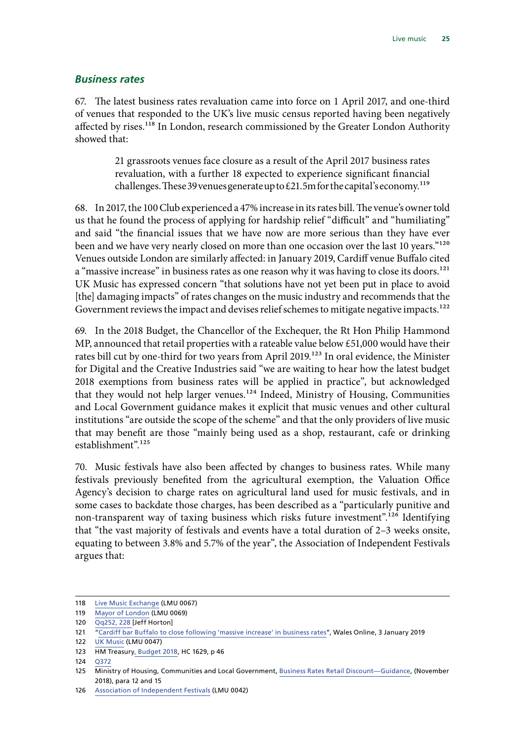### *Business rates*

67. The latest business rates revaluation came into force on 1 April 2017, and one-third of venues that responded to the UK's live music census reported having been negatively affected by rises.[118] In London, research commissioned by the Greater London Authority showed that:

> 21 grassroots venues face closure as a result of the April 2017 business rates revaluation, with a further 18 expected to experience significant financial challenges. These 39 venues generate up to £21.5m for the capital's economy.[119]

68. In 2017, the 100 Club experienced a 47% increase in its rates bill. The venue's owner told us that he found the process of applying for hardship relief "difficult" and "humiliating" and said "the financial issues that we have now are more serious than they have ever been and we have very nearly closed on more than one occasion over the last 10 years."[120] Venues outside London are similarly affected: in January 2019, Cardiff venue Buffalo cited a "massive increase" in business rates as one reason why it was having to close its doors.[121] UK Music has expressed concern "that solutions have not yet been put in place to avoid [the] damaging impacts" of rates changes on the music industry and recommends that the Government reviews the impact and devises relief schemes to mitigate negative impacts.[122]

69. In the 2018 Budget, the Chancellor of the Exchequer, the Rt Hon Philip Hammond MP, announced that retail properties with a rateable value below £51,000 would have their rates bill cut by one-third for two years from April 2019.[123] In oral evidence, the Minister for Digital and the Creative Industries said "we are waiting to hear how the latest budget 2018 exemptions from business rates will be applied in practice", but acknowledged that they would not help larger venues.[124] Indeed, Ministry of Housing, Communities and Local Government guidance makes it explicit that music venues and other cultural institutions "are outside the scope of the scheme" and that the only providers of live music that may benefit are those "mainly being used as a shop, restaurant, cafe or drinking establishment".[125]

70. Music festivals have also been affected by changes to business rates. While many festivals previously benefited from the agricultural exemption, the Valuation Office Agency's decision to charge rates on agricultural land used for music festivals, and in some cases to backdate those charges, has been described as a "particularly punitive and non-transparent way of taxing business which risks future investment".[126] Identifying that "the vast majority of festivals and events have a total duration of 2–3 weeks onsite, equating to between 3.8% and 5.7% of the year", the Association of Independent Festivals argues that:

---

118 Live Music Exchange (LMU 0067)

119 Mayor of London (LMU 0069)

120 Qq252, 228 [Jeff Horton]

121 "Cardiff bar Buffalo to close following 'massive increase' in business rates", Wales Online, 3 January 2019

122 UK Music (LMU 0047)

123 HM Treasury, Budget 2018, HC 1629, p 46

124 Q372

125 Ministry of Housing, Communities and Local Government, Business Rates Retail Discount—Guidance, (November 2018), para 12 and 15

126 Association of Independent Festivals (LMU 0042)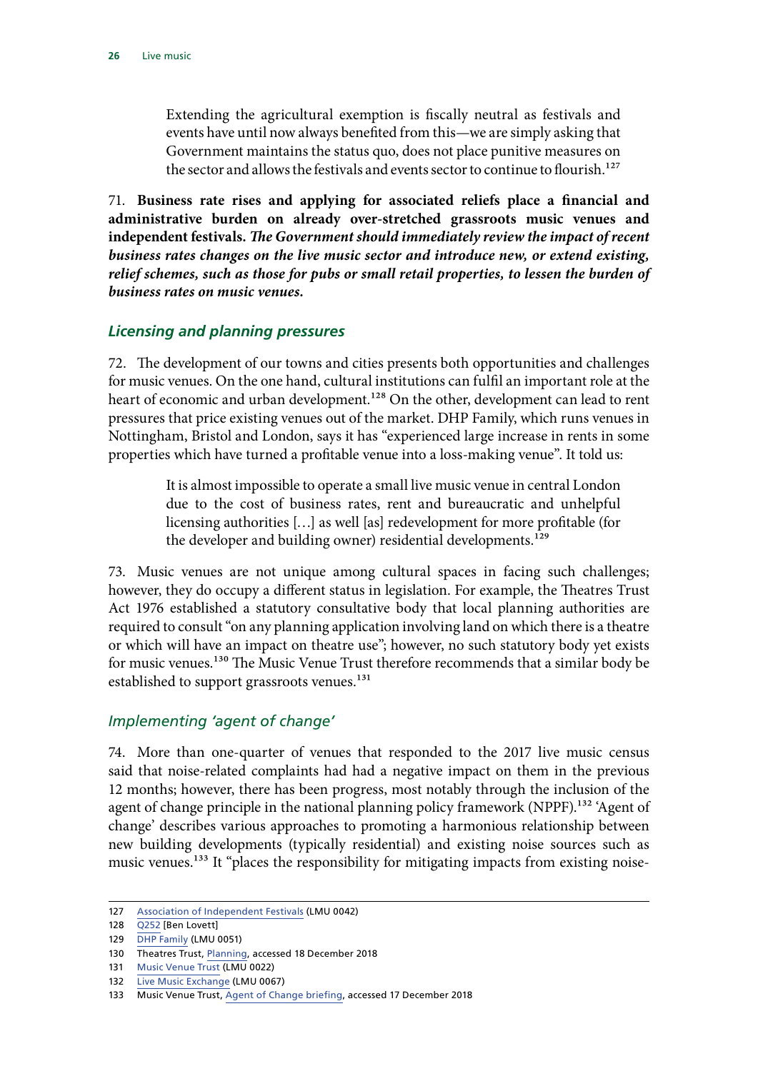> Extending the agricultural exemption is fiscally neutral as festivals and events have until now always benefited from this—we are simply asking that Government maintains the status quo, does not place punitive measures on the sector and allows the festivals and events sector to continue to flourish.[127]

71. **Business rate rises and applying for associated reliefs place a financial and administrative burden on already over-stretched grassroots music venues and independent festivals. *The Government should immediately review the impact of recent business rates changes on the live music sector and introduce new, or extend existing, relief schemes, such as those for pubs or small retail properties, to lessen the burden of business rates on music venues.***

### *Licensing and planning pressures*

72. The development of our towns and cities presents both opportunities and challenges for music venues. On the one hand, cultural institutions can fulfil an important role at the heart of economic and urban development.[128] On the other, development can lead to rent pressures that price existing venues out of the market. DHP Family, which runs venues in Nottingham, Bristol and London, says it has "experienced large increase in rents in some properties which have turned a profitable venue into a loss-making venue". It told us:

> It is almost impossible to operate a small live music venue in central London due to the cost of business rates, rent and bureaucratic and unhelpful licensing authorities […] as well [as] redevelopment for more profitable (for the developer and building owner) residential developments.[129]

73. Music venues are not unique among cultural spaces in facing such challenges; however, they do occupy a different status in legislation. For example, the Theatres Trust Act 1976 established a statutory consultative body that local planning authorities are required to consult "on any planning application involving land on which there is a theatre or which will have an impact on theatre use"; however, no such statutory body yet exists for music venues.[130] The Music Venue Trust therefore recommends that a similar body be established to support grassroots venues.[131]

### *Implementing 'agent of change'*

74. More than one-quarter of venues that responded to the 2017 live music census said that noise-related complaints had had a negative impact on them in the previous 12 months; however, there has been progress, most notably through the inclusion of the agent of change principle in the national planning policy framework (NPPF).[132] 'Agent of change' describes various approaches to promoting a harmonious relationship between new building developments (typically residential) and existing noise sources such as music venues.[133] It "places the responsibility for mitigating impacts from existing noise-

---

127 Association of Independent Festivals (LMU 0042)

128 Q252 [Ben Lovett]

129 DHP Family (LMU 0051)

130 Theatres Trust, Planning, accessed 18 December 2018

131 Music Venue Trust (LMU 0022)

132 Live Music Exchange (LMU 0067)

133 Music Venue Trust, Agent of Change briefing, accessed 17 December 2018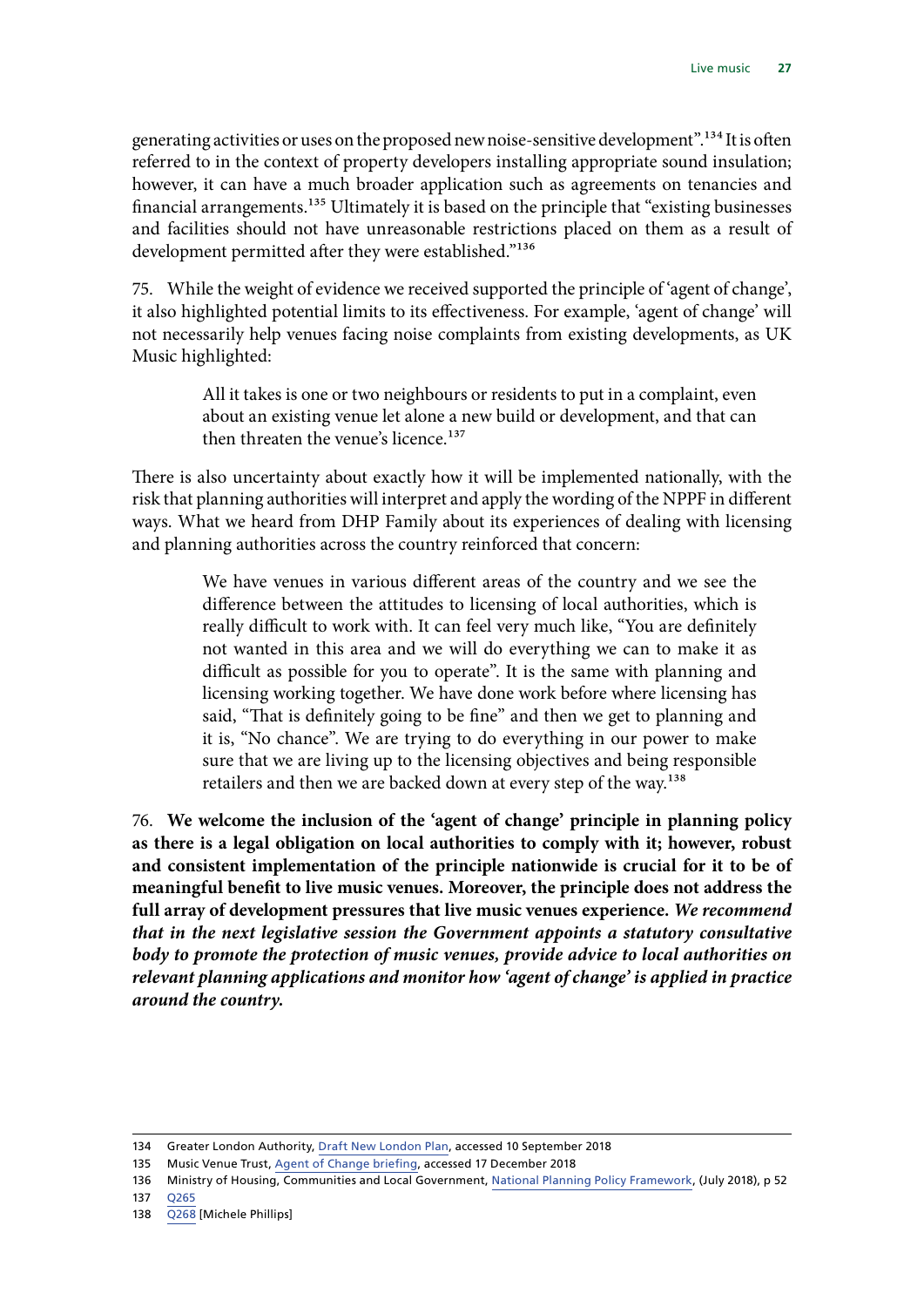generating activities or uses on the proposed new noise-sensitive development”.[134] It is often referred to in the context of property developers installing appropriate sound insulation; however, it can have a much broader application such as agreements on tenancies and financial arrangements.[135] Ultimately it is based on the principle that “existing businesses and facilities should not have unreasonable restrictions placed on them as a result of development permitted after they were established.”[136]

75. While the weight of evidence we received supported the principle of ‘agent of change’, it also highlighted potential limits to its effectiveness. For example, ‘agent of change’ will not necessarily help venues facing noise complaints from existing developments, as UK Music highlighted:

> All it takes is one or two neighbours or residents to put in a complaint, even about an existing venue let alone a new build or development, and that can then threaten the venue’s licence.[137]

There is also uncertainty about exactly how it will be implemented nationally, with the risk that planning authorities will interpret and apply the wording of the NPPF in different ways. What we heard from DHP Family about its experiences of dealing with licensing and planning authorities across the country reinforced that concern:

> We have venues in various different areas of the country and we see the difference between the attitudes to licensing of local authorities, which is really difficult to work with. It can feel very much like, “You are definitely not wanted in this area and we will do everything we can to make it as difficult as possible for you to operate”. It is the same with planning and licensing working together. We have done work before where licensing has said, “That is definitely going to be fine” and then we get to planning and it is, “No chance”. We are trying to do everything in our power to make sure that we are living up to the licensing objectives and being responsible retailers and then we are backed down at every step of the way.[138]

76. **We welcome the inclusion of the ‘agent of change’ principle in planning policy as there is a legal obligation on local authorities to comply with it; however, robust and consistent implementation of the principle nationwide is crucial for it to be of meaningful benefit to live music venues. Moreover, the principle does not address the full array of development pressures that live music venues experience.** ***We recommend that in the next legislative session the Government appoints a statutory consultative body to promote the protection of music venues, provide advice to local authorities on relevant planning applications and monitor how ‘agent of change’ is applied in practice around the country.***

---

134 Greater London Authority, Draft New London Plan, accessed 10 September 2018

135 Music Venue Trust, Agent of Change briefing, accessed 17 December 2018

136 Ministry of Housing, Communities and Local Government, National Planning Policy Framework, (July 2018), p 52

137 Q265

138 Q268 [Michele Phillips]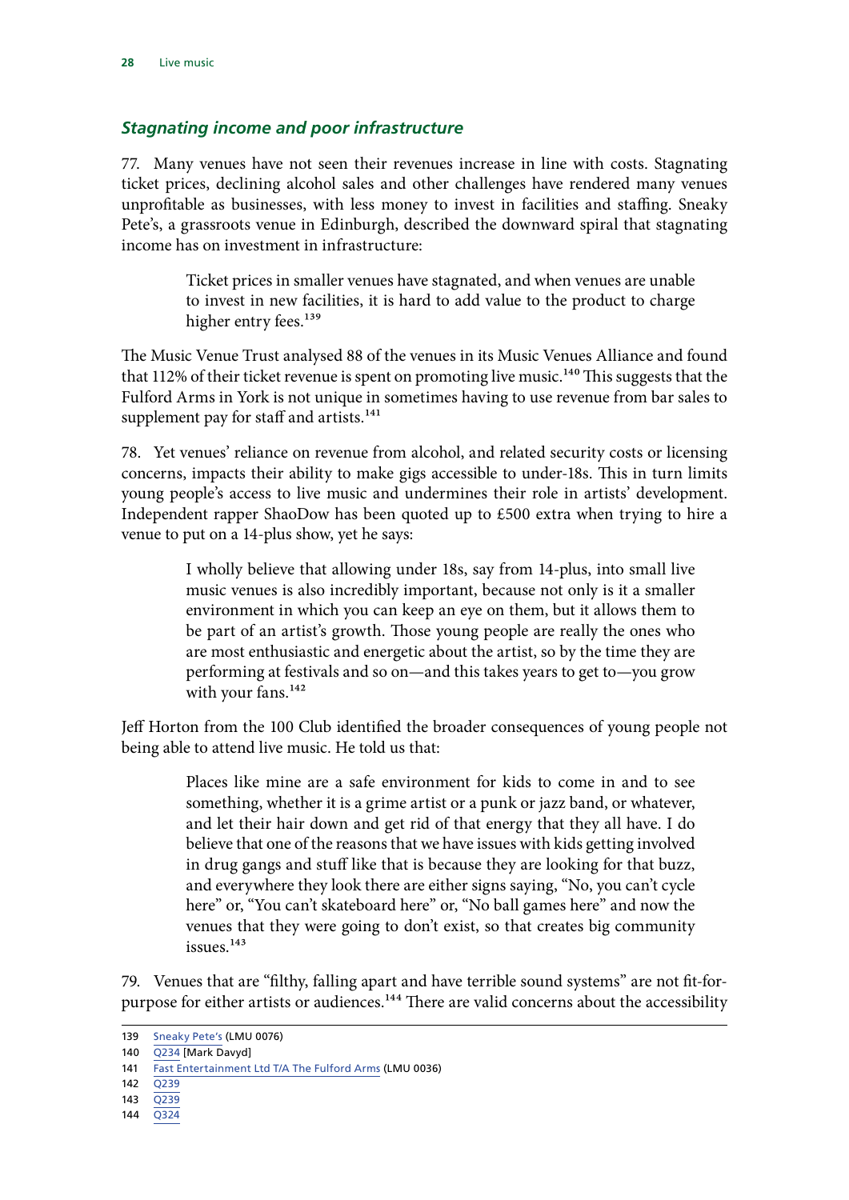### *Stagnating income and poor infrastructure*

77. Many venues have not seen their revenues increase in line with costs. Stagnating ticket prices, declining alcohol sales and other challenges have rendered many venues unprofitable as businesses, with less money to invest in facilities and staffing. Sneaky Pete's, a grassroots venue in Edinburgh, described the downward spiral that stagnating income has on investment in infrastructure:

> Ticket prices in smaller venues have stagnated, and when venues are unable to invest in new facilities, it is hard to add value to the product to charge higher entry fees.[139]

The Music Venue Trust analysed 88 of the venues in its Music Venues Alliance and found that 112% of their ticket revenue is spent on promoting live music.[140] This suggests that the Fulford Arms in York is not unique in sometimes having to use revenue from bar sales to supplement pay for staff and artists.[141]

78. Yet venues' reliance on revenue from alcohol, and related security costs or licensing concerns, impacts their ability to make gigs accessible to under-18s. This in turn limits young people's access to live music and undermines their role in artists' development. Independent rapper ShaoDow has been quoted up to £500 extra when trying to hire a venue to put on a 14-plus show, yet he says:

> I wholly believe that allowing under 18s, say from 14-plus, into small live music venues is also incredibly important, because not only is it a smaller environment in which you can keep an eye on them, but it allows them to be part of an artist's growth. Those young people are really the ones who are most enthusiastic and energetic about the artist, so by the time they are performing at festivals and so on—and this takes years to get to—you grow with your fans.[142]

Jeff Horton from the 100 Club identified the broader consequences of young people not being able to attend live music. He told us that:

> Places like mine are a safe environment for kids to come in and to see something, whether it is a grime artist or a punk or jazz band, or whatever, and let their hair down and get rid of that energy that they all have. I do believe that one of the reasons that we have issues with kids getting involved in drug gangs and stuff like that is because they are looking for that buzz, and everywhere they look there are either signs saying, "No, you can't cycle here" or, "You can't skateboard here" or, "No ball games here" and now the venues that they were going to don't exist, so that creates big community issues.[143]

79. Venues that are "filthy, falling apart and have terrible sound systems" are not fit-for-purpose for either artists or audiences.[144] There are valid concerns about the accessibility

---

139 Sneaky Pete's (LMU 0076)

140 Q234 [Mark Davyd]

141 Fast Entertainment Ltd T/A The Fulford Arms (LMU 0036)

142 Q239

143 Q239

144 Q324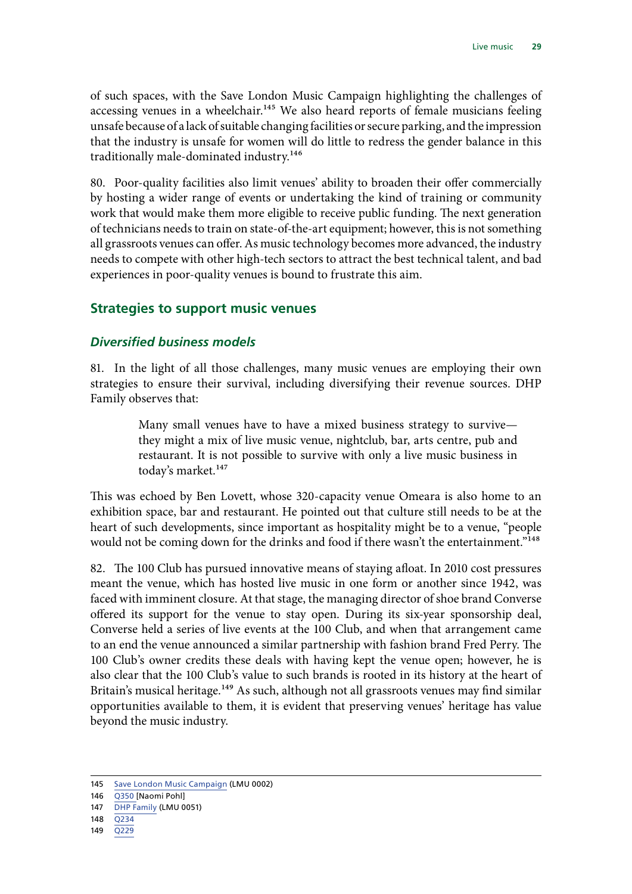of such spaces, with the Save London Music Campaign highlighting the challenges of accessing venues in a wheelchair.[145] We also heard reports of female musicians feeling unsafe because of a lack of suitable changing facilities or secure parking, and the impression that the industry is unsafe for women will do little to redress the gender balance in this traditionally male-dominated industry.[146]

80. Poor-quality facilities also limit venues' ability to broaden their offer commercially by hosting a wider range of events or undertaking the kind of training or community work that would make them more eligible to receive public funding. The next generation of technicians needs to train on state-of-the-art equipment; however, this is not something all grassroots venues can offer. As music technology becomes more advanced, the industry needs to compete with other high-tech sectors to attract the best technical talent, and bad experiences in poor-quality venues is bound to frustrate this aim.

## Strategies to support music venues

### *Diversified business models*

81. In the light of all those challenges, many music venues are employing their own strategies to ensure their survival, including diversifying their revenue sources. DHP Family observes that:

> Many small venues have to have a mixed business strategy to survive—they might a mix of live music venue, nightclub, bar, arts centre, pub and restaurant. It is not possible to survive with only a live music business in today's market.[147]

This was echoed by Ben Lovett, whose 320-capacity venue Omeara is also home to an exhibition space, bar and restaurant. He pointed out that culture still needs to be at the heart of such developments, since important as hospitality might be to a venue, "people would not be coming down for the drinks and food if there wasn't the entertainment."[148]

82. The 100 Club has pursued innovative means of staying afloat. In 2010 cost pressures meant the venue, which has hosted live music in one form or another since 1942, was faced with imminent closure. At that stage, the managing director of shoe brand Converse offered its support for the venue to stay open. During its six-year sponsorship deal, Converse held a series of live events at the 100 Club, and when that arrangement came to an end the venue announced a similar partnership with fashion brand Fred Perry. The 100 Club's owner credits these deals with having kept the venue open; however, he is also clear that the 100 Club's value to such brands is rooted in its history at the heart of Britain's musical heritage.[149] As such, although not all grassroots venues may find similar opportunities available to them, it is evident that preserving venues' heritage has value beyond the music industry.

145 Save London Music Campaign (LMU 0002)
146 Q350 [Naomi Pohl]
147 DHP Family (LMU 0051)
148 Q234
149 Q229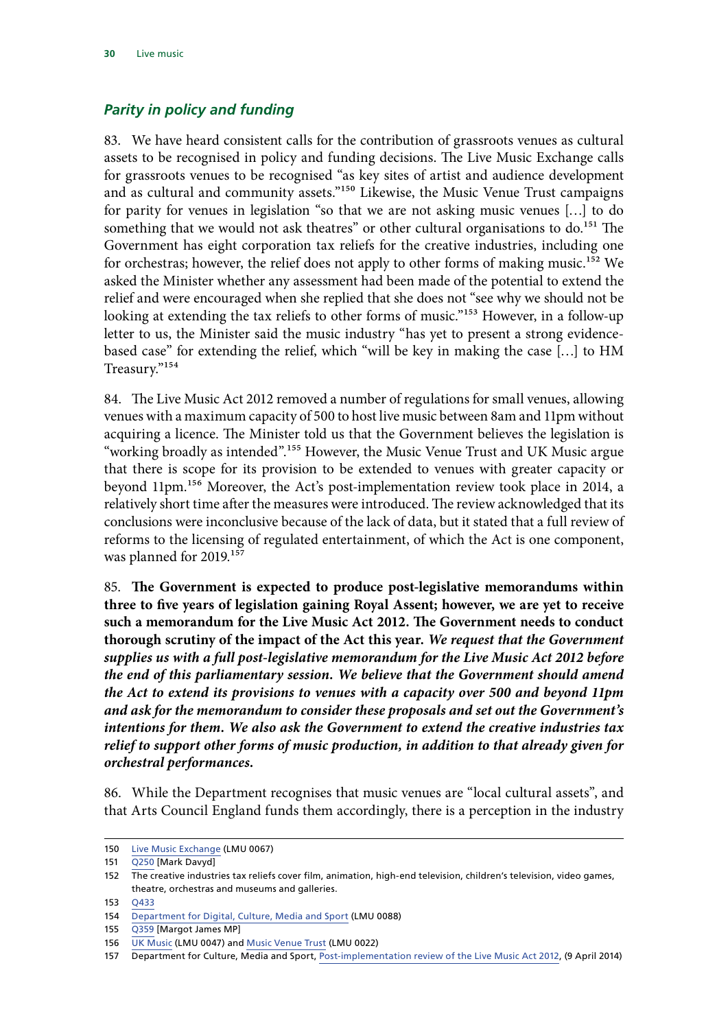### *Parity in policy and funding*

83. We have heard consistent calls for the contribution of grassroots venues as cultural assets to be recognised in policy and funding decisions. The Live Music Exchange calls for grassroots venues to be recognised "as key sites of artist and audience development and as cultural and community assets."[150] Likewise, the Music Venue Trust campaigns for parity for venues in legislation "so that we are not asking music venues […] to do something that we would not ask theatres" or other cultural organisations to do.[151] The Government has eight corporation tax reliefs for the creative industries, including one for orchestras; however, the relief does not apply to other forms of making music.[152] We asked the Minister whether any assessment had been made of the potential to extend the relief and were encouraged when she replied that she does not "see why we should not be looking at extending the tax reliefs to other forms of music."[153] However, in a follow-up letter to us, the Minister said the music industry "has yet to present a strong evidence-based case" for extending the relief, which "will be key in making the case […] to HM Treasury."[154]

84. The Live Music Act 2012 removed a number of regulations for small venues, allowing venues with a maximum capacity of 500 to host live music between 8am and 11pm without acquiring a licence. The Minister told us that the Government believes the legislation is "working broadly as intended".[155] However, the Music Venue Trust and UK Music argue that there is scope for its provision to be extended to venues with greater capacity or beyond 11pm.[156] Moreover, the Act's post-implementation review took place in 2014, a relatively short time after the measures were introduced. The review acknowledged that its conclusions were inconclusive because of the lack of data, but it stated that a full review of reforms to the licensing of regulated entertainment, of which the Act is one component, was planned for 2019.[157]

85. **The Government is expected to produce post-legislative memorandums within three to five years of legislation gaining Royal Assent; however, we are yet to receive such a memorandum for the Live Music Act 2012. The Government needs to conduct thorough scrutiny of the impact of the Act this year.** ***We request that the Government supplies us with a full post-legislative memorandum for the Live Music Act 2012 before the end of this parliamentary session. We believe that the Government should amend the Act to extend its provisions to venues with a capacity over 500 and beyond 11pm and ask for the memorandum to consider these proposals and set out the Government's intentions for them. We also ask the Government to extend the creative industries tax relief to support other forms of music production, in addition to that already given for orchestral performances.***

86. While the Department recognises that music venues are "local cultural assets", and that Arts Council England funds them accordingly, there is a perception in the industry

---

150 Live Music Exchange (LMU 0067)

151 Q250 [Mark Davyd]

152 The creative industries tax reliefs cover film, animation, high-end television, children's television, video games, theatre, orchestras and museums and galleries.

153 Q433

154 Department for Digital, Culture, Media and Sport (LMU 0088)

155 Q359 [Margot James MP]

156 UK Music (LMU 0047) and Music Venue Trust (LMU 0022)

157 Department for Culture, Media and Sport, Post-implementation review of the Live Music Act 2012, (9 April 2014)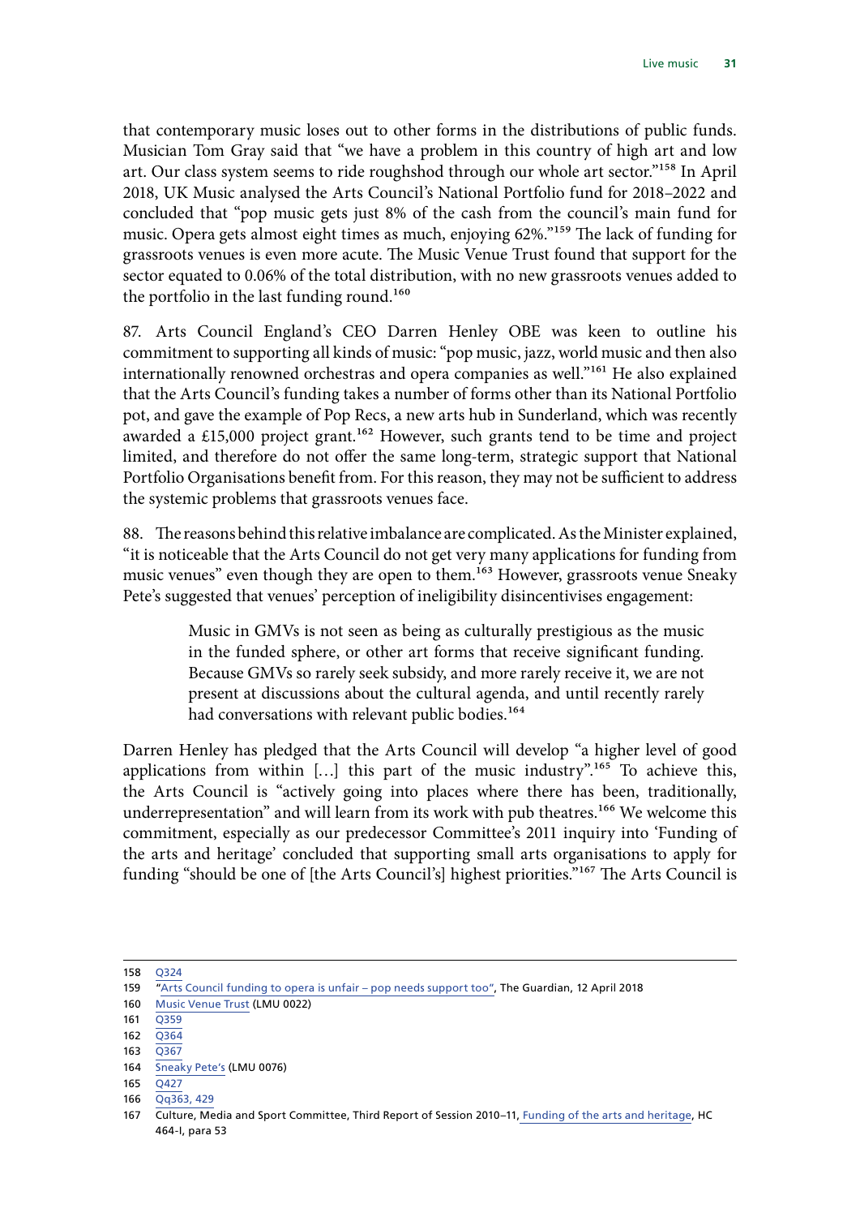that contemporary music loses out to other forms in the distributions of public funds. Musician Tom Gray said that "we have a problem in this country of high art and low art. Our class system seems to ride roughshod through our whole art sector."[158] In April 2018, UK Music analysed the Arts Council's National Portfolio fund for 2018–2022 and concluded that "pop music gets just 8% of the cash from the council's main fund for music. Opera gets almost eight times as much, enjoying 62%."[159] The lack of funding for grassroots venues is even more acute. The Music Venue Trust found that support for the sector equated to 0.06% of the total distribution, with no new grassroots venues added to the portfolio in the last funding round.[160]

87. Arts Council England's CEO Darren Henley OBE was keen to outline his commitment to supporting all kinds of music: "pop music, jazz, world music and then also internationally renowned orchestras and opera companies as well."[161] He also explained that the Arts Council's funding takes a number of forms other than its National Portfolio pot, and gave the example of Pop Recs, a new arts hub in Sunderland, which was recently awarded a £15,000 project grant.[162] However, such grants tend to be time and project limited, and therefore do not offer the same long-term, strategic support that National Portfolio Organisations benefit from. For this reason, they may not be sufficient to address the systemic problems that grassroots venues face.

88. The reasons behind this relative imbalance are complicated. As the Minister explained, "it is noticeable that the Arts Council do not get very many applications for funding from music venues" even though they are open to them.[163] However, grassroots venue Sneaky Pete's suggested that venues' perception of ineligibility disincentivises engagement:

> Music in GMVs is not seen as being as culturally prestigious as the music in the funded sphere, or other art forms that receive significant funding. Because GMVs so rarely seek subsidy, and more rarely receive it, we are not present at discussions about the cultural agenda, and until recently rarely had conversations with relevant public bodies.[164]

Darren Henley has pledged that the Arts Council will develop "a higher level of good applications from within [...] this part of the music industry".[165] To achieve this, the Arts Council is "actively going into places where there has been, traditionally, underrepresentation" and will learn from its work with pub theatres.[166] We welcome this commitment, especially as our predecessor Committee's 2011 inquiry into 'Funding of the arts and heritage' concluded that supporting small arts organisations to apply for funding "should be one of [the Arts Council's] highest priorities."[167] The Arts Council is

158 Q324

159 "Arts Council funding to opera is unfair – pop needs support too", The Guardian, 12 April 2018

160 Music Venue Trust (LMU 0022)

161 Q359

162 Q364

163 Q367

164 Sneaky Pete's (LMU 0076)

165 Q427

166 Qq363, 429

167 Culture, Media and Sport Committee, Third Report of Session 2010–11, Funding of the arts and heritage, HC 464-I, para 53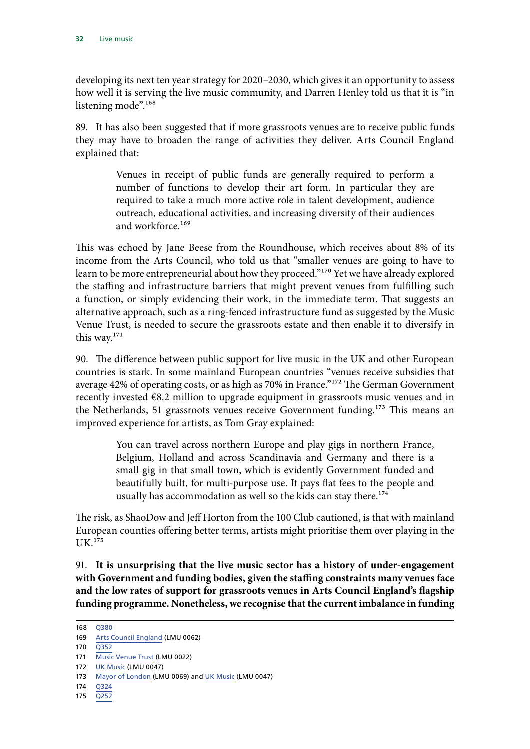developing its next ten year strategy for 2020–2030, which gives it an opportunity to assess how well it is serving the live music community, and Darren Henley told us that it is "in listening mode".[168]

89. It has also been suggested that if more grassroots venues are to receive public funds they may have to broaden the range of activities they deliver. Arts Council England explained that:

> Venues in receipt of public funds are generally required to perform a number of functions to develop their art form. In particular they are required to take a much more active role in talent development, audience outreach, educational activities, and increasing diversity of their audiences and workforce.[169]

This was echoed by Jane Beese from the Roundhouse, which receives about 8% of its income from the Arts Council, who told us that "smaller venues are going to have to learn to be more entrepreneurial about how they proceed."[170] Yet we have already explored the staffing and infrastructure barriers that might prevent venues from fulfilling such a function, or simply evidencing their work, in the immediate term. That suggests an alternative approach, such as a ring-fenced infrastructure fund as suggested by the Music Venue Trust, is needed to secure the grassroots estate and then enable it to diversify in this way.[171]

90. The difference between public support for live music in the UK and other European countries is stark. In some mainland European countries "venues receive subsidies that average 42% of operating costs, or as high as 70% in France."[172] The German Government recently invested €8.2 million to upgrade equipment in grassroots music venues and in the Netherlands, 51 grassroots venues receive Government funding.[173] This means an improved experience for artists, as Tom Gray explained:

> You can travel across northern Europe and play gigs in northern France, Belgium, Holland and across Scandinavia and Germany and there is a small gig in that small town, which is evidently Government funded and beautifully built, for multi-purpose use. It pays flat fees to the people and usually has accommodation as well so the kids can stay there.[174]

The risk, as ShaoDow and Jeff Horton from the 100 Club cautioned, is that with mainland European counties offering better terms, artists might prioritise them over playing in the UK.[175]

91. **It is unsurprising that the live music sector has a history of under-engagement with Government and funding bodies, given the staffing constraints many venues face and the low rates of support for grassroots venues in Arts Council England's flagship funding programme. Nonetheless, we recognise that the current imbalance in funding**

---

168 Q380

169 Arts Council England (LMU 0062)

170 Q352

171 Music Venue Trust (LMU 0022)

172 UK Music (LMU 0047)

173 Mayor of London (LMU 0069) and UK Music (LMU 0047)

174 Q324

175 Q252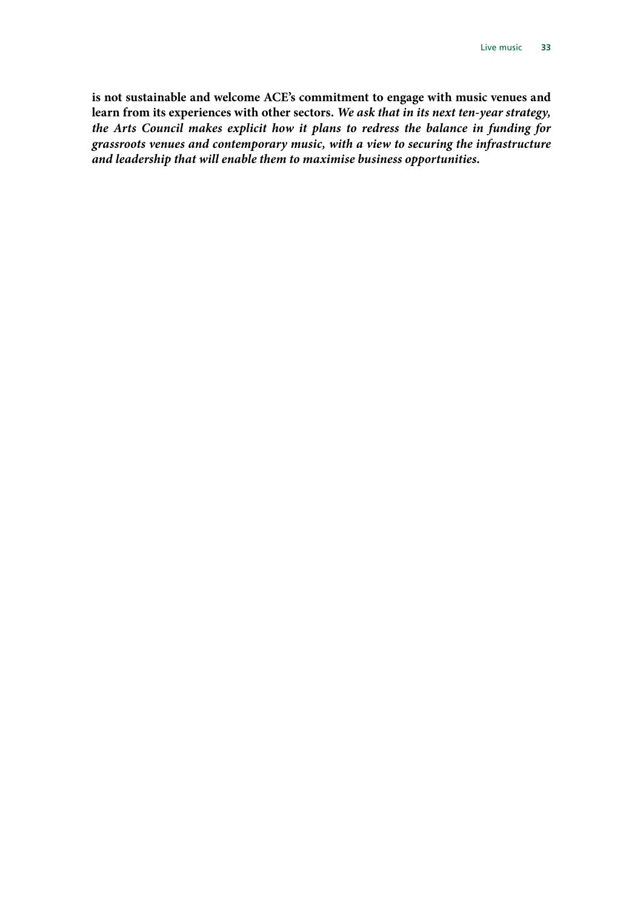**is not sustainable and welcome ACE's commitment to engage with music venues and learn from its experiences with other sectors.** ***We ask that in its next ten-year strategy, the Arts Council makes explicit how it plans to redress the balance in funding for grassroots venues and contemporary music, with a view to securing the infrastructure and leadership that will enable them to maximise business opportunities.***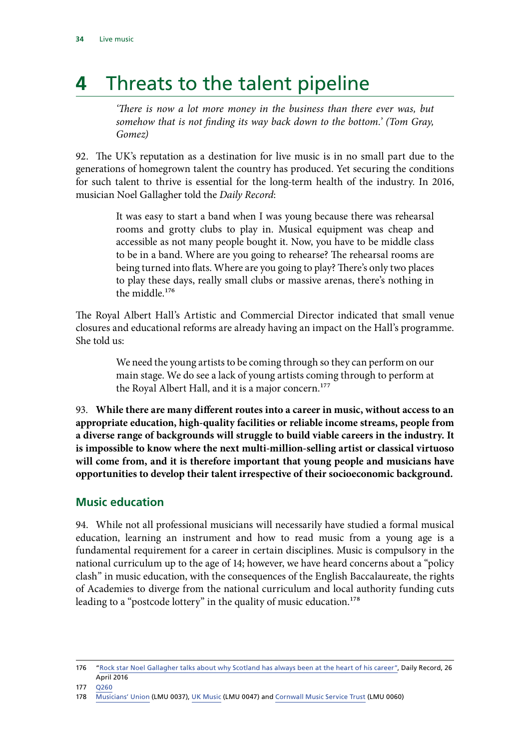# 4 Threats to the talent pipeline

> *'There is now a lot more money in the business than there ever was, but somehow that is not finding its way back down to the bottom.' (Tom Gray, Gomez)*

92. The UK's reputation as a destination for live music is in no small part due to the generations of homegrown talent the country has produced. Yet securing the conditions for such talent to thrive is essential for the long-term health of the industry. In 2016, musician Noel Gallagher told the *Daily Record*:

> It was easy to start a band when I was young because there was rehearsal rooms and grotty clubs to play in. Musical equipment was cheap and accessible as not many people bought it. Now, you have to be middle class to be in a band. Where are you going to rehearse? The rehearsal rooms are being turned into flats. Where are you going to play? There's only two places to play these days, really small clubs or massive arenas, there's nothing in the middle.[176]

The Royal Albert Hall's Artistic and Commercial Director indicated that small venue closures and educational reforms are already having an impact on the Hall's programme. She told us:

> We need the young artists to be coming through so they can perform on our main stage. We do see a lack of young artists coming through to perform at the Royal Albert Hall, and it is a major concern.[177]

93. **While there are many different routes into a career in music, without access to an appropriate education, high-quality facilities or reliable income streams, people from a diverse range of backgrounds will struggle to build viable careers in the industry. It is impossible to know where the next multi-million-selling artist or classical virtuoso will come from, and it is therefore important that young people and musicians have opportunities to develop their talent irrespective of their socioeconomic background.**

## Music education

94. While not all professional musicians will necessarily have studied a formal musical education, learning an instrument and how to read music from a young age is a fundamental requirement for a career in certain disciplines. Music is compulsory in the national curriculum up to the age of 14; however, we have heard concerns about a "policy clash" in music education, with the consequences of the English Baccalaureate, the rights of Academies to diverge from the national curriculum and local authority funding cuts leading to a "postcode lottery" in the quality of music education.[178]

---

176 "Rock star Noel Gallagher talks about why Scotland has always been at the heart of his career", Daily Record, 26 April 2016

177 Q260

178 Musicians' Union (LMU 0037), UK Music (LMU 0047) and Cornwall Music Service Trust (LMU 0060)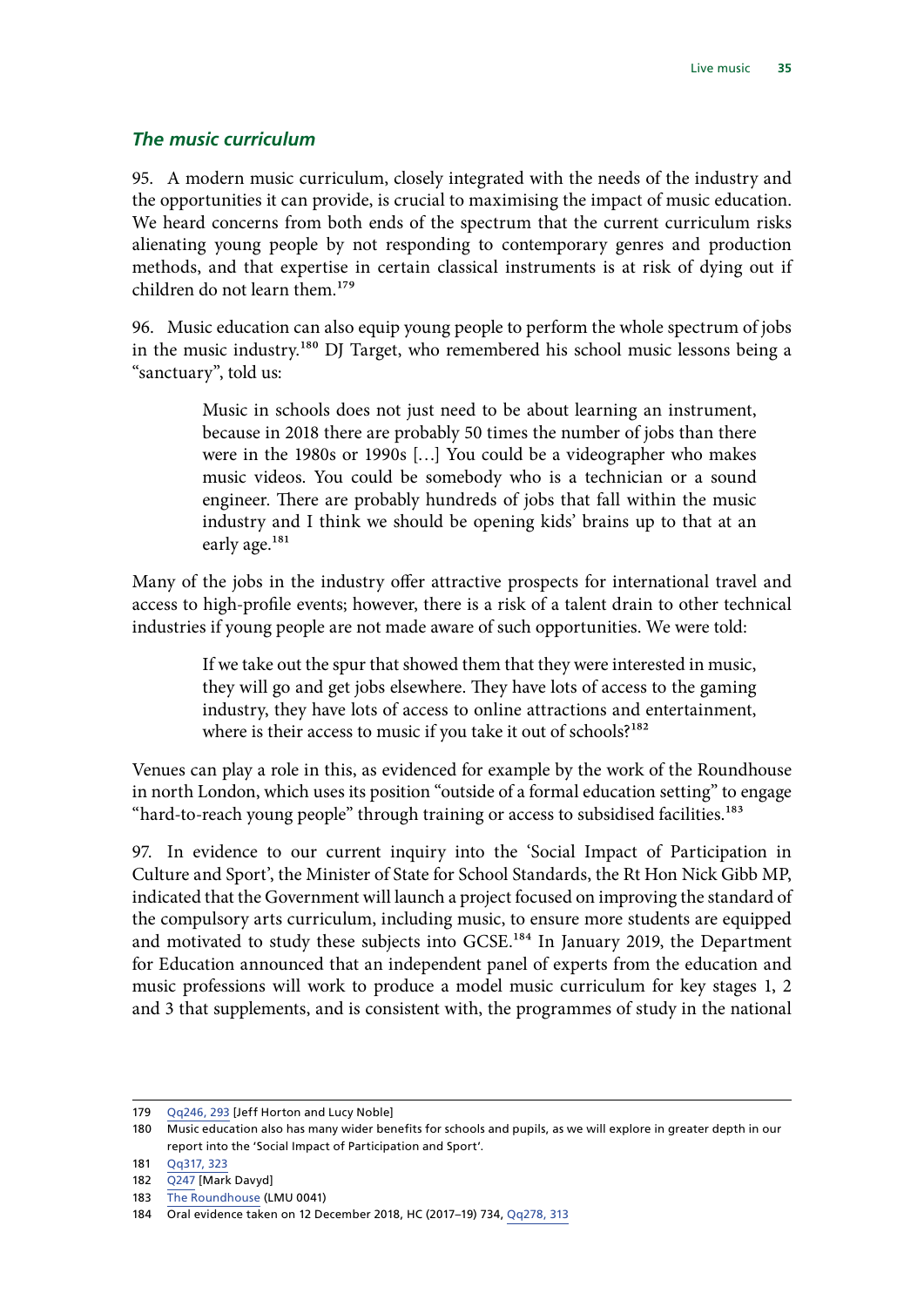### *The music curriculum*

95. A modern music curriculum, closely integrated with the needs of the industry and the opportunities it can provide, is crucial to maximising the impact of music education. We heard concerns from both ends of the spectrum that the current curriculum risks alienating young people by not responding to contemporary genres and production methods, and that expertise in certain classical instruments is at risk of dying out if children do not learn them.[179]

96. Music education can also equip young people to perform the whole spectrum of jobs in the music industry.[180] DJ Target, who remembered his school music lessons being a "sanctuary", told us:

> Music in schools does not just need to be about learning an instrument, because in 2018 there are probably 50 times the number of jobs than there were in the 1980s or 1990s […] You could be a videographer who makes music videos. You could be somebody who is a technician or a sound engineer. There are probably hundreds of jobs that fall within the music industry and I think we should be opening kids' brains up to that at an early age.[181]

Many of the jobs in the industry offer attractive prospects for international travel and access to high-profile events; however, there is a risk of a talent drain to other technical industries if young people are not made aware of such opportunities. We were told:

> If we take out the spur that showed them that they were interested in music, they will go and get jobs elsewhere. They have lots of access to the gaming industry, they have lots of access to online attractions and entertainment, where is their access to music if you take it out of schools?[182]

Venues can play a role in this, as evidenced for example by the work of the Roundhouse in north London, which uses its position "outside of a formal education setting" to engage "hard-to-reach young people" through training or access to subsidised facilities.[183]

97. In evidence to our current inquiry into the 'Social Impact of Participation in Culture and Sport', the Minister of State for School Standards, the Rt Hon Nick Gibb MP, indicated that the Government will launch a project focused on improving the standard of the compulsory arts curriculum, including music, to ensure more students are equipped and motivated to study these subjects into GCSE.[184] In January 2019, the Department for Education announced that an independent panel of experts from the education and music professions will work to produce a model music curriculum for key stages 1, 2 and 3 that supplements, and is consistent with, the programmes of study in the national

---

179 Qq246, 293 [Jeff Horton and Lucy Noble]

180 Music education also has many wider benefits for schools and pupils, as we will explore in greater depth in our report into the 'Social Impact of Participation and Sport'.

181 Qq317, 323

182 Q247 [Mark Davyd]

183 The Roundhouse (LMU 0041)

184 Oral evidence taken on 12 December 2018, HC (2017–19) 734, Qq278, 313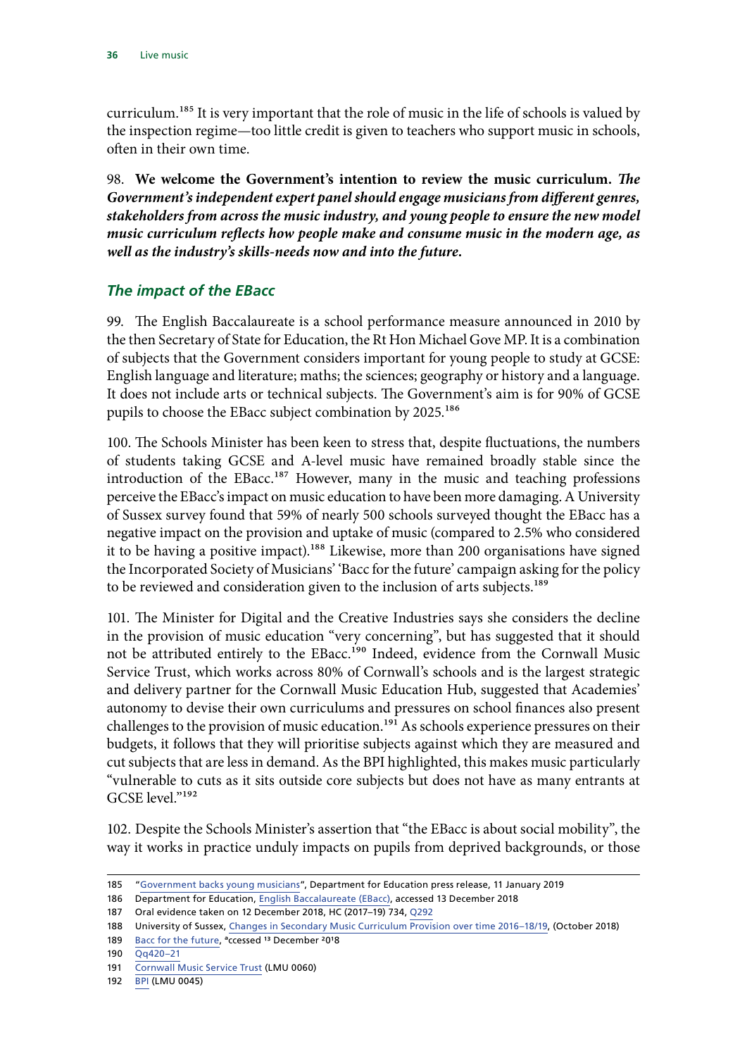curriculum.[185] It is very important that the role of music in the life of schools is valued by the inspection regime—too little credit is given to teachers who support music in schools, often in their own time.

98. **We welcome the Government's intention to review the music curriculum.** ***The Government's independent expert panel should engage musicians from different genres, stakeholders from across the music industry, and young people to ensure the new model music curriculum reflects how people make and consume music in the modern age, as well as the industry's skills-needs now and into the future.***

### *The impact of the EBacc*

99. The English Baccalaureate is a school performance measure announced in 2010 by the then Secretary of State for Education, the Rt Hon Michael Gove MP. It is a combination of subjects that the Government considers important for young people to study at GCSE: English language and literature; maths; the sciences; geography or history and a language. It does not include arts or technical subjects. The Government's aim is for 90% of GCSE pupils to choose the EBacc subject combination by 2025.[186]

100. The Schools Minister has been keen to stress that, despite fluctuations, the numbers of students taking GCSE and A-level music have remained broadly stable since the introduction of the EBacc.[187] However, many in the music and teaching professions perceive the EBacc's impact on music education to have been more damaging. A University of Sussex survey found that 59% of nearly 500 schools surveyed thought the EBacc has a negative impact on the provision and uptake of music (compared to 2.5% who considered it to be having a positive impact).[188] Likewise, more than 200 organisations have signed the Incorporated Society of Musicians' 'Bacc for the future' campaign asking for the policy to be reviewed and consideration given to the inclusion of arts subjects.[189]

101. The Minister for Digital and the Creative Industries says she considers the decline in the provision of music education "very concerning", but has suggested that it should not be attributed entirely to the EBacc.[190] Indeed, evidence from the Cornwall Music Service Trust, which works across 80% of Cornwall's schools and is the largest strategic and delivery partner for the Cornwall Music Education Hub, suggested that Academies' autonomy to devise their own curriculums and pressures on school finances also present challenges to the provision of music education.[191] As schools experience pressures on their budgets, it follows that they will prioritise subjects against which they are measured and cut subjects that are less in demand. As the BPI highlighted, this makes music particularly "vulnerable to cuts as it sits outside core subjects but does not have as many entrants at GCSE level."[192]

102. Despite the Schools Minister's assertion that "the EBacc is about social mobility", the way it works in practice unduly impacts on pupils from deprived backgrounds, or those

---

185 "Government backs young musicians", Department for Education press release, 11 January 2019

186 Department for Education, English Baccalaureate (EBacc), accessed 13 December 2018

187 Oral evidence taken on 12 December 2018, HC (2017–19) 734, Q292

188 University of Sussex, Changes in Secondary Music Curriculum Provision over time 2016–18/19, (October 2018)

189 Bacc for the future, accessed 13 December 2018

190 Qq420–21

191 Cornwall Music Service Trust (LMU 0060)

192 BPI (LMU 0045)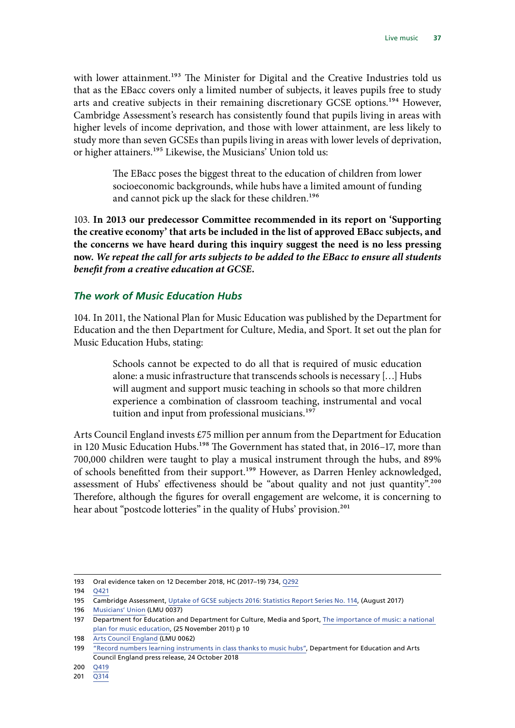with lower attainment.[193] The Minister for Digital and the Creative Industries told us that as the EBacc covers only a limited number of subjects, it leaves pupils free to study arts and creative subjects in their remaining discretionary GCSE options.[194] However, Cambridge Assessment's research has consistently found that pupils living in areas with higher levels of income deprivation, and those with lower attainment, are less likely to study more than seven GCSEs than pupils living in areas with lower levels of deprivation, or higher attainers.[195] Likewise, the Musicians' Union told us:

> The EBacc poses the biggest threat to the education of children from lower socioeconomic backgrounds, while hubs have a limited amount of funding and cannot pick up the slack for these children.[196]

103. **In 2013 our predecessor Committee recommended in its report on 'Supporting the creative economy' that arts be included in the list of approved EBacc subjects, and the concerns we have heard during this inquiry suggest the need is no less pressing now. *We repeat the call for arts subjects to be added to the EBacc to ensure all students benefit from a creative education at GCSE.***

### *The work of Music Education Hubs*

104. In 2011, the National Plan for Music Education was published by the Department for Education and the then Department for Culture, Media, and Sport. It set out the plan for Music Education Hubs, stating:

> Schools cannot be expected to do all that is required of music education alone: a music infrastructure that transcends schools is necessary […] Hubs will augment and support music teaching in schools so that more children experience a combination of classroom teaching, instrumental and vocal tuition and input from professional musicians.[197]

Arts Council England invests £75 million per annum from the Department for Education in 120 Music Education Hubs.[198] The Government has stated that, in 2016–17, more than 700,000 children were taught to play a musical instrument through the hubs, and 89% of schools benefitted from their support.[199] However, as Darren Henley acknowledged, assessment of Hubs' effectiveness should be "about quality and not just quantity".[200] Therefore, although the figures for overall engagement are welcome, it is concerning to hear about "postcode lotteries" in the quality of Hubs' provision.[201]

---

193 Oral evidence taken on 12 December 2018, HC (2017–19) 734, Q292

194 Q421

195 Cambridge Assessment, Uptake of GCSE subjects 2016: Statistics Report Series No. 114, (August 2017)

196 Musicians' Union (LMU 0037)

197 Department for Education and Department for Culture, Media and Sport, The importance of music: a national plan for music education, (25 November 2011) p 10

198 Arts Council England (LMU 0062)

199 "Record numbers learning instruments in class thanks to music hubs", Department for Education and Arts Council England press release, 24 October 2018

200 Q419

201 Q314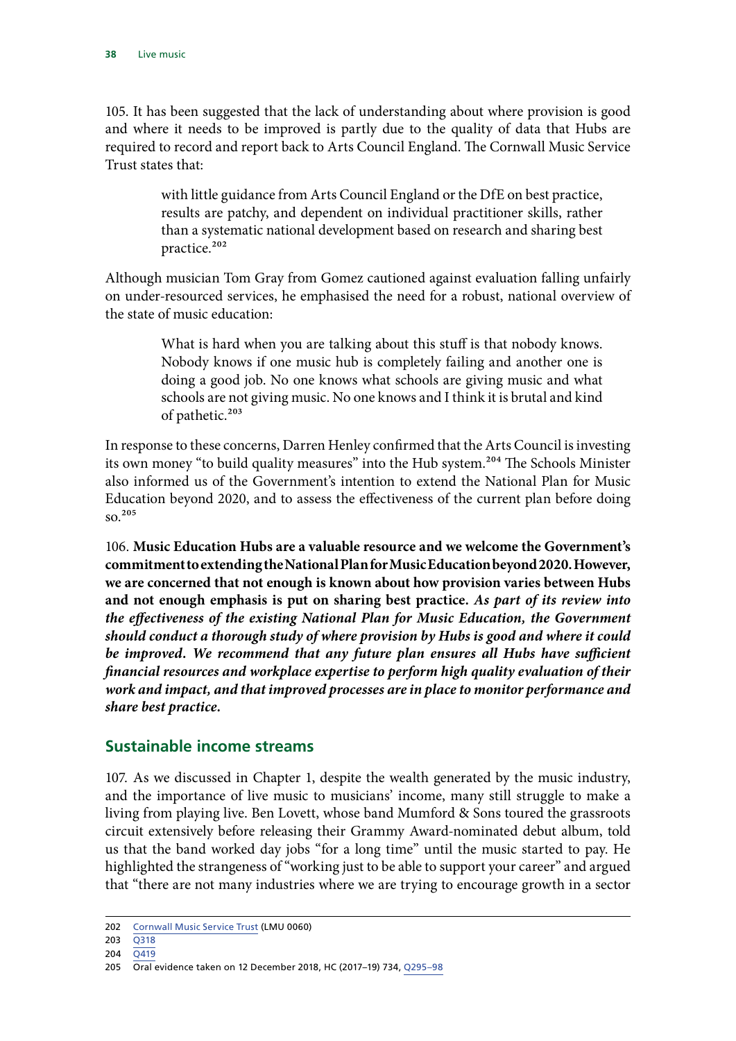105. It has been suggested that the lack of understanding about where provision is good and where it needs to be improved is partly due to the quality of data that Hubs are required to record and report back to Arts Council England. The Cornwall Music Service Trust states that:

> with little guidance from Arts Council England or the DfE on best practice, results are patchy, and dependent on individual practitioner skills, rather than a systematic national development based on research and sharing best practice.[202]

Although musician Tom Gray from Gomez cautioned against evaluation falling unfairly on under-resourced services, he emphasised the need for a robust, national overview of the state of music education:

> What is hard when you are talking about this stuff is that nobody knows. Nobody knows if one music hub is completely failing and another one is doing a good job. No one knows what schools are giving music and what schools are not giving music. No one knows and I think it is brutal and kind of pathetic.[203]

In response to these concerns, Darren Henley confirmed that the Arts Council is investing its own money "to build quality measures" into the Hub system.[204] The Schools Minister also informed us of the Government's intention to extend the National Plan for Music Education beyond 2020, and to assess the effectiveness of the current plan before doing so.[205]

106. **Music Education Hubs are a valuable resource and we welcome the Government's commitment to extending the National Plan for Music Education beyond 2020. However, we are concerned that not enough is known about how provision varies between Hubs and not enough emphasis is put on sharing best practice.** ***As part of its review into the effectiveness of the existing National Plan for Music Education, the Government should conduct a thorough study of where provision by Hubs is good and where it could be improved. We recommend that any future plan ensures all Hubs have sufficient financial resources and workplace expertise to perform high quality evaluation of their work and impact, and that improved processes are in place to monitor performance and share best practice.***

## Sustainable income streams

107. As we discussed in Chapter 1, despite the wealth generated by the music industry, and the importance of live music to musicians' income, many still struggle to make a living from playing live. Ben Lovett, whose band Mumford & Sons toured the grassroots circuit extensively before releasing their Grammy Award-nominated debut album, told us that the band worked day jobs "for a long time" until the music started to pay. He highlighted the strangeness of "working just to be able to support your career" and argued that "there are not many industries where we are trying to encourage growth in a sector

---

202 Cornwall Music Service Trust (LMU 0060)

203 Q318

204 Q419

205 Oral evidence taken on 12 December 2018, HC (2017–19) 734, Q295–98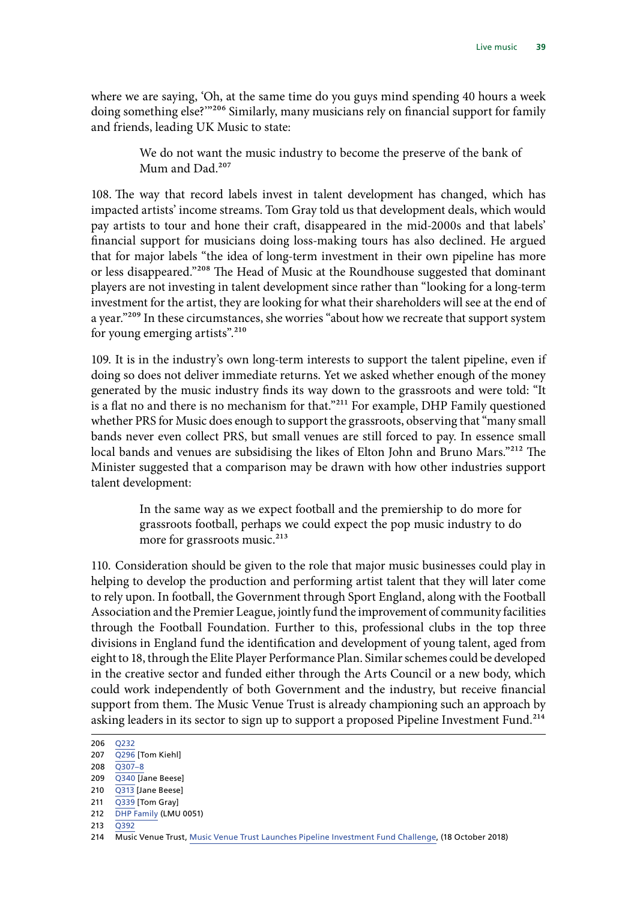where we are saying, 'Oh, at the same time do you guys mind spending 40 hours a week doing something else?'"[206] Similarly, many musicians rely on financial support for family and friends, leading UK Music to state:

> We do not want the music industry to become the preserve of the bank of Mum and Dad.[207]

108. The way that record labels invest in talent development has changed, which has impacted artists' income streams. Tom Gray told us that development deals, which would pay artists to tour and hone their craft, disappeared in the mid-2000s and that labels' financial support for musicians doing loss-making tours has also declined. He argued that for major labels "the idea of long-term investment in their own pipeline has more or less disappeared."[208] The Head of Music at the Roundhouse suggested that dominant players are not investing in talent development since rather than "looking for a long-term investment for the artist, they are looking for what their shareholders will see at the end of a year."[209] In these circumstances, she worries "about how we recreate that support system for young emerging artists".[210]

109. It is in the industry's own long-term interests to support the talent pipeline, even if doing so does not deliver immediate returns. Yet we asked whether enough of the money generated by the music industry finds its way down to the grassroots and were told: "It is a flat no and there is no mechanism for that."[211] For example, DHP Family questioned whether PRS for Music does enough to support the grassroots, observing that "many small bands never even collect PRS, but small venues are still forced to pay. In essence small local bands and venues are subsidising the likes of Elton John and Bruno Mars."[212] The Minister suggested that a comparison may be drawn with how other industries support talent development:

> In the same way as we expect football and the premiership to do more for grassroots football, perhaps we could expect the pop music industry to do more for grassroots music.[213]

110. Consideration should be given to the role that major music businesses could play in helping to develop the production and performing artist talent that they will later come to rely upon. In football, the Government through Sport England, along with the Football Association and the Premier League, jointly fund the improvement of community facilities through the Football Foundation. Further to this, professional clubs in the top three divisions in England fund the identification and development of young talent, aged from eight to 18, through the Elite Player Performance Plan. Similar schemes could be developed in the creative sector and funded either through the Arts Council or a new body, which could work independently of both Government and the industry, but receive financial support from them. The Music Venue Trust is already championing such an approach by asking leaders in its sector to sign up to support a proposed Pipeline Investment Fund.[214]

---

206 Q232
207 Q296 [Tom Kiehl]
208 Q307–8
209 Q340 [Jane Beese]
210 Q313 [Jane Beese]
211 Q339 [Tom Gray]
212 DHP Family (LMU 0051)
213 Q392
214 Music Venue Trust, Music Venue Trust Launches Pipeline Investment Fund Challenge, (18 October 2018)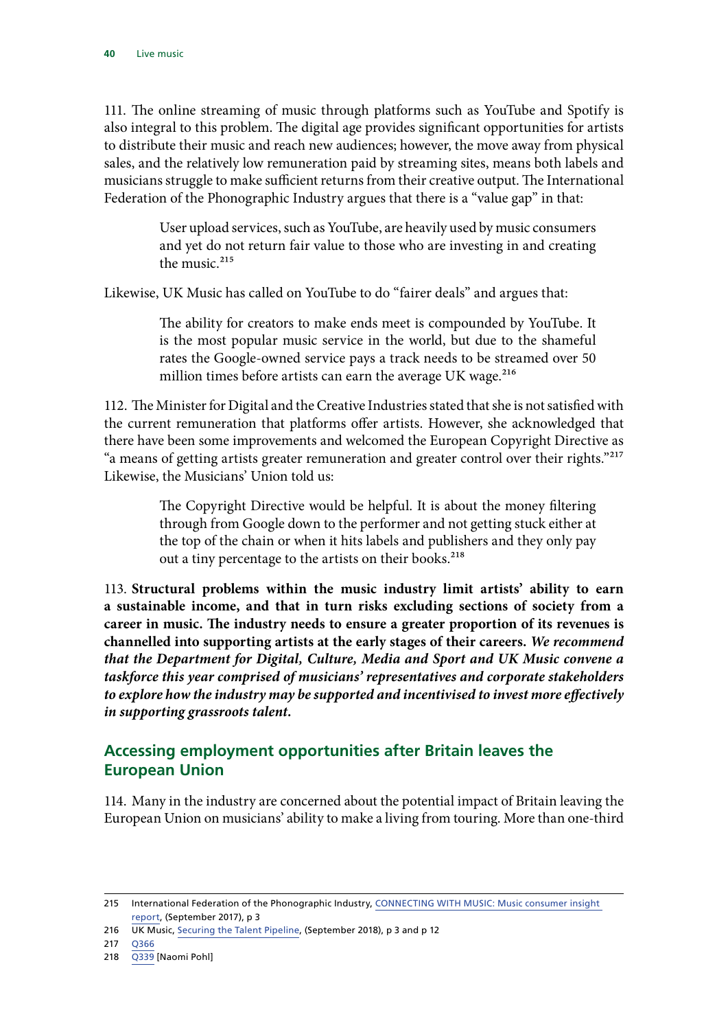111. The online streaming of music through platforms such as YouTube and Spotify is also integral to this problem. The digital age provides significant opportunities for artists to distribute their music and reach new audiences; however, the move away from physical sales, and the relatively low remuneration paid by streaming sites, means both labels and musicians struggle to make sufficient returns from their creative output. The International Federation of the Phonographic Industry argues that there is a "value gap" in that:

> User upload services, such as YouTube, are heavily used by music consumers and yet do not return fair value to those who are investing in and creating the music.[215]

Likewise, UK Music has called on YouTube to do "fairer deals" and argues that:

> The ability for creators to make ends meet is compounded by YouTube. It is the most popular music service in the world, but due to the shameful rates the Google-owned service pays a track needs to be streamed over 50 million times before artists can earn the average UK wage.[216]

112. The Minister for Digital and the Creative Industries stated that she is not satisfied with the current remuneration that platforms offer artists. However, she acknowledged that there have been some improvements and welcomed the European Copyright Directive as "a means of getting artists greater remuneration and greater control over their rights."[217] Likewise, the Musicians' Union told us:

> The Copyright Directive would be helpful. It is about the money filtering through from Google down to the performer and not getting stuck either at the top of the chain or when it hits labels and publishers and they only pay out a tiny percentage to the artists on their books.[218]

113. **Structural problems within the music industry limit artists' ability to earn a sustainable income, and that in turn risks excluding sections of society from a career in music. The industry needs to ensure a greater proportion of its revenues is channelled into supporting artists at the early stages of their careers.** ***We recommend that the Department for Digital, Culture, Media and Sport and UK Music convene a taskforce this year comprised of musicians' representatives and corporate stakeholders to explore how the industry may be supported and incentivised to invest more effectively in supporting grassroots talent.***

## Accessing employment opportunities after Britain leaves the European Union

114. Many in the industry are concerned about the potential impact of Britain leaving the European Union on musicians' ability to make a living from touring. More than one-third

---

215 International Federation of the Phonographic Industry, CONNECTING WITH MUSIC: Music consumer insight report, (September 2017), p 3

216 UK Music, Securing the Talent Pipeline, (September 2018), p 3 and p 12

217 Q366

218 Q339 [Naomi Pohl]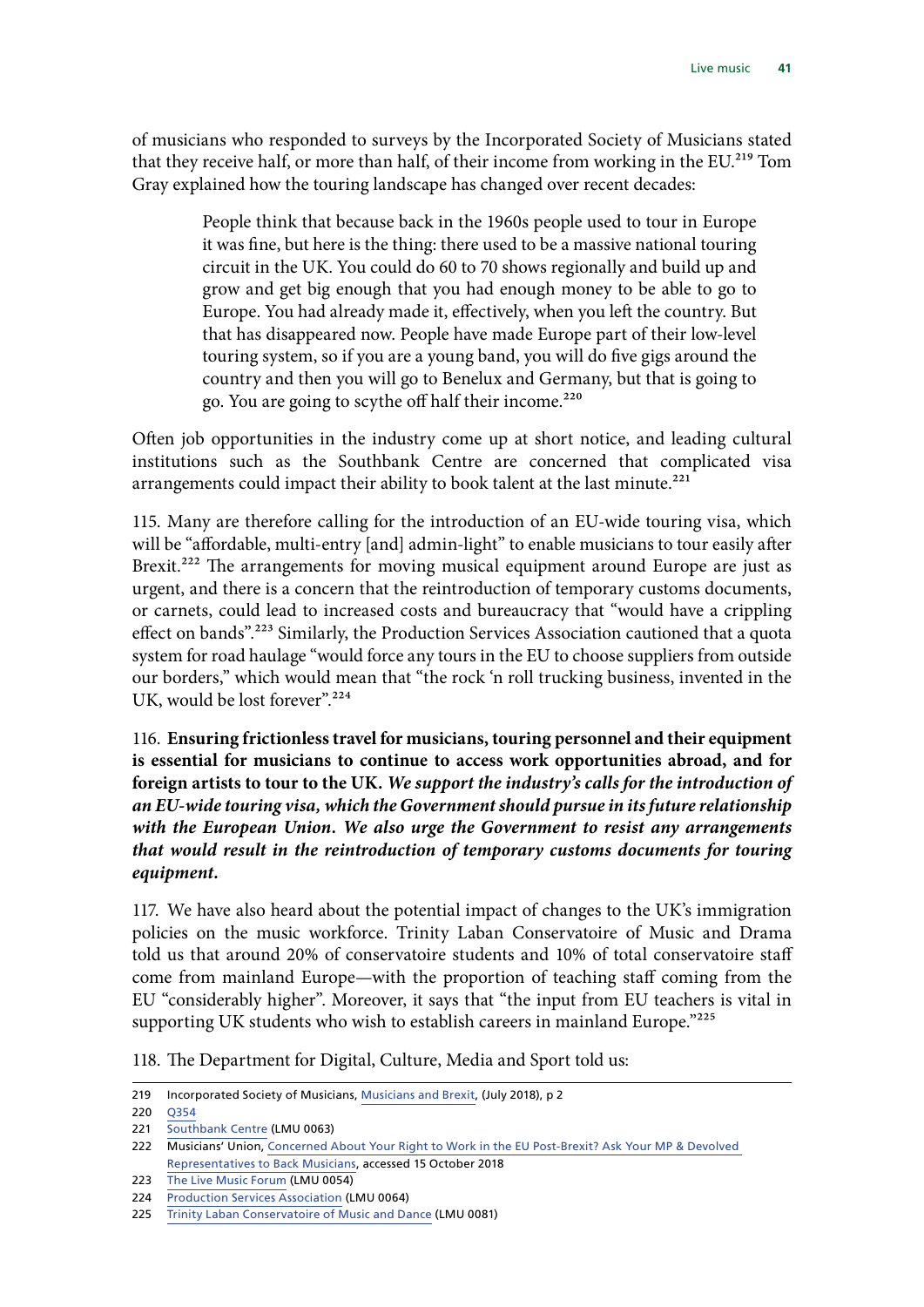of musicians who responded to surveys by the Incorporated Society of Musicians stated that they receive half, or more than half, of their income from working in the EU.[219] Tom Gray explained how the touring landscape has changed over recent decades:

> People think that because back in the 1960s people used to tour in Europe it was fine, but here is the thing: there used to be a massive national touring circuit in the UK. You could do 60 to 70 shows regionally and build up and grow and get big enough that you had enough money to be able to go to Europe. You had already made it, effectively, when you left the country. But that has disappeared now. People have made Europe part of their low-level touring system, so if you are a young band, you will do five gigs around the country and then you will go to Benelux and Germany, but that is going to go. You are going to scythe off half their income.[220]

Often job opportunities in the industry come up at short notice, and leading cultural institutions such as the Southbank Centre are concerned that complicated visa arrangements could impact their ability to book talent at the last minute.[221]

115. Many are therefore calling for the introduction of an EU-wide touring visa, which will be "affordable, multi-entry [and] admin-light" to enable musicians to tour easily after Brexit.[222] The arrangements for moving musical equipment around Europe are just as urgent, and there is a concern that the reintroduction of temporary customs documents, or carnets, could lead to increased costs and bureaucracy that "would have a crippling effect on bands".[223] Similarly, the Production Services Association cautioned that a quota system for road haulage "would force any tours in the EU to choose suppliers from outside our borders," which would mean that "the rock 'n roll trucking business, invented in the UK, would be lost forever".[224]

116. **Ensuring frictionless travel for musicians, touring personnel and their equipment is essential for musicians to continue to access work opportunities abroad, and for foreign artists to tour to the UK.** ***We support the industry's calls for the introduction of an EU-wide touring visa, which the Government should pursue in its future relationship with the European Union. We also urge the Government to resist any arrangements that would result in the reintroduction of temporary customs documents for touring equipment.***

117. We have also heard about the potential impact of changes to the UK's immigration policies on the music workforce. Trinity Laban Conservatoire of Music and Drama told us that around 20% of conservatoire students and 10% of total conservatoire staff come from mainland Europe—with the proportion of teaching staff coming from the EU "considerably higher". Moreover, it says that "the input from EU teachers is vital in supporting UK students who wish to establish careers in mainland Europe."[225]

118. The Department for Digital, Culture, Media and Sport told us:

---

219 Incorporated Society of Musicians, Musicians and Brexit, (July 2018), p 2

220 Q354

221 Southbank Centre (LMU 0063)

222 Musicians' Union, Concerned About Your Right to Work in the EU Post-Brexit? Ask Your MP & Devolved Representatives to Back Musicians, accessed 15 October 2018

223 The Live Music Forum (LMU 0054)

224 Production Services Association (LMU 0064)

225 Trinity Laban Conservatoire of Music and Dance (LMU 0081)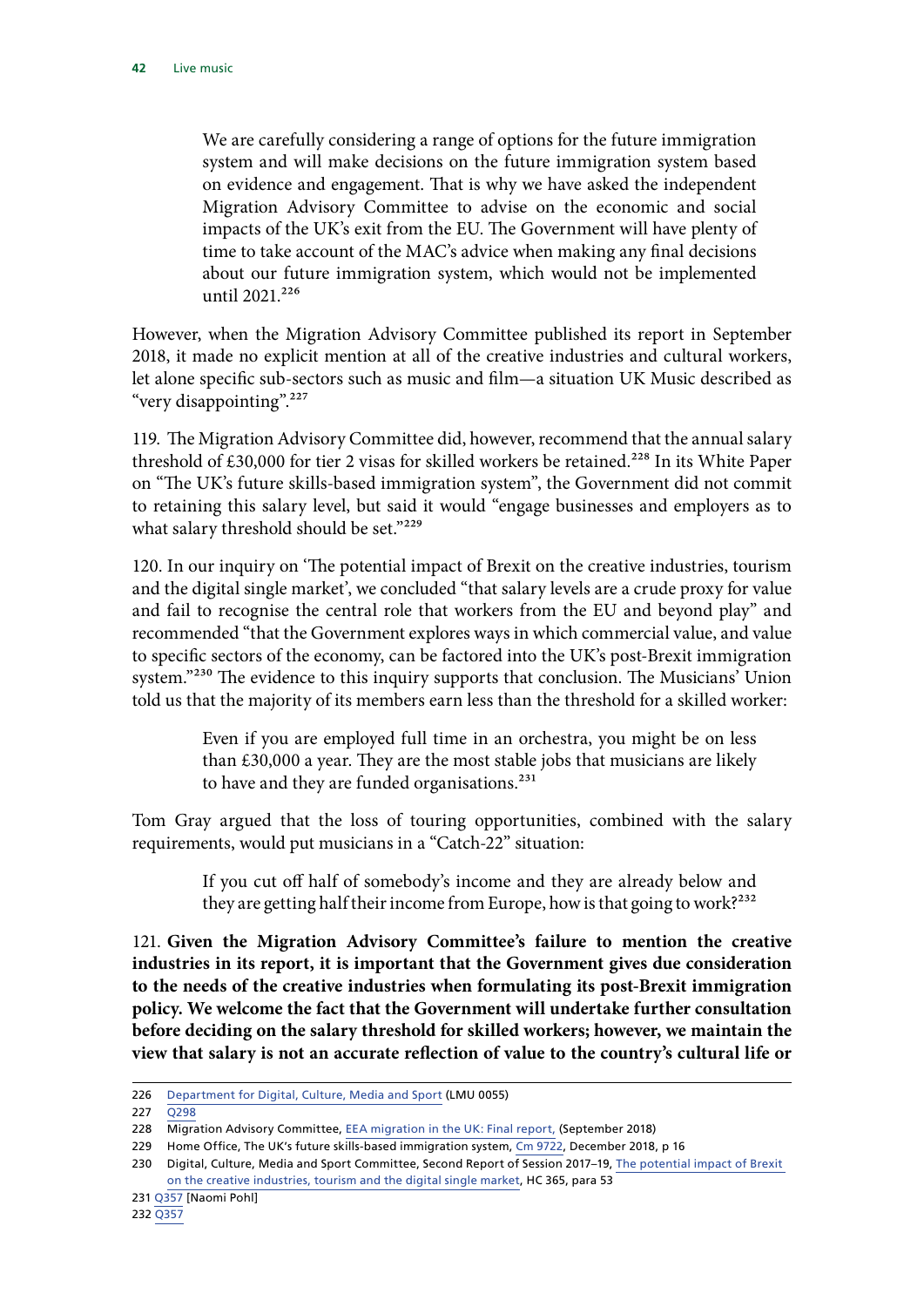> We are carefully considering a range of options for the future immigration system and will make decisions on the future immigration system based on evidence and engagement. That is why we have asked the independent Migration Advisory Committee to advise on the economic and social impacts of the UK's exit from the EU. The Government will have plenty of time to take account of the MAC's advice when making any final decisions about our future immigration system, which would not be implemented until 2021.[226]

However, when the Migration Advisory Committee published its report in September 2018, it made no explicit mention at all of the creative industries and cultural workers, let alone specific sub-sectors such as music and film—a situation UK Music described as "very disappointing".[227]

119. The Migration Advisory Committee did, however, recommend that the annual salary threshold of £30,000 for tier 2 visas for skilled workers be retained.[228] In its White Paper on "The UK's future skills-based immigration system", the Government did not commit to retaining this salary level, but said it would "engage businesses and employers as to what salary threshold should be set."[229]

120. In our inquiry on 'The potential impact of Brexit on the creative industries, tourism and the digital single market', we concluded "that salary levels are a crude proxy for value and fail to recognise the central role that workers from the EU and beyond play" and recommended "that the Government explores ways in which commercial value, and value to specific sectors of the economy, can be factored into the UK's post-Brexit immigration system."[230] The evidence to this inquiry supports that conclusion. The Musicians' Union told us that the majority of its members earn less than the threshold for a skilled worker:

> Even if you are employed full time in an orchestra, you might be on less than £30,000 a year. They are the most stable jobs that musicians are likely to have and they are funded organisations.[231]

Tom Gray argued that the loss of touring opportunities, combined with the salary requirements, would put musicians in a "Catch-22" situation:

> If you cut off half of somebody's income and they are already below and they are getting half their income from Europe, how is that going to work?[232]

121. **Given the Migration Advisory Committee's failure to mention the creative industries in its report, it is important that the Government gives due consideration to the needs of the creative industries when formulating its post-Brexit immigration policy. We welcome the fact that the Government will undertake further consultation before deciding on the salary threshold for skilled workers; however, we maintain the view that salary is not an accurate reflection of value to the country's cultural life or**

---

226 Department for Digital, Culture, Media and Sport (LMU 0055)

227 Q298

228 Migration Advisory Committee, EEA migration in the UK: Final report, (September 2018)

229 Home Office, The UK's future skills-based immigration system, Cm 9722, December 2018, p 16

230 Digital, Culture, Media and Sport Committee, Second Report of Session 2017–19, The potential impact of Brexit on the creative industries, tourism and the digital single market, HC 365, para 53

231 Q357 [Naomi Pohl]

232 Q357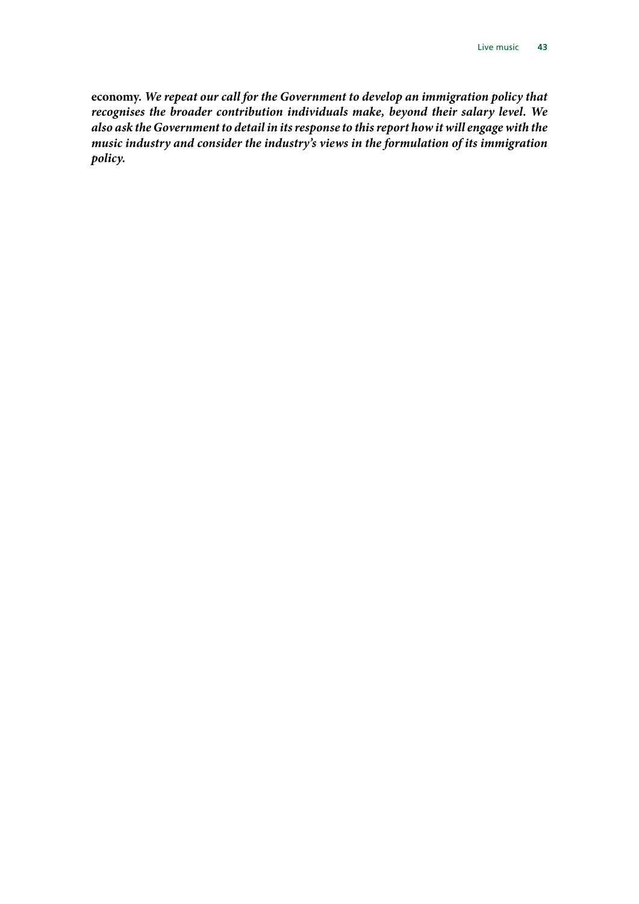**economy.** ***We repeat our call for the Government to develop an immigration policy that recognises the broader contribution individuals make, beyond their salary level. We also ask the Government to detail in its response to this report how it will engage with the music industry and consider the industry's views in the formulation of its immigration policy.***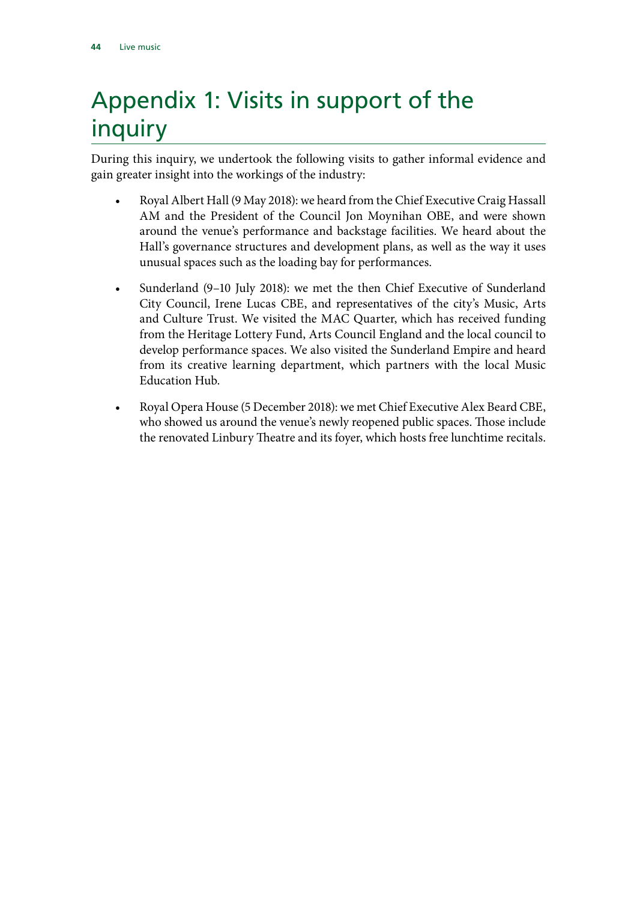# Appendix 1: Visits in support of the inquiry

During this inquiry, we undertook the following visits to gather informal evidence and gain greater insight into the workings of the industry:

- Royal Albert Hall (9 May 2018): we heard from the Chief Executive Craig Hassall AM and the President of the Council Jon Moynihan OBE, and were shown around the venue's performance and backstage facilities. We heard about the Hall's governance structures and development plans, as well as the way it uses unusual spaces such as the loading bay for performances.
- Sunderland (9–10 July 2018): we met the then Chief Executive of Sunderland City Council, Irene Lucas CBE, and representatives of the city's Music, Arts and Culture Trust. We visited the MAC Quarter, which has received funding from the Heritage Lottery Fund, Arts Council England and the local council to develop performance spaces. We also visited the Sunderland Empire and heard from its creative learning department, which partners with the local Music Education Hub.
- Royal Opera House (5 December 2018): we met Chief Executive Alex Beard CBE, who showed us around the venue's newly reopened public spaces. Those include the renovated Linbury Theatre and its foyer, which hosts free lunchtime recitals.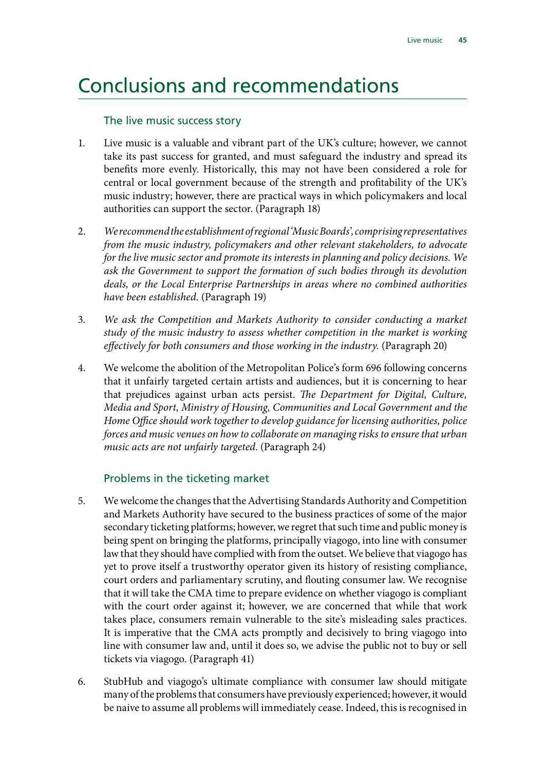# Conclusions and recommendations

### The live music success story

1. Live music is a valuable and vibrant part of the UK's culture; however, we cannot take its past success for granted, and must safeguard the industry and spread its benefits more evenly. Historically, this may not have been considered a role for central or local government because of the strength and profitability of the UK's music industry; however, there are practical ways in which policymakers and local authorities can support the sector. (Paragraph 18)

2. *We recommend the establishment of regional 'Music Boards', comprising representatives from the music industry, policymakers and other relevant stakeholders, to advocate for the live music sector and promote its interests in planning and policy decisions. We ask the Government to support the formation of such bodies through its devolution deals, or the Local Enterprise Partnerships in areas where no combined authorities have been established.* (Paragraph 19)

3. *We ask the Competition and Markets Authority to consider conducting a market study of the music industry to assess whether competition in the market is working effectively for both consumers and those working in the industry.* (Paragraph 20)

4. We welcome the abolition of the Metropolitan Police's form 696 following concerns that it unfairly targeted certain artists and audiences, but it is concerning to hear that prejudices against urban acts persist. *The Department for Digital, Culture, Media and Sport, Ministry of Housing, Communities and Local Government and the Home Office should work together to develop guidance for licensing authorities, police forces and music venues on how to collaborate on managing risks to ensure that urban music acts are not unfairly targeted.* (Paragraph 24)

### Problems in the ticketing market

5. We welcome the changes that the Advertising Standards Authority and Competition and Markets Authority have secured to the business practices of some of the major secondary ticketing platforms; however, we regret that such time and public money is being spent on bringing the platforms, principally viagogo, into line with consumer law that they should have complied with from the outset. We believe that viagogo has yet to prove itself a trustworthy operator given its history of resisting compliance, court orders and parliamentary scrutiny, and flouting consumer law. We recognise that it will take the CMA time to prepare evidence on whether viagogo is compliant with the court order against it; however, we are concerned that while that work takes place, consumers remain vulnerable to the site's misleading sales practices. It is imperative that the CMA acts promptly and decisively to bring viagogo into line with consumer law and, until it does so, we advise the public not to buy or sell tickets via viagogo. (Paragraph 41)

6. StubHub and viagogo's ultimate compliance with consumer law should mitigate many of the problems that consumers have previously experienced; however, it would be naive to assume all problems will immediately cease. Indeed, this is recognised in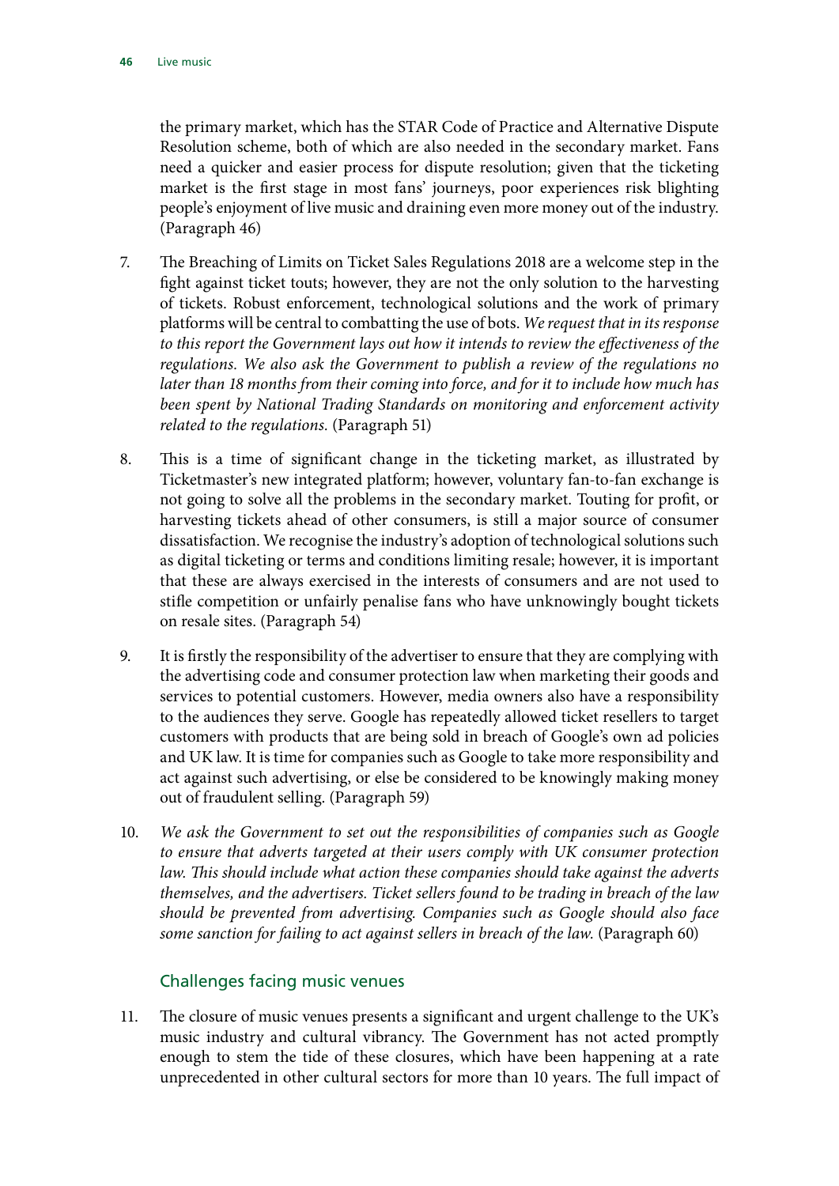the primary market, which has the STAR Code of Practice and Alternative Dispute Resolution scheme, both of which are also needed in the secondary market. Fans need a quicker and easier process for dispute resolution; given that the ticketing market is the first stage in most fans' journeys, poor experiences risk blighting people's enjoyment of live music and draining even more money out of the industry. (Paragraph 46)

7. The Breaching of Limits on Ticket Sales Regulations 2018 are a welcome step in the fight against ticket touts; however, they are not the only solution to the harvesting of tickets. Robust enforcement, technological solutions and the work of primary platforms will be central to combatting the use of bots. *We request that in its response to this report the Government lays out how it intends to review the effectiveness of the regulations. We also ask the Government to publish a review of the regulations no later than 18 months from their coming into force, and for it to include how much has been spent by National Trading Standards on monitoring and enforcement activity related to the regulations.* (Paragraph 51)

8. This is a time of significant change in the ticketing market, as illustrated by Ticketmaster's new integrated platform; however, voluntary fan-to-fan exchange is not going to solve all the problems in the secondary market. Touting for profit, or harvesting tickets ahead of other consumers, is still a major source of consumer dissatisfaction. We recognise the industry's adoption of technological solutions such as digital ticketing or terms and conditions limiting resale; however, it is important that these are always exercised in the interests of consumers and are not used to stifle competition or unfairly penalise fans who have unknowingly bought tickets on resale sites. (Paragraph 54)

9. It is firstly the responsibility of the advertiser to ensure that they are complying with the advertising code and consumer protection law when marketing their goods and services to potential customers. However, media owners also have a responsibility to the audiences they serve. Google has repeatedly allowed ticket resellers to target customers with products that are being sold in breach of Google's own ad policies and UK law. It is time for companies such as Google to take more responsibility and act against such advertising, or else be considered to be knowingly making money out of fraudulent selling. (Paragraph 59)

10. *We ask the Government to set out the responsibilities of companies such as Google to ensure that adverts targeted at their users comply with UK consumer protection law. This should include what action these companies should take against the adverts themselves, and the advertisers. Ticket sellers found to be trading in breach of the law should be prevented from advertising. Companies such as Google should also face some sanction for failing to act against sellers in breach of the law.* (Paragraph 60)

### Challenges facing music venues

11. The closure of music venues presents a significant and urgent challenge to the UK's music industry and cultural vibrancy. The Government has not acted promptly enough to stem the tide of these closures, which have been happening at a rate unprecedented in other cultural sectors for more than 10 years. The full impact of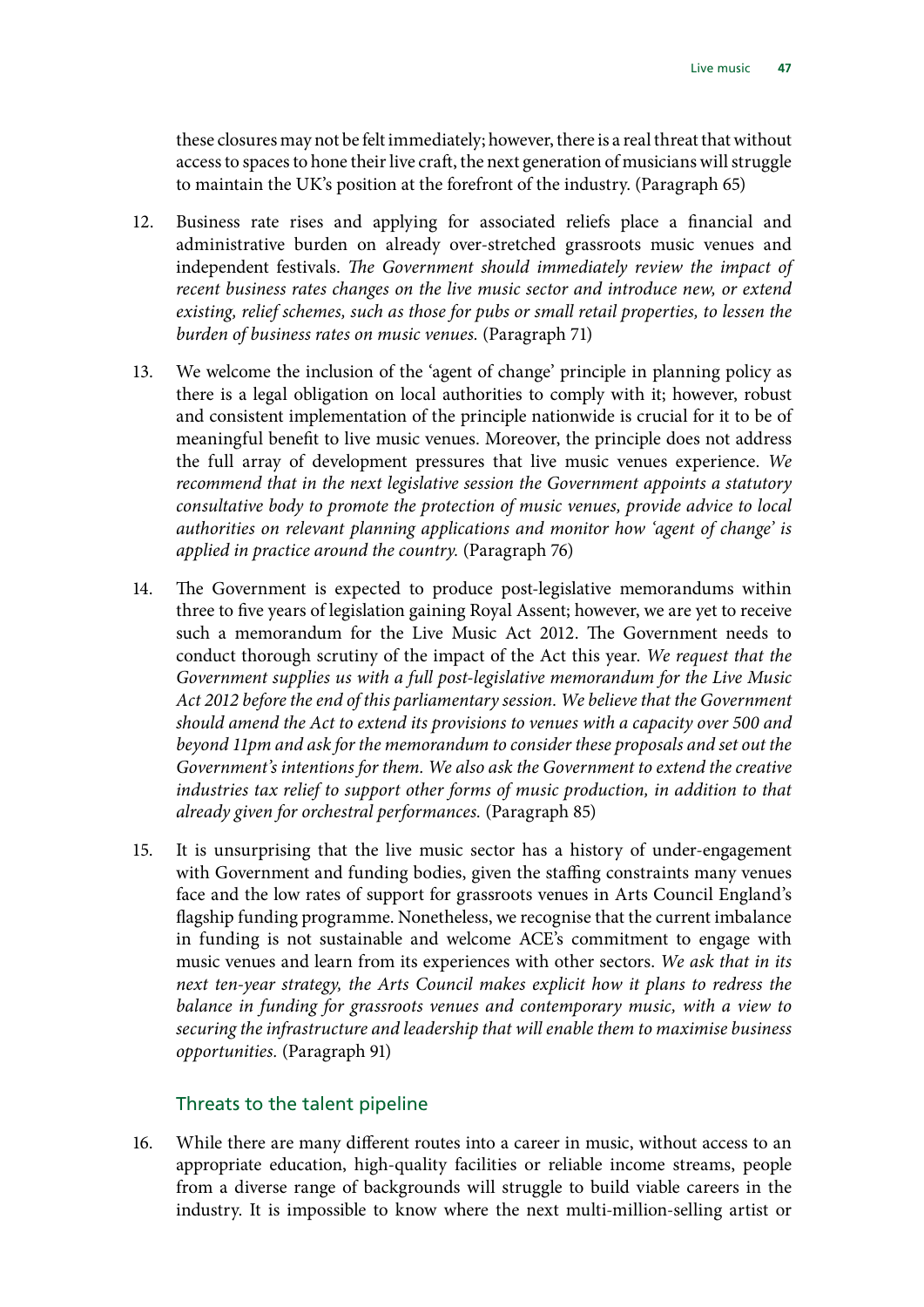these closures may not be felt immediately; however, there is a real threat that without access to spaces to hone their live craft, the next generation of musicians will struggle to maintain the UK's position at the forefront of the industry. (Paragraph 65)

12. Business rate rises and applying for associated reliefs place a financial and administrative burden on already over-stretched grassroots music venues and independent festivals. *The Government should immediately review the impact of recent business rates changes on the live music sector and introduce new, or extend existing, relief schemes, such as those for pubs or small retail properties, to lessen the burden of business rates on music venues.* (Paragraph 71)

13. We welcome the inclusion of the 'agent of change' principle in planning policy as there is a legal obligation on local authorities to comply with it; however, robust and consistent implementation of the principle nationwide is crucial for it to be of meaningful benefit to live music venues. Moreover, the principle does not address the full array of development pressures that live music venues experience. *We recommend that in the next legislative session the Government appoints a statutory consultative body to promote the protection of music venues, provide advice to local authorities on relevant planning applications and monitor how 'agent of change' is applied in practice around the country.* (Paragraph 76)

14. The Government is expected to produce post-legislative memorandums within three to five years of legislation gaining Royal Assent; however, we are yet to receive such a memorandum for the Live Music Act 2012. The Government needs to conduct thorough scrutiny of the impact of the Act this year. *We request that the Government supplies us with a full post-legislative memorandum for the Live Music Act 2012 before the end of this parliamentary session. We believe that the Government should amend the Act to extend its provisions to venues with a capacity over 500 and beyond 11pm and ask for the memorandum to consider these proposals and set out the Government's intentions for them. We also ask the Government to extend the creative industries tax relief to support other forms of music production, in addition to that already given for orchestral performances.* (Paragraph 85)

15. It is unsurprising that the live music sector has a history of under-engagement with Government and funding bodies, given the staffing constraints many venues face and the low rates of support for grassroots venues in Arts Council England's flagship funding programme. Nonetheless, we recognise that the current imbalance in funding is not sustainable and welcome ACE's commitment to engage with music venues and learn from its experiences with other sectors. *We ask that in its next ten-year strategy, the Arts Council makes explicit how it plans to redress the balance in funding for grassroots venues and contemporary music, with a view to securing the infrastructure and leadership that will enable them to maximise business opportunities.* (Paragraph 91)

### Threats to the talent pipeline

16. While there are many different routes into a career in music, without access to an appropriate education, high-quality facilities or reliable income streams, people from a diverse range of backgrounds will struggle to build viable careers in the industry. It is impossible to know where the next multi-million-selling artist or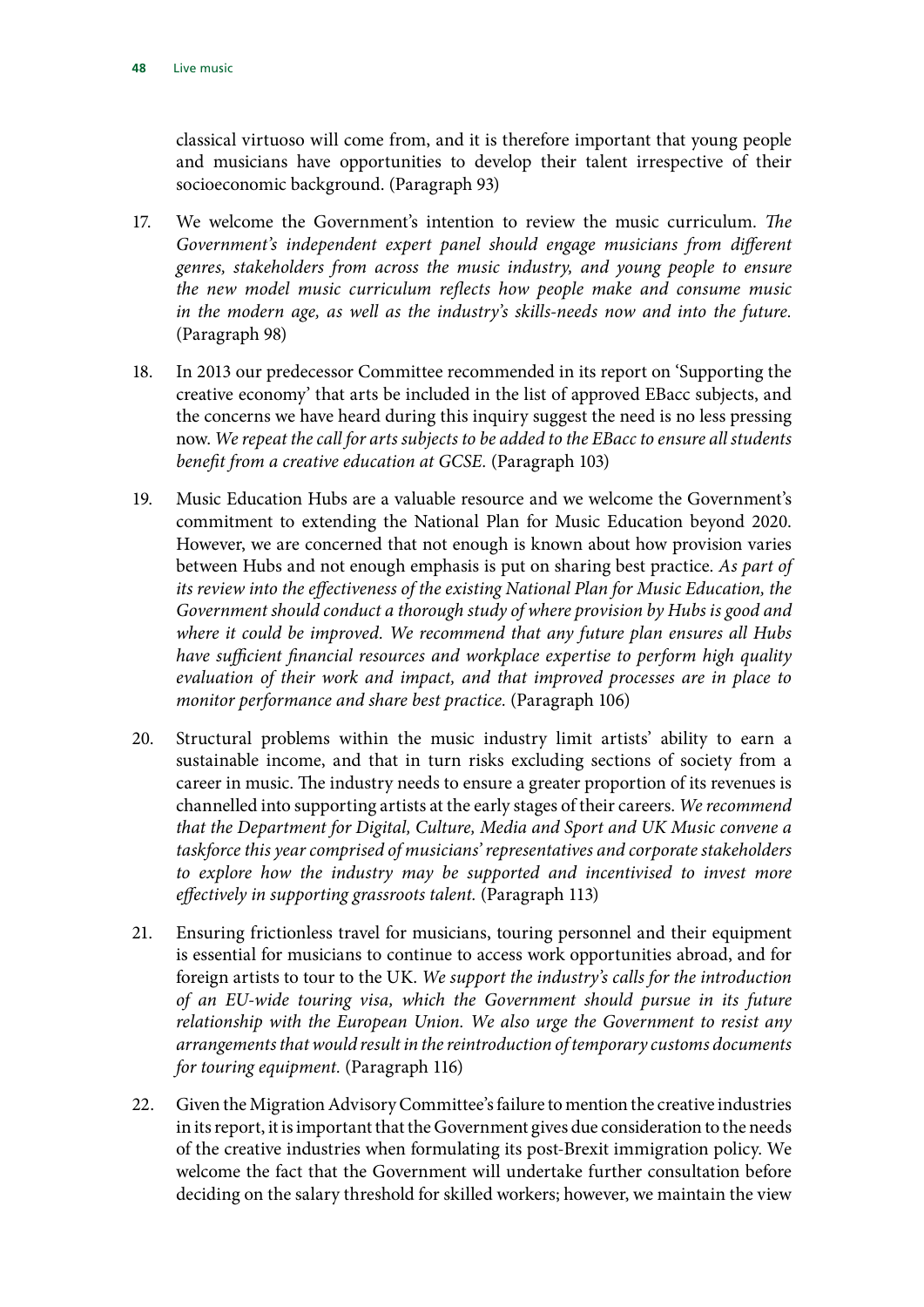classical virtuoso will come from, and it is therefore important that young people and musicians have opportunities to develop their talent irrespective of their socioeconomic background. (Paragraph 93)

17. We welcome the Government's intention to review the music curriculum. *The Government's independent expert panel should engage musicians from different genres, stakeholders from across the music industry, and young people to ensure the new model music curriculum reflects how people make and consume music in the modern age, as well as the industry's skills-needs now and into the future.* (Paragraph 98)

18. In 2013 our predecessor Committee recommended in its report on 'Supporting the creative economy' that arts be included in the list of approved EBacc subjects, and the concerns we have heard during this inquiry suggest the need is no less pressing now. *We repeat the call for arts subjects to be added to the EBacc to ensure all students benefit from a creative education at GCSE.* (Paragraph 103)

19. Music Education Hubs are a valuable resource and we welcome the Government's commitment to extending the National Plan for Music Education beyond 2020. However, we are concerned that not enough is known about how provision varies between Hubs and not enough emphasis is put on sharing best practice. *As part of its review into the effectiveness of the existing National Plan for Music Education, the Government should conduct a thorough study of where provision by Hubs is good and where it could be improved. We recommend that any future plan ensures all Hubs have sufficient financial resources and workplace expertise to perform high quality evaluation of their work and impact, and that improved processes are in place to monitor performance and share best practice.* (Paragraph 106)

20. Structural problems within the music industry limit artists' ability to earn a sustainable income, and that in turn risks excluding sections of society from a career in music. The industry needs to ensure a greater proportion of its revenues is channelled into supporting artists at the early stages of their careers. *We recommend that the Department for Digital, Culture, Media and Sport and UK Music convene a taskforce this year comprised of musicians' representatives and corporate stakeholders to explore how the industry may be supported and incentivised to invest more effectively in supporting grassroots talent.* (Paragraph 113)

21. Ensuring frictionless travel for musicians, touring personnel and their equipment is essential for musicians to continue to access work opportunities abroad, and for foreign artists to tour to the UK. *We support the industry's calls for the introduction of an EU-wide touring visa, which the Government should pursue in its future relationship with the European Union. We also urge the Government to resist any arrangements that would result in the reintroduction of temporary customs documents for touring equipment.* (Paragraph 116)

22. Given the Migration Advisory Committee's failure to mention the creative industries in its report, it is important that the Government gives due consideration to the needs of the creative industries when formulating its post-Brexit immigration policy. We welcome the fact that the Government will undertake further consultation before deciding on the salary threshold for skilled workers; however, we maintain the view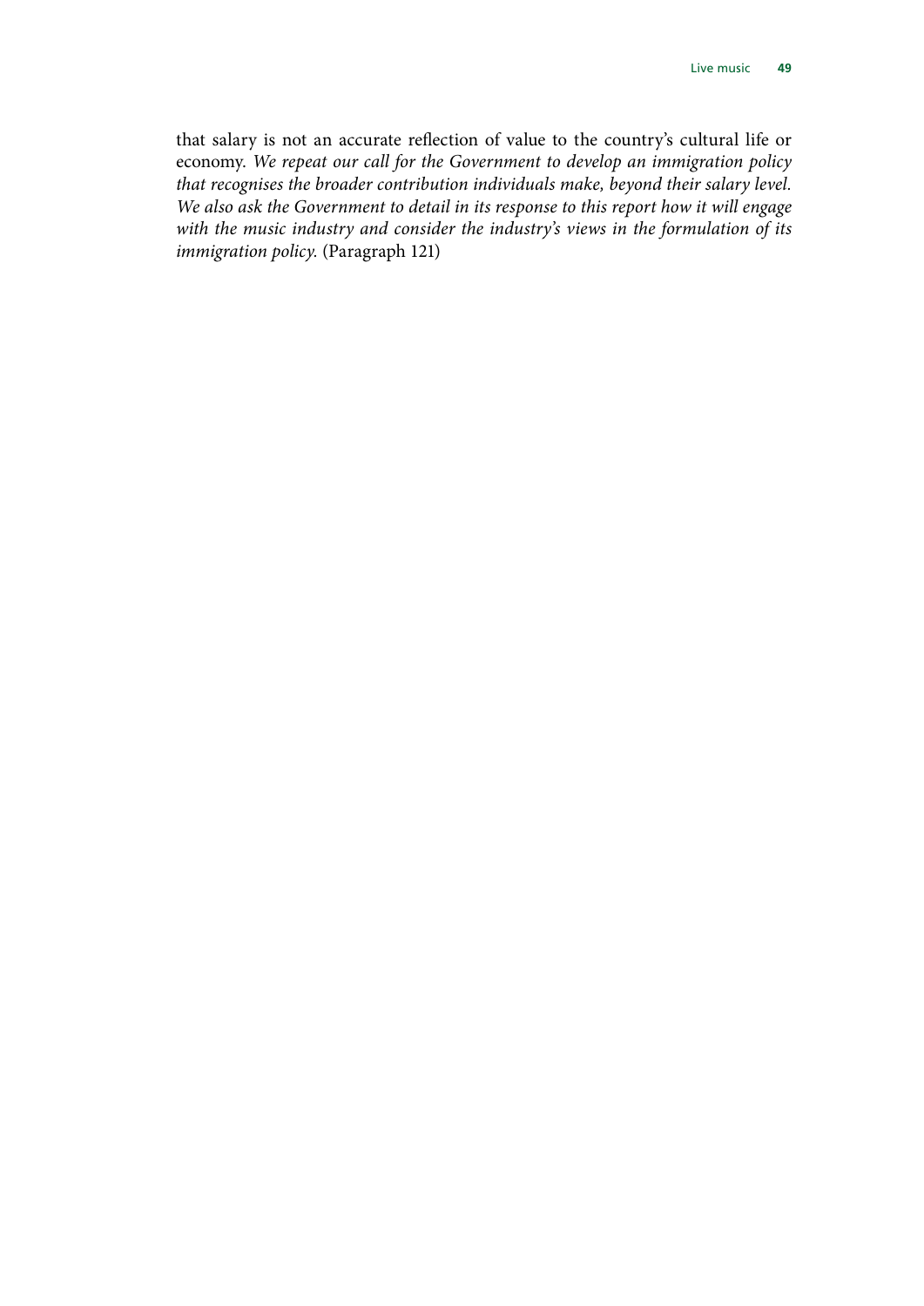that salary is not an accurate reflection of value to the country's cultural life or economy. *We repeat our call for the Government to develop an immigration policy that recognises the broader contribution individuals make, beyond their salary level. We also ask the Government to detail in its response to this report how it will engage with the music industry and consider the industry's views in the formulation of its immigration policy.* (Paragraph 121)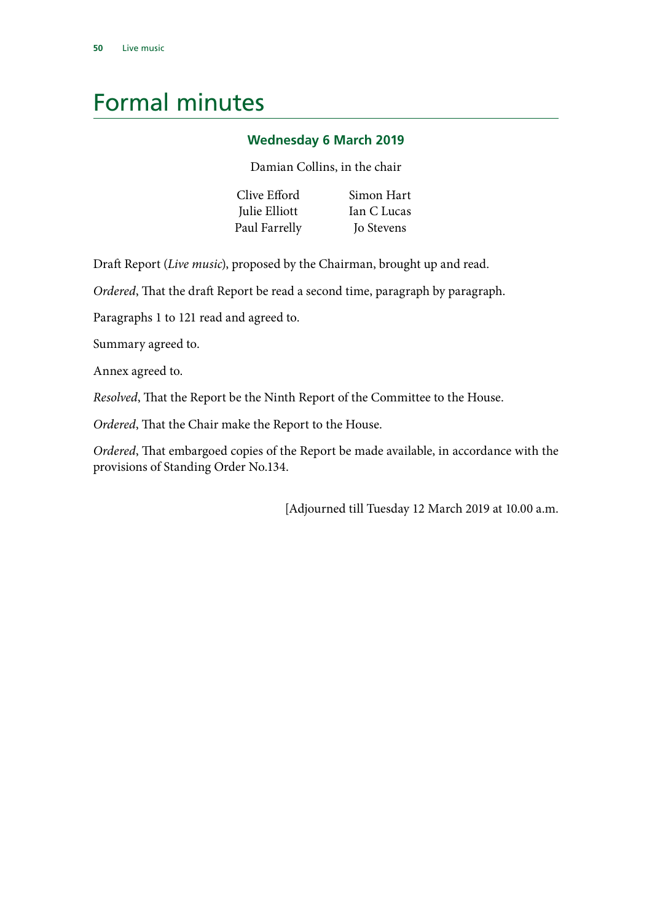# Formal minutes

## Wednesday 6 March 2019

Damian Collins, in the chair

| | |
|---|---|
| Clive Efford | Simon Hart |
| Julie Elliott | Ian C Lucas |
| Paul Farrelly | Jo Stevens |

Draft Report (*Live music*), proposed by the Chairman, brought up and read.

*Ordered*, That the draft Report be read a second time, paragraph by paragraph.

Paragraphs 1 to 121 read and agreed to.

Summary agreed to.

Annex agreed to.

*Resolved*, That the Report be the Ninth Report of the Committee to the House.

*Ordered*, That the Chair make the Report to the House.

*Ordered*, That embargoed copies of the Report be made available, in accordance with the provisions of Standing Order No.134.

[Adjourned till Tuesday 12 March 2019 at 10.00 a.m.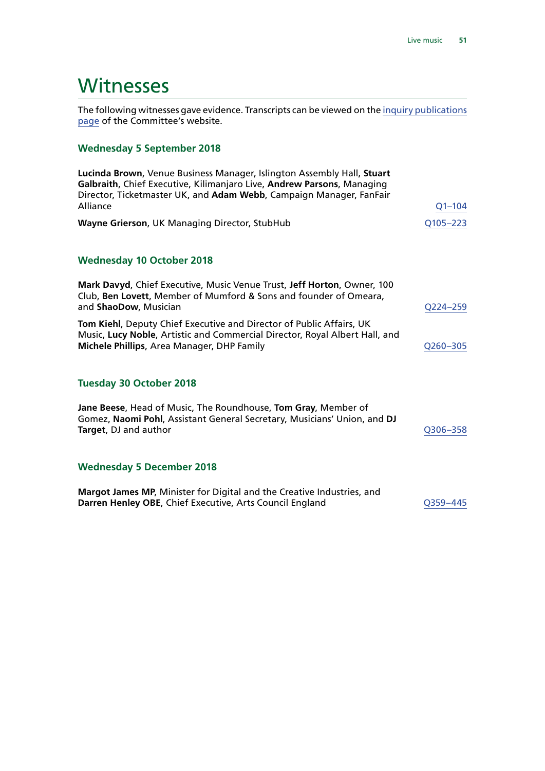# Witnesses

The following witnesses gave evidence. Transcripts can be viewed on the inquiry publications page of the Committee's website.

### Wednesday 5 September 2018

**Lucinda Brown**, Venue Business Manager, Islington Assembly Hall, **Stuart Galbraith**, Chief Executive, Kilimanjaro Live, **Andrew Parsons**, Managing Director, Ticketmaster UK, and **Adam Webb**, Campaign Manager, FanFair Alliance — Q1–104

**Wayne Grierson**, UK Managing Director, StubHub — Q105–223

### Wednesday 10 October 2018

**Mark Davyd**, Chief Executive, Music Venue Trust, **Jeff Horton**, Owner, 100 Club, **Ben Lovett**, Member of Mumford & Sons and founder of Omeara, and **ShaoDow**, Musician — Q224–259

**Tom Kiehl**, Deputy Chief Executive and Director of Public Affairs, UK Music, **Lucy Noble**, Artistic and Commercial Director, Royal Albert Hall, and **Michele Phillips**, Area Manager, DHP Family — Q260–305

### Tuesday 30 October 2018

**Jane Beese**, Head of Music, The Roundhouse, **Tom Gray**, Member of Gomez, **Naomi Pohl**, Assistant General Secretary, Musicians' Union, and **DJ Target**, DJ and author — Q306–358

### Wednesday 5 December 2018

**Margot James MP**, Minister for Digital and the Creative Industries, and **Darren Henley OBE**, Chief Executive, Arts Council England — Q359–445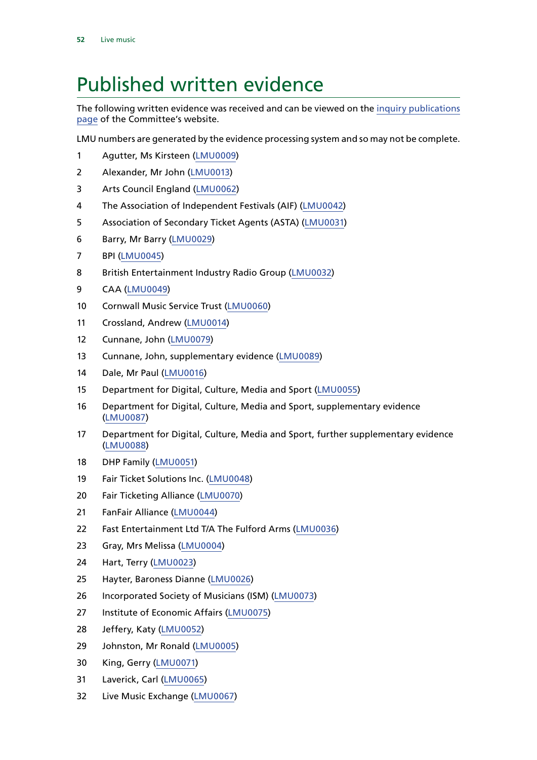# Published written evidence

The following written evidence was received and can be viewed on the inquiry publications page of the Committee's website.

LMU numbers are generated by the evidence processing system and so may not be complete.

1. Agutter, Ms Kirsteen (LMU0009)
2. Alexander, Mr John (LMU0013)
3. Arts Council England (LMU0062)
4. The Association of Independent Festivals (AIF) (LMU0042)
5. Association of Secondary Ticket Agents (ASTA) (LMU0031)
6. Barry, Mr Barry (LMU0029)
7. BPI (LMU0045)
8. British Entertainment Industry Radio Group (LMU0032)
9. CAA (LMU0049)
10. Cornwall Music Service Trust (LMU0060)
11. Crossland, Andrew (LMU0014)
12. Cunnane, John (LMU0079)
13. Cunnane, John, supplementary evidence (LMU0089)
14. Dale, Mr Paul (LMU0016)
15. Department for Digital, Culture, Media and Sport (LMU0055)
16. Department for Digital, Culture, Media and Sport, supplementary evidence (LMU0087)
17. Department for Digital, Culture, Media and Sport, further supplementary evidence (LMU0088)
18. DHP Family (LMU0051)
19. Fair Ticket Solutions Inc. (LMU0048)
20. Fair Ticketing Alliance (LMU0070)
21. FanFair Alliance (LMU0044)
22. Fast Entertainment Ltd T/A The Fulford Arms (LMU0036)
23. Gray, Mrs Melissa (LMU0004)
24. Hart, Terry (LMU0023)
25. Hayter, Baroness Dianne (LMU0026)
26. Incorporated Society of Musicians (ISM) (LMU0073)
27. Institute of Economic Affairs (LMU0075)
28. Jeffery, Katy (LMU0052)
29. Johnston, Mr Ronald (LMU0005)
30. King, Gerry (LMU0071)
31. Laverick, Carl (LMU0065)
32. Live Music Exchange (LMU0067)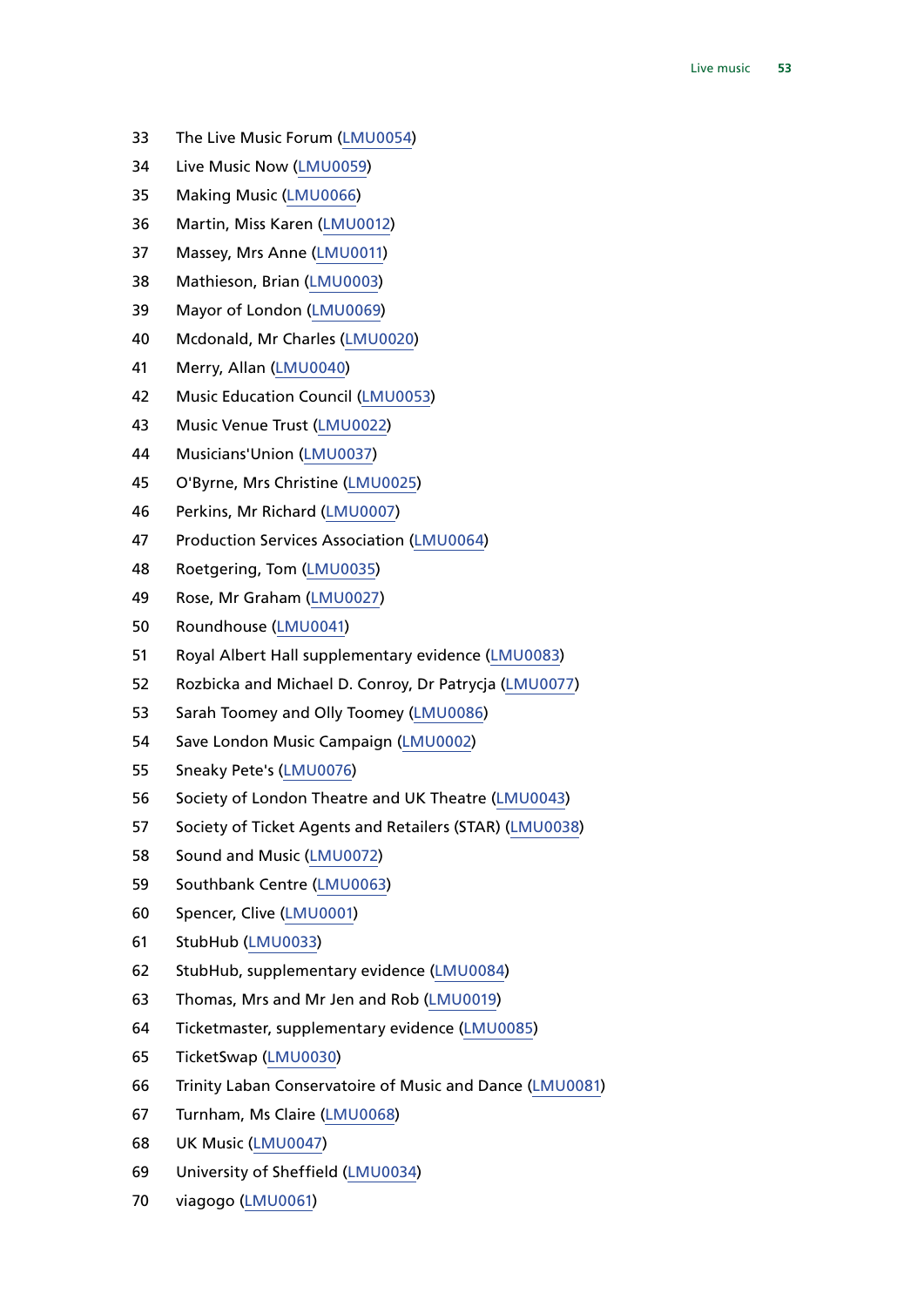33 The Live Music Forum (LMU0054)

34 Live Music Now (LMU0059)

35 Making Music (LMU0066)

36 Martin, Miss Karen (LMU0012)

37 Massey, Mrs Anne (LMU0011)

38 Mathieson, Brian (LMU0003)

39 Mayor of London (LMU0069)

40 Mcdonald, Mr Charles (LMU0020)

41 Merry, Allan (LMU0040)

42 Music Education Council (LMU0053)

43 Music Venue Trust (LMU0022)

44 Musicians'Union (LMU0037)

45 O'Byrne, Mrs Christine (LMU0025)

46 Perkins, Mr Richard (LMU0007)

47 Production Services Association (LMU0064)

48 Roetgering, Tom (LMU0035)

49 Rose, Mr Graham (LMU0027)

50 Roundhouse (LMU0041)

51 Royal Albert Hall supplementary evidence (LMU0083)

52 Rozbicka and Michael D. Conroy, Dr Patrycja (LMU0077)

53 Sarah Toomey and Olly Toomey (LMU0086)

54 Save London Music Campaign (LMU0002)

55 Sneaky Pete's (LMU0076)

56 Society of London Theatre and UK Theatre (LMU0043)

57 Society of Ticket Agents and Retailers (STAR) (LMU0038)

58 Sound and Music (LMU0072)

59 Southbank Centre (LMU0063)

60 Spencer, Clive (LMU0001)

61 StubHub (LMU0033)

62 StubHub, supplementary evidence (LMU0084)

63 Thomas, Mrs and Mr Jen and Rob (LMU0019)

64 Ticketmaster, supplementary evidence (LMU0085)

65 TicketSwap (LMU0030)

66 Trinity Laban Conservatoire of Music and Dance (LMU0081)

67 Turnham, Ms Claire (LMU0068)

68 UK Music (LMU0047)

69 University of Sheffield (LMU0034)

70 viagogo (LMU0061)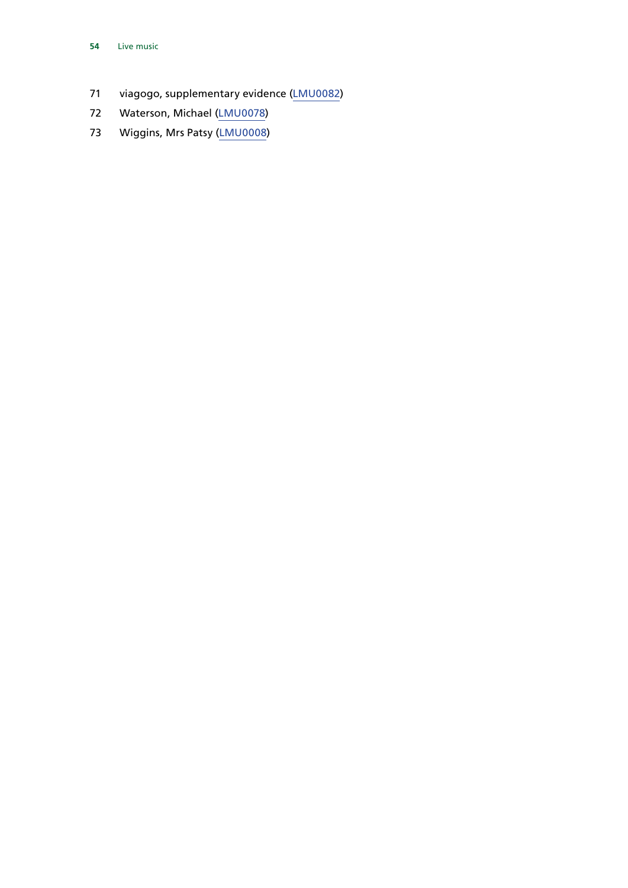71 viagogo, supplementary evidence (LMU0082)

72 Waterson, Michael (LMU0078)

73 Wiggins, Mrs Patsy (LMU0008)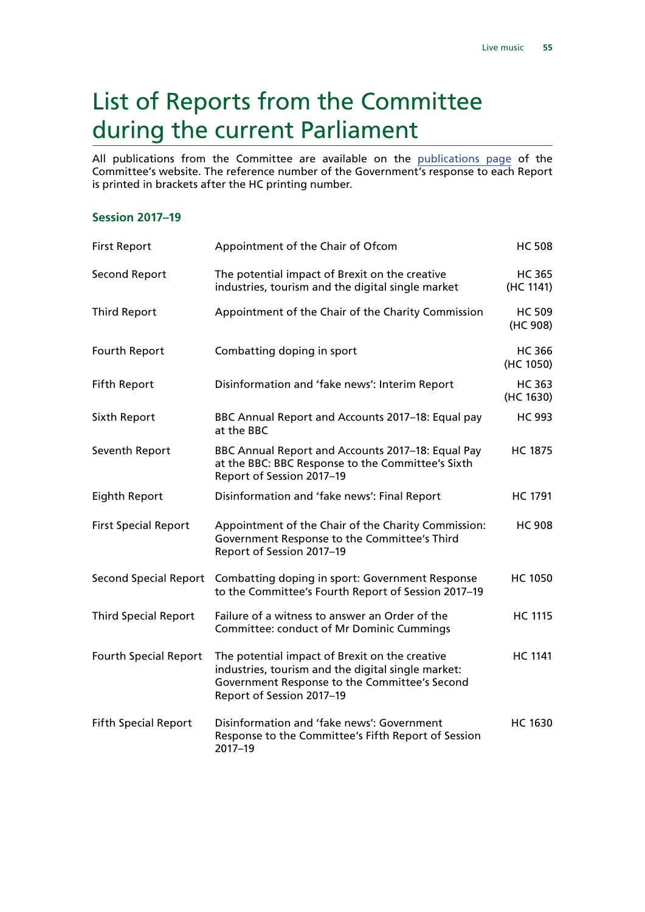# List of Reports from the Committee during the current Parliament

All publications from the Committee are available on the publications page of the Committee's website. The reference number of the Government's response to each Report is printed in brackets after the HC printing number.

### Session 2017–19

| | | |
|---|---|---|
| First Report | Appointment of the Chair of Ofcom | HC 508 |
| Second Report | The potential impact of Brexit on the creative industries, tourism and the digital single market | HC 365 (HC 1141) |
| Third Report | Appointment of the Chair of the Charity Commission | HC 509 (HC 908) |
| Fourth Report | Combatting doping in sport | HC 366 (HC 1050) |
| Fifth Report | Disinformation and 'fake news': Interim Report | HC 363 (HC 1630) |
| Sixth Report | BBC Annual Report and Accounts 2017–18: Equal pay at the BBC | HC 993 |
| Seventh Report | BBC Annual Report and Accounts 2017–18: Equal Pay at the BBC: BBC Response to the Committee's Sixth Report of Session 2017–19 | HC 1875 |
| Eighth Report | Disinformation and 'fake news': Final Report | HC 1791 |
| First Special Report | Appointment of the Chair of the Charity Commission: Government Response to the Committee's Third Report of Session 2017–19 | HC 908 |
| Second Special Report | Combatting doping in sport: Government Response to the Committee's Fourth Report of Session 2017–19 | HC 1050 |
| Third Special Report | Failure of a witness to answer an Order of the Committee: conduct of Mr Dominic Cummings | HC 1115 |
| Fourth Special Report | The potential impact of Brexit on the creative industries, tourism and the digital single market: Government Response to the Committee's Second Report of Session 2017–19 | HC 1141 |
| Fifth Special Report | Disinformation and 'fake news': Government Response to the Committee's Fifth Report of Session 2017–19 | HC 1630 |